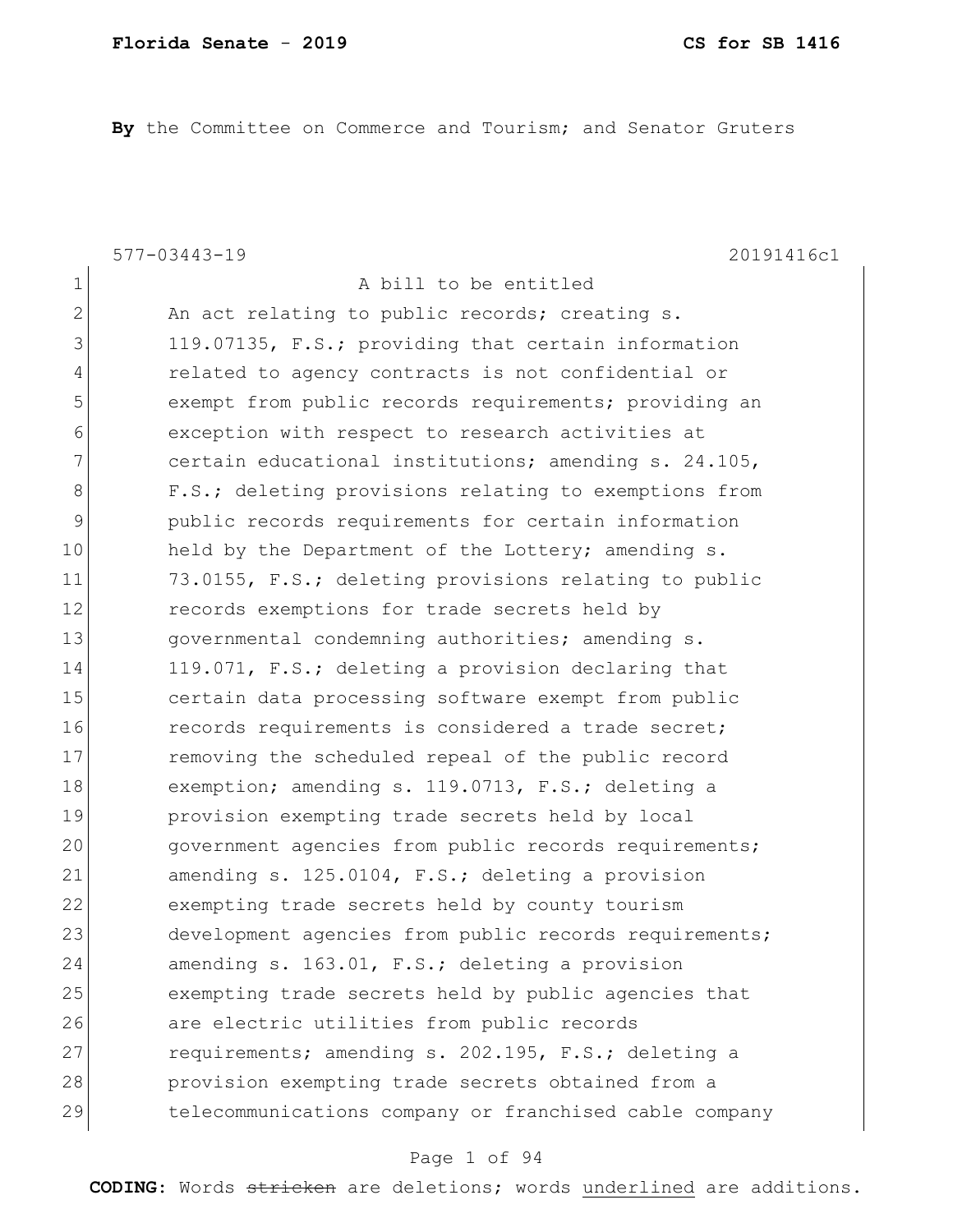**By** the Committee on Commerce and Tourism; and Senator Gruters

577-03443-19 20191416c1

1 A bill to be entitled
2 An act relating to public records; creating s.
3 119.07135, F.S.; providing that certain information
4 related to agency contracts is not confidential or
5 exempt from public records requirements; providing an
6 exception with respect to research activities at
7 certain educational institutions; amending s. 24.105,
8 F.S.; deleting provisions relating to exemptions from
9 public records requirements for certain information
10 held by the Department of the Lottery; amending s.
11 73.0155, F.S.; deleting provisions relating to public
12 records exemptions for trade secrets held by
13 governmental condemning authorities; amending s.
14 119.071, F.S.; deleting a provision declaring that
15 certain data processing software exempt from public
16 records requirements is considered a trade secret;
17 removing the scheduled repeal of the public record
18 exemption; amending s. 119.0713, F.S.; deleting a
19 provision exempting trade secrets held by local
20 government agencies from public records requirements;
21 amending s. 125.0104, F.S.; deleting a provision
22 exempting trade secrets held by county tourism
23 development agencies from public records requirements;
24 amending s. 163.01, F.S.; deleting a provision
25 exempting trade secrets held by public agencies that
26 are electric utilities from public records
27 requirements; amending s. 202.195, F.S.; deleting a
28 provision exempting trade secrets obtained from a
29 telecommunications company or franchised cable company

**CODING:** Words ~~stricken~~ are deletions; words <u>underlined</u> are additions.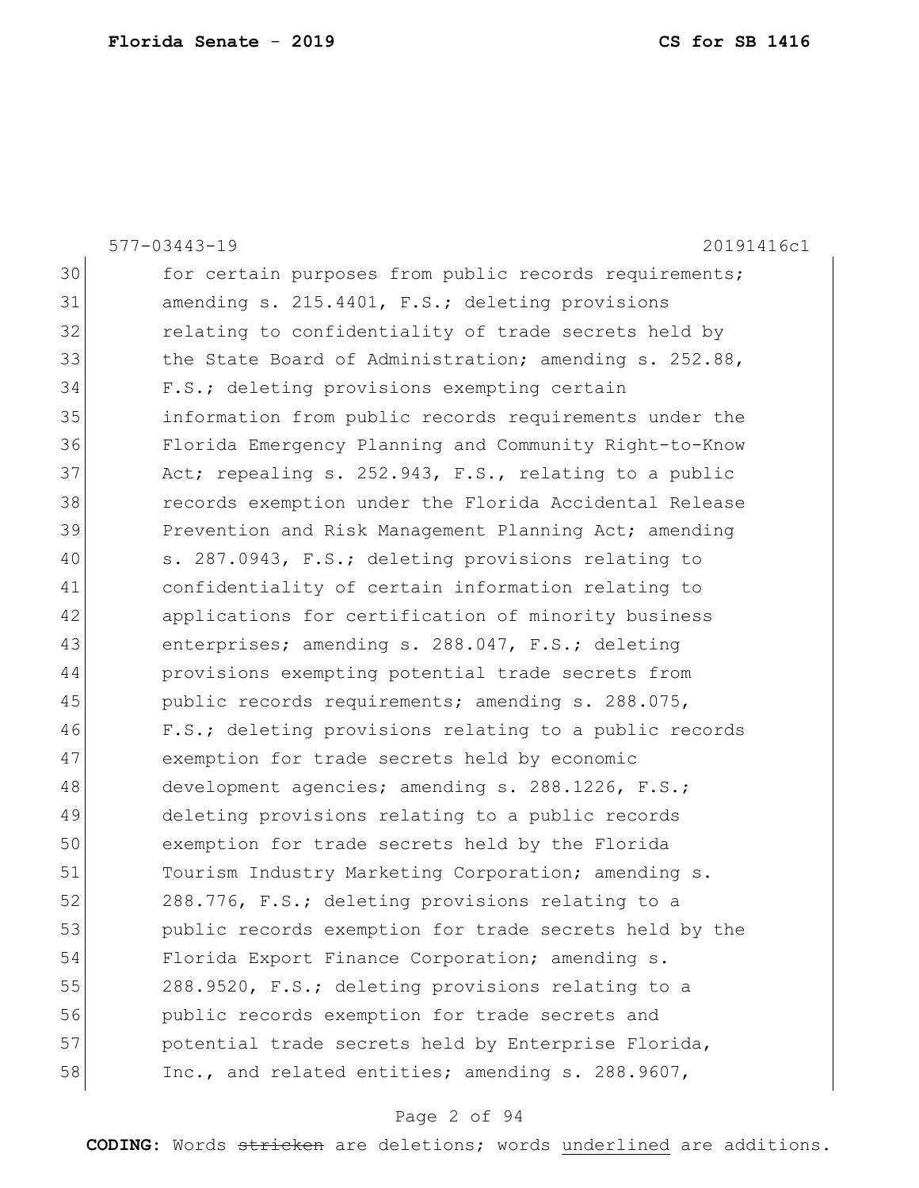30 for certain purposes from public records requirements;
31 amending s. 215.4401, F.S.; deleting provisions
32 relating to confidentiality of trade secrets held by
33 the State Board of Administration; amending s. 252.88,
34 F.S.; deleting provisions exempting certain
35 information from public records requirements under the
36 Florida Emergency Planning and Community Right-to-Know
37 Act; repealing s. 252.943, F.S., relating to a public
38 records exemption under the Florida Accidental Release
39 Prevention and Risk Management Planning Act; amending
40 s. 287.0943, F.S.; deleting provisions relating to
41 confidentiality of certain information relating to
42 applications for certification of minority business
43 enterprises; amending s. 288.047, F.S.; deleting
44 provisions exempting potential trade secrets from
45 public records requirements; amending s. 288.075,
46 F.S.; deleting provisions relating to a public records
47 exemption for trade secrets held by economic
48 development agencies; amending s. 288.1226, F.S.;
49 deleting provisions relating to a public records
50 exemption for trade secrets held by the Florida
51 Tourism Industry Marketing Corporation; amending s.
52 288.776, F.S.; deleting provisions relating to a
53 public records exemption for trade secrets held by the
54 Florida Export Finance Corporation; amending s.
55 288.9520, F.S.; deleting provisions relating to a
56 public records exemption for trade secrets and
57 potential trade secrets held by Enterprise Florida,
58 Inc., and related entities; amending s. 288.9607,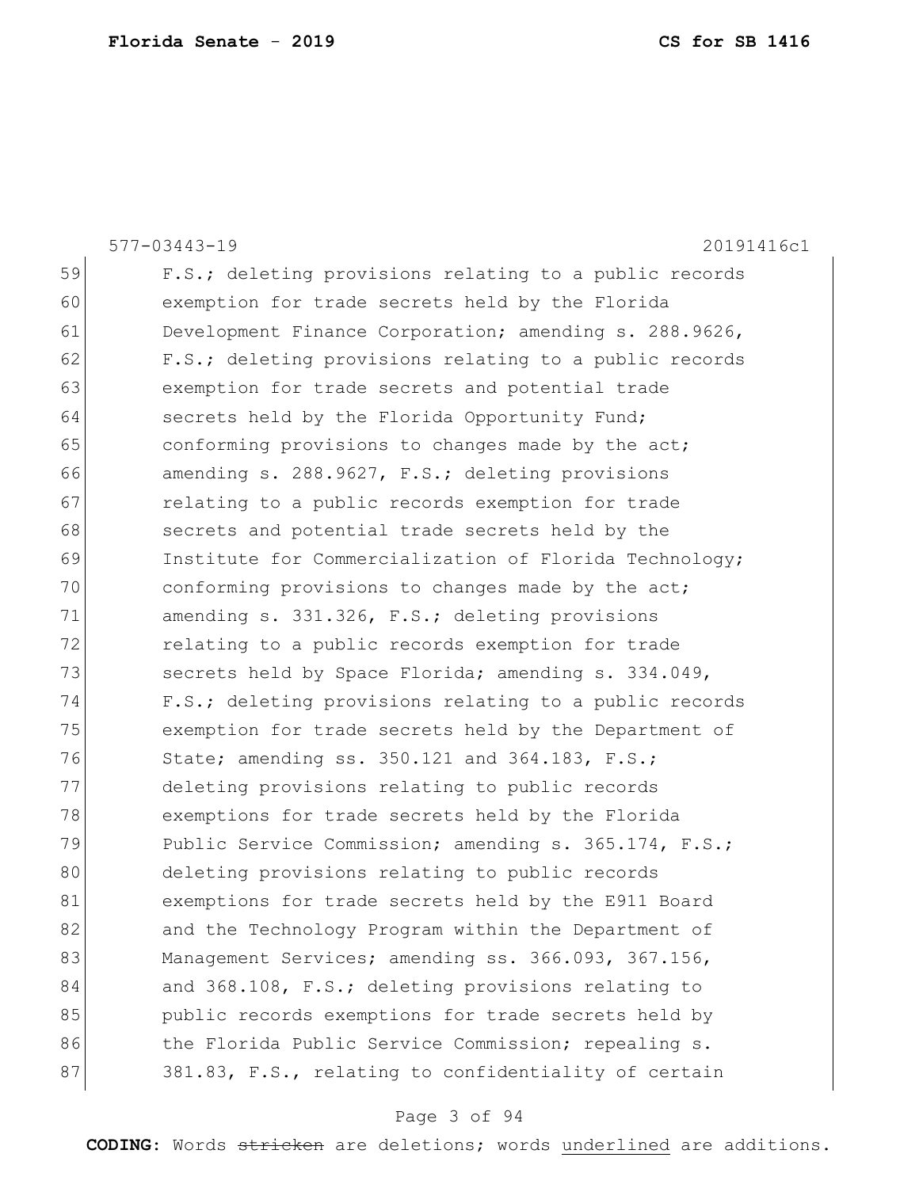577-03443-19 20191416c1

59 F.S.; deleting provisions relating to a public records
60 exemption for trade secrets held by the Florida
61 Development Finance Corporation; amending s. 288.9626,
62 F.S.; deleting provisions relating to a public records
63 exemption for trade secrets and potential trade
64 secrets held by the Florida Opportunity Fund;
65 conforming provisions to changes made by the act;
66 amending s. 288.9627, F.S.; deleting provisions
67 relating to a public records exemption for trade
68 secrets and potential trade secrets held by the
69 Institute for Commercialization of Florida Technology;
70 conforming provisions to changes made by the act;
71 amending s. 331.326, F.S.; deleting provisions
72 relating to a public records exemption for trade
73 secrets held by Space Florida; amending s. 334.049,
74 F.S.; deleting provisions relating to a public records
75 exemption for trade secrets held by the Department of
76 State; amending ss. 350.121 and 364.183, F.S.;
77 deleting provisions relating to public records
78 exemptions for trade secrets held by the Florida
79 Public Service Commission; amending s. 365.174, F.S.;
80 deleting provisions relating to public records
81 exemptions for trade secrets held by the E911 Board
82 and the Technology Program within the Department of
83 Management Services; amending ss. 366.093, 367.156,
84 and 368.108, F.S.; deleting provisions relating to
85 public records exemptions for trade secrets held by
86 the Florida Public Service Commission; repealing s.
87 381.83, F.S., relating to confidentiality of certain

**CODING:** Words ~~stricken~~ are deletions; words <u>underlined</u> are additions.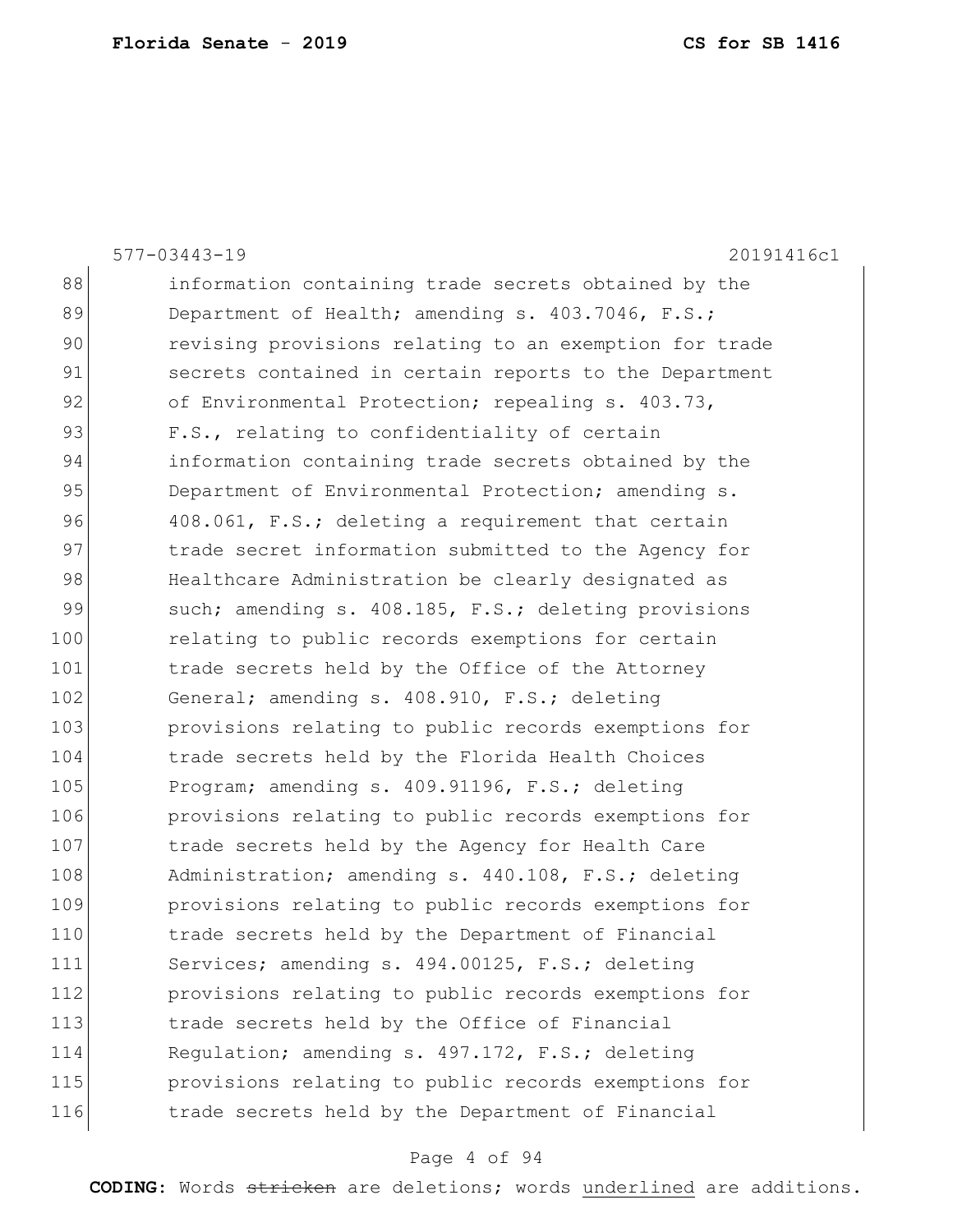577-03443-19 20191416c1

88 information containing trade secrets obtained by the
89 Department of Health; amending s. 403.7046, F.S.;
90 revising provisions relating to an exemption for trade
91 secrets contained in certain reports to the Department
92 of Environmental Protection; repealing s. 403.73,
93 F.S., relating to confidentiality of certain
94 information containing trade secrets obtained by the
95 Department of Environmental Protection; amending s.
96 408.061, F.S.; deleting a requirement that certain
97 trade secret information submitted to the Agency for
98 Healthcare Administration be clearly designated as
99 such; amending s. 408.185, F.S.; deleting provisions
100 relating to public records exemptions for certain
101 trade secrets held by the Office of the Attorney
102 General; amending s. 408.910, F.S.; deleting
103 provisions relating to public records exemptions for
104 trade secrets held by the Florida Health Choices
105 Program; amending s. 409.91196, F.S.; deleting
106 provisions relating to public records exemptions for
107 trade secrets held by the Agency for Health Care
108 Administration; amending s. 440.108, F.S.; deleting
109 provisions relating to public records exemptions for
110 trade secrets held by the Department of Financial
111 Services; amending s. 494.00125, F.S.; deleting
112 provisions relating to public records exemptions for
113 trade secrets held by the Office of Financial
114 Regulation; amending s. 497.172, F.S.; deleting
115 provisions relating to public records exemptions for
116 trade secrets held by the Department of Financial

**CODING:** Words ~~stricken~~ are deletions; words <u>underlined</u> are additions.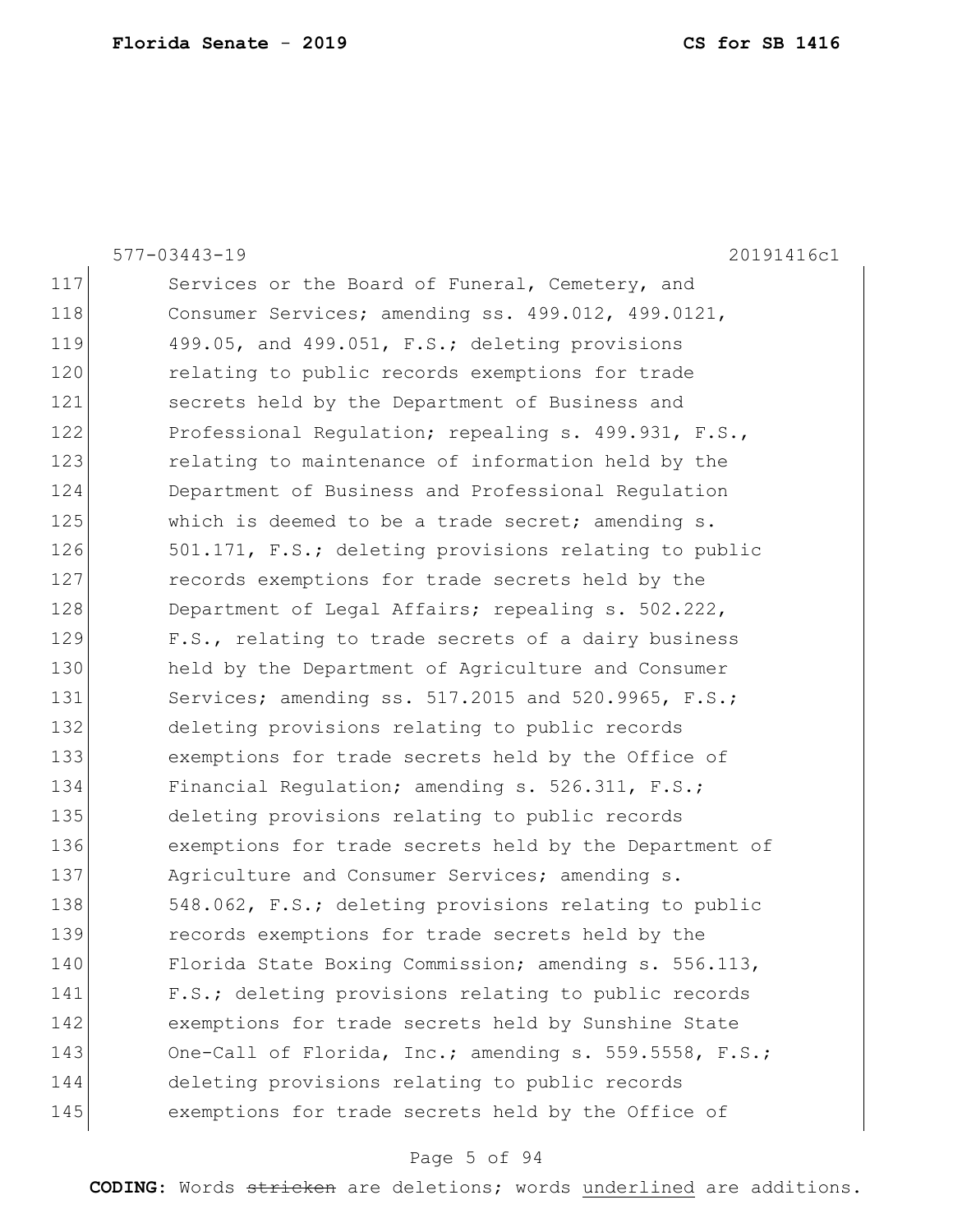577-03443-19 20191416c1

117 Services or the Board of Funeral, Cemetery, and
118 Consumer Services; amending ss. 499.012, 499.0121,
119 499.05, and 499.051, F.S.; deleting provisions
120 relating to public records exemptions for trade
121 secrets held by the Department of Business and
122 Professional Regulation; repealing s. 499.931, F.S.,
123 relating to maintenance of information held by the
124 Department of Business and Professional Regulation
125 which is deemed to be a trade secret; amending s.
126 501.171, F.S.; deleting provisions relating to public
127 records exemptions for trade secrets held by the
128 Department of Legal Affairs; repealing s. 502.222,
129 F.S., relating to trade secrets of a dairy business
130 held by the Department of Agriculture and Consumer
131 Services; amending ss. 517.2015 and 520.9965, F.S.;
132 deleting provisions relating to public records
133 exemptions for trade secrets held by the Office of
134 Financial Regulation; amending s. 526.311, F.S.;
135 deleting provisions relating to public records
136 exemptions for trade secrets held by the Department of
137 Agriculture and Consumer Services; amending s.
138 548.062, F.S.; deleting provisions relating to public
139 records exemptions for trade secrets held by the
140 Florida State Boxing Commission; amending s. 556.113,
141 F.S.; deleting provisions relating to public records
142 exemptions for trade secrets held by Sunshine State
143 One-Call of Florida, Inc.; amending s. 559.5558, F.S.;
144 deleting provisions relating to public records
145 exemptions for trade secrets held by the Office of

**CODING:** Words ~~stricken~~ are deletions; words underlined are additions.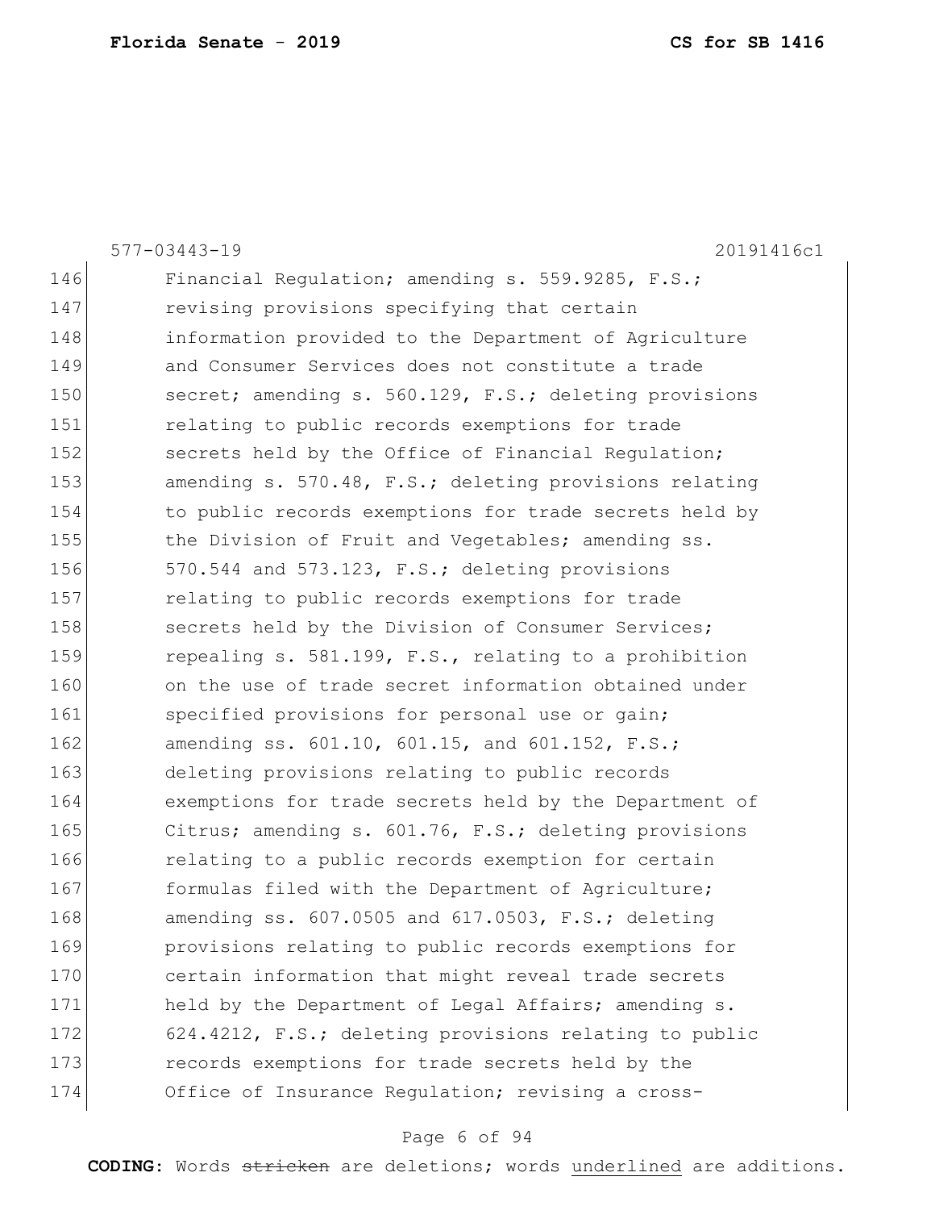146 Financial Regulation; amending s. 559.9285, F.S.;
147 revising provisions specifying that certain
148 information provided to the Department of Agriculture
149 and Consumer Services does not constitute a trade
150 secret; amending s. 560.129, F.S.; deleting provisions
151 relating to public records exemptions for trade
152 secrets held by the Office of Financial Regulation;
153 amending s. 570.48, F.S.; deleting provisions relating
154 to public records exemptions for trade secrets held by
155 the Division of Fruit and Vegetables; amending ss.
156 570.544 and 573.123, F.S.; deleting provisions
157 relating to public records exemptions for trade
158 secrets held by the Division of Consumer Services;
159 repealing s. 581.199, F.S., relating to a prohibition
160 on the use of trade secret information obtained under
161 specified provisions for personal use or gain;
162 amending ss. 601.10, 601.15, and 601.152, F.S.;
163 deleting provisions relating to public records
164 exemptions for trade secrets held by the Department of
165 Citrus; amending s. 601.76, F.S.; deleting provisions
166 relating to a public records exemption for certain
167 formulas filed with the Department of Agriculture;
168 amending ss. 607.0505 and 617.0503, F.S.; deleting
169 provisions relating to public records exemptions for
170 certain information that might reveal trade secrets
171 held by the Department of Legal Affairs; amending s.
172 624.4212, F.S.; deleting provisions relating to public
173 records exemptions for trade secrets held by the
174 Office of Insurance Regulation; revising a cross-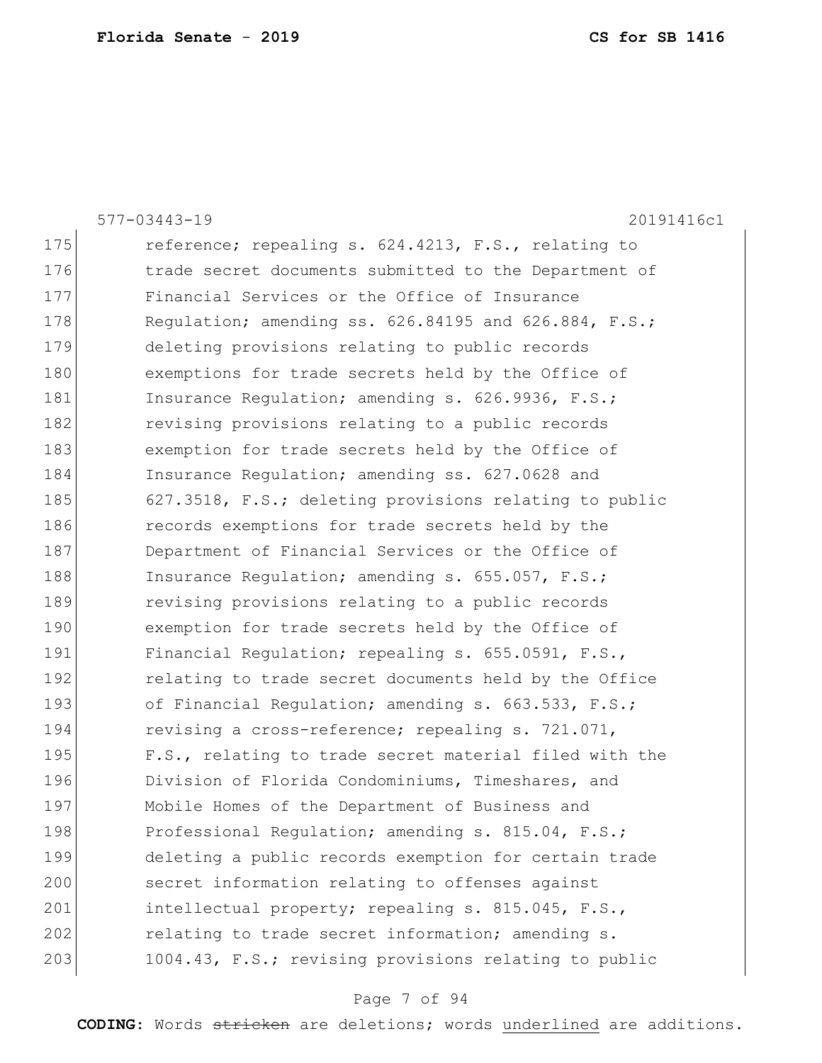175 reference; repealing s. 624.4213, F.S., relating to
176 trade secret documents submitted to the Department of
177 Financial Services or the Office of Insurance
178 Regulation; amending ss. 626.84195 and 626.884, F.S.;
179 deleting provisions relating to public records
180 exemptions for trade secrets held by the Office of
181 Insurance Regulation; amending s. 626.9936, F.S.;
182 revising provisions relating to a public records
183 exemption for trade secrets held by the Office of
184 Insurance Regulation; amending ss. 627.0628 and
185 627.3518, F.S.; deleting provisions relating to public
186 records exemptions for trade secrets held by the
187 Department of Financial Services or the Office of
188 Insurance Regulation; amending s. 655.057, F.S.;
189 revising provisions relating to a public records
190 exemption for trade secrets held by the Office of
191 Financial Regulation; repealing s. 655.0591, F.S.,
192 relating to trade secret documents held by the Office
193 of Financial Regulation; amending s. 663.533, F.S.;
194 revising a cross-reference; repealing s. 721.071,
195 F.S., relating to trade secret material filed with the
196 Division of Florida Condominiums, Timeshares, and
197 Mobile Homes of the Department of Business and
198 Professional Regulation; amending s. 815.04, F.S.;
199 deleting a public records exemption for certain trade
200 secret information relating to offenses against
201 intellectual property; repealing s. 815.045, F.S.,
202 relating to trade secret information; amending s.
203 1004.43, F.S.; revising provisions relating to public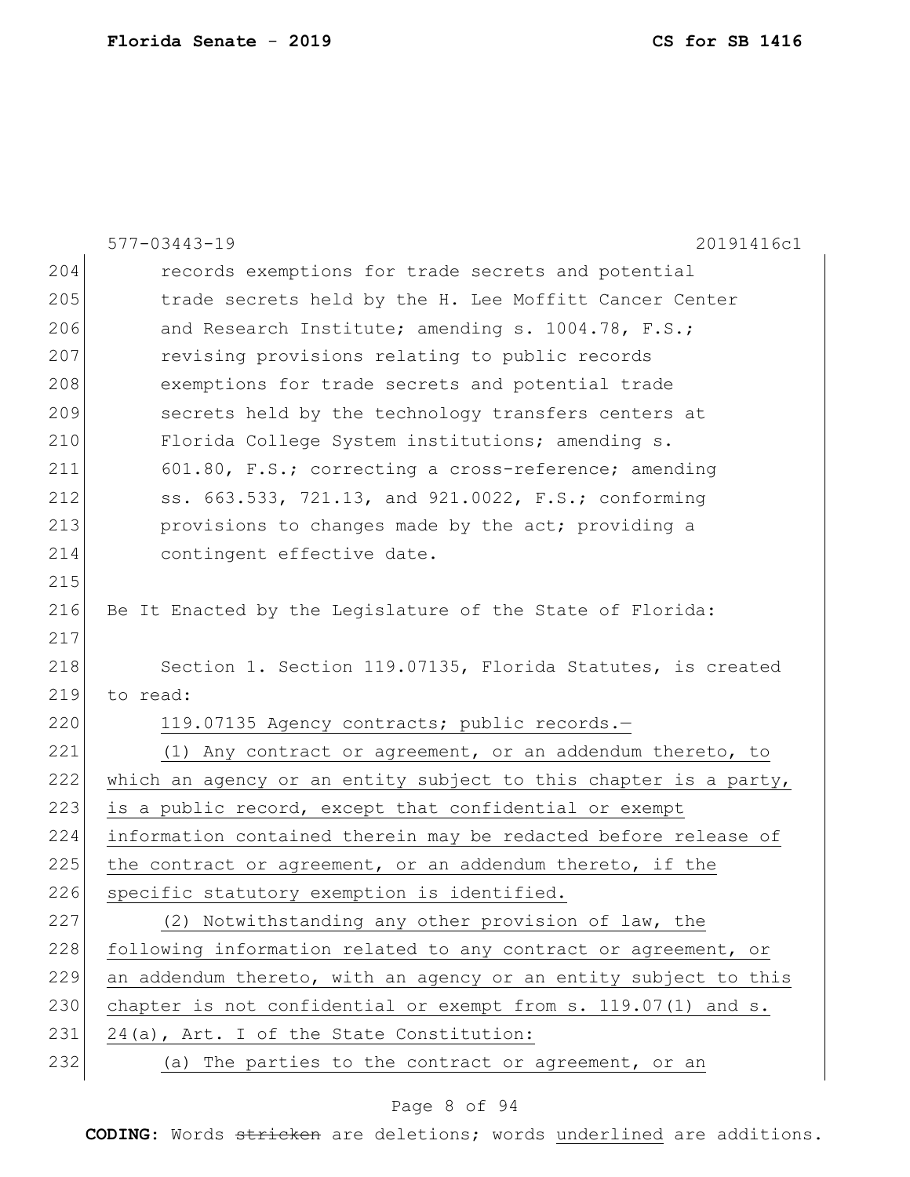records exemptions for trade secrets and potential trade secrets held by the H. Lee Moffitt Cancer Center and Research Institute; amending s. 1004.78, F.S.; revising provisions relating to public records exemptions for trade secrets and potential trade secrets held by the technology transfers centers at Florida College System institutions; amending s. 601.80, F.S.; correcting a cross-reference; amending ss. 663.533, 721.13, and 921.0022, F.S.; conforming provisions to changes made by the act; providing a contingent effective date.

Be It Enacted by the Legislature of the State of Florida:

Section 1. Section 119.07135, Florida Statutes, is created to read:

<u>119.07135 Agency contracts; public records.—</u>

<u>(1) Any contract or agreement, or an addendum thereto, to which an agency or an entity subject to this chapter is a party, is a public record, except that confidential or exempt information contained therein may be redacted before release of the contract or agreement, or an addendum thereto, if the specific statutory exemption is identified.</u>

<u>(2) Notwithstanding any other provision of law, the following information related to any contract or agreement, or an addendum thereto, with an agency or an entity subject to this chapter is not confidential or exempt from s. 119.07(1) and s. 24(a), Art. I of the State Constitution:</u>

<u>(a) The parties to the contract or agreement, or an</u>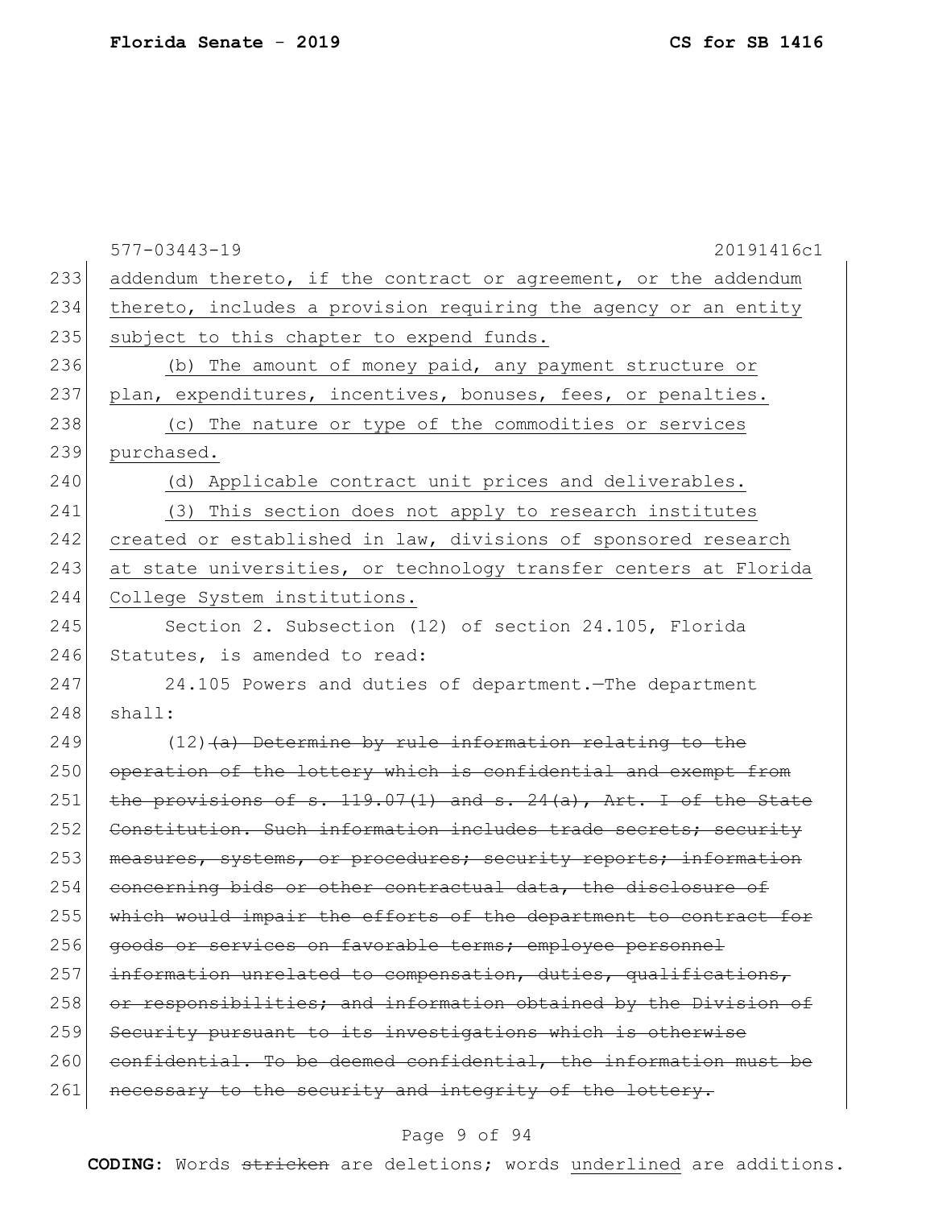addendum thereto, if the contract or agreement, or the addendum thereto, includes a provision requiring the agency or an entity subject to this chapter to expend funds.

(b) The amount of money paid, any payment structure or plan, expenditures, incentives, bonuses, fees, or penalties.

(c) The nature or type of the commodities or services purchased.

(d) Applicable contract unit prices and deliverables.

(3) This section does not apply to research institutes created or established in law, divisions of sponsored research at state universities, or technology transfer centers at Florida College System institutions.

Section 2. Subsection (12) of section 24.105, Florida Statutes, is amended to read:

24.105 Powers and duties of department.—The department shall:

(12) ~~(a) Determine by rule information relating to the operation of the lottery which is confidential and exempt from the provisions of s. 119.07(1) and s. 24(a), Art. I of the State Constitution. Such information includes trade secrets; security measures, systems, or procedures; security reports; information concerning bids or other contractual data, the disclosure of which would impair the efforts of the department to contract for goods or services on favorable terms; employee personnel information unrelated to compensation, duties, qualifications, or responsibilities; and information obtained by the Division of Security pursuant to its investigations which is otherwise confidential. To be deemed confidential, the information must be necessary to the security and integrity of the lottery.~~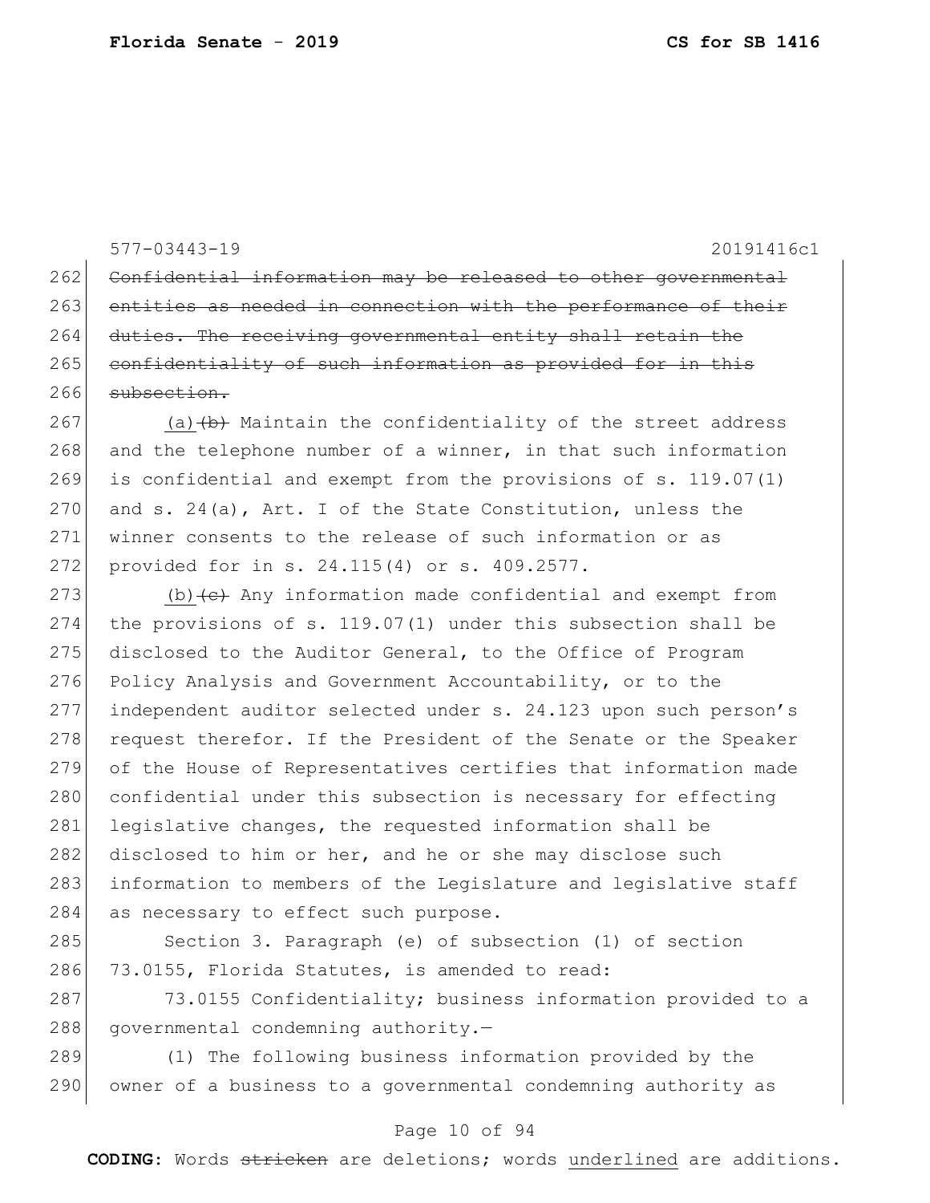577-03443-19 20191416c1

~~Confidential information may be released to other governmental entities as needed in connection with the performance of their duties. The receiving governmental entity shall retain the confidentiality of such information as provided for in this subsection.~~

<u>(a)</u>~~(b)~~ Maintain the confidentiality of the street address and the telephone number of a winner, in that such information is confidential and exempt from the provisions of s. 119.07(1) and s. 24(a), Art. I of the State Constitution, unless the winner consents to the release of such information or as provided for in s. 24.115(4) or s. 409.2577.

<u>(b)</u>~~(c)~~ Any information made confidential and exempt from the provisions of s. 119.07(1) under this subsection shall be disclosed to the Auditor General, to the Office of Program Policy Analysis and Government Accountability, or to the independent auditor selected under s. 24.123 upon such person's request therefor. If the President of the Senate or the Speaker of the House of Representatives certifies that information made confidential under this subsection is necessary for effecting legislative changes, the requested information shall be disclosed to him or her, and he or she may disclose such information to members of the Legislature and legislative staff as necessary to effect such purpose.

Section 3. Paragraph (e) of subsection (1) of section 73.0155, Florida Statutes, is amended to read:

73.0155 Confidentiality; business information provided to a governmental condemning authority.—

(1) The following business information provided by the owner of a business to a governmental condemning authority as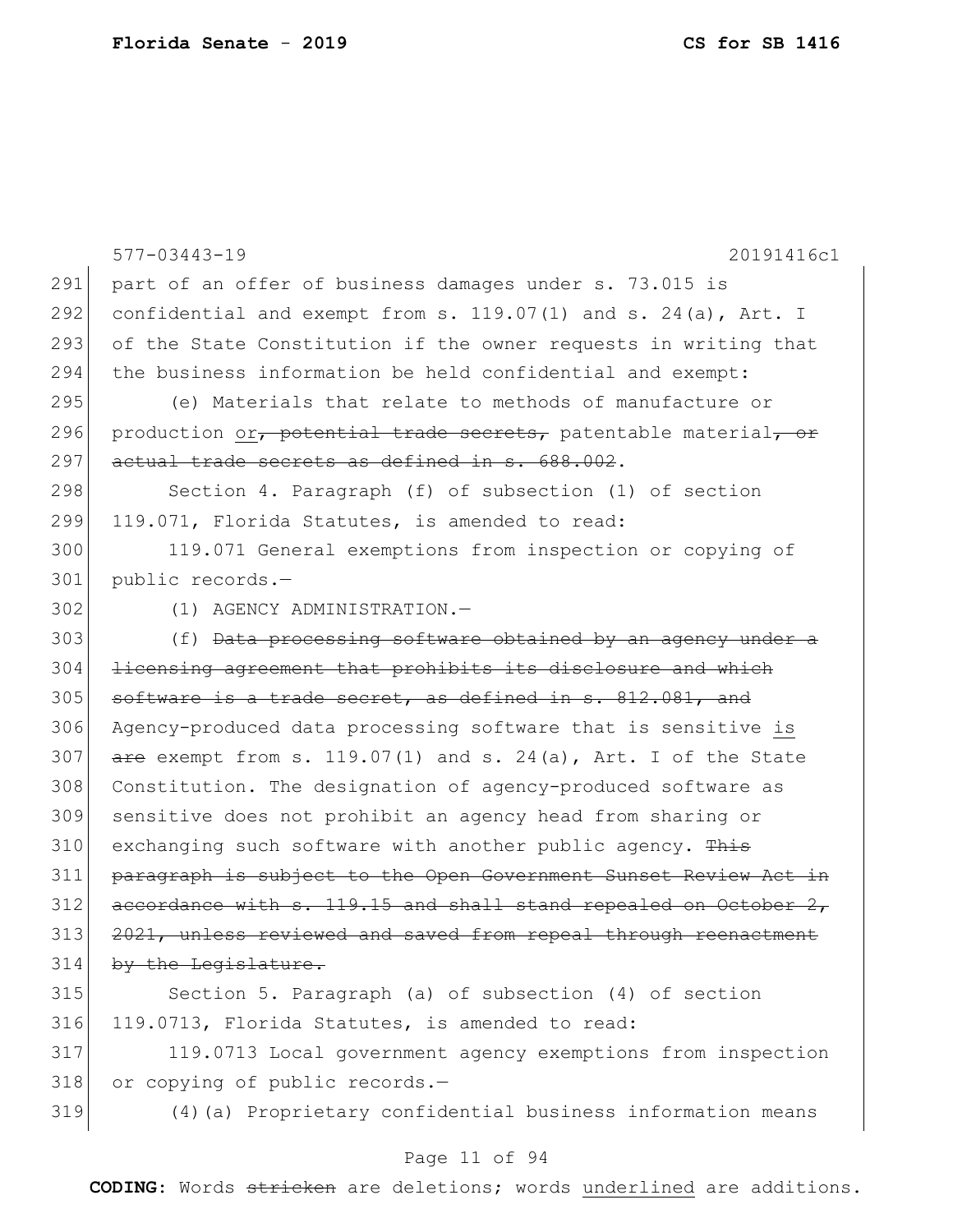part of an offer of business damages under s. 73.015 is confidential and exempt from s. 119.07(1) and s. 24(a), Art. I of the State Constitution if the owner requests in writing that the business information be held confidential and exempt:

(e) Materials that relate to methods of manufacture or production <u>or</u>~~, potential trade secrets,~~ patentable material~~, or actual trade secrets as defined in s. 688.002~~.

Section 4. Paragraph (f) of subsection (1) of section 119.071, Florida Statutes, is amended to read:

119.071 General exemptions from inspection or copying of public records.—

(1) AGENCY ADMINISTRATION.—

(f) ~~Data processing software obtained by an agency under a licensing agreement that prohibits its disclosure and which software is a trade secret, as defined in s. 812.081, and~~ Agency-produced data processing software that is sensitive <u>is</u> ~~are~~ exempt from s. 119.07(1) and s. 24(a), Art. I of the State Constitution. The designation of agency-produced software as sensitive does not prohibit an agency head from sharing or exchanging such software with another public agency. ~~This paragraph is subject to the Open Government Sunset Review Act in accordance with s. 119.15 and shall stand repealed on October 2, 2021, unless reviewed and saved from repeal through reenactment by the Legislature.~~

Section 5. Paragraph (a) of subsection (4) of section 119.0713, Florida Statutes, is amended to read:

119.0713 Local government agency exemptions from inspection or copying of public records.—

(4)(a) Proprietary confidential business information means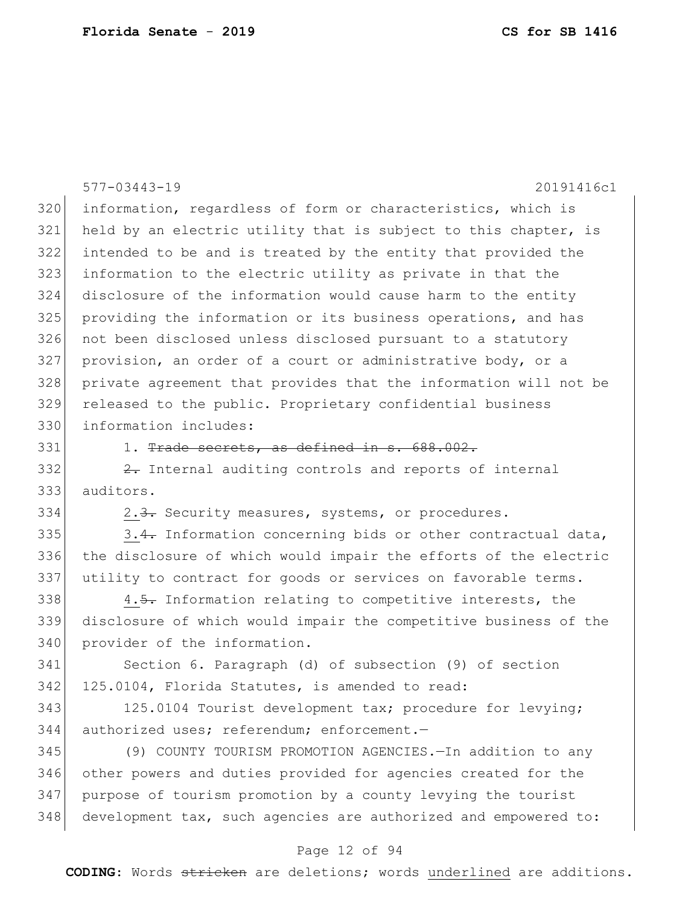577-03443-19 20191416c1

information, regardless of form or characteristics, which is held by an electric utility that is subject to this chapter, is intended to be and is treated by the entity that provided the information to the electric utility as private in that the disclosure of the information would cause harm to the entity providing the information or its business operations, and has not been disclosed unless disclosed pursuant to a statutory provision, an order of a court or administrative body, or a private agreement that provides that the information will not be released to the public. Proprietary confidential business information includes:

1. ~~Trade secrets, as defined in s. 688.002.~~

~~2.~~ Internal auditing controls and reports of internal auditors.

<u>2.</u>~~3.~~ Security measures, systems, or procedures.

<u>3.</u>~~4.~~ Information concerning bids or other contractual data, the disclosure of which would impair the efforts of the electric utility to contract for goods or services on favorable terms.

<u>4.</u>~~5.~~ Information relating to competitive interests, the disclosure of which would impair the competitive business of the provider of the information.

Section 6. Paragraph (d) of subsection (9) of section 125.0104, Florida Statutes, is amended to read:

125.0104 Tourist development tax; procedure for levying; authorized uses; referendum; enforcement.—

(9) COUNTY TOURISM PROMOTION AGENCIES.—In addition to any other powers and duties provided for agencies created for the purpose of tourism promotion by a county levying the tourist development tax, such agencies are authorized and empowered to:

**CODING:** Words ~~stricken~~ are deletions; words <u>underlined</u> are additions.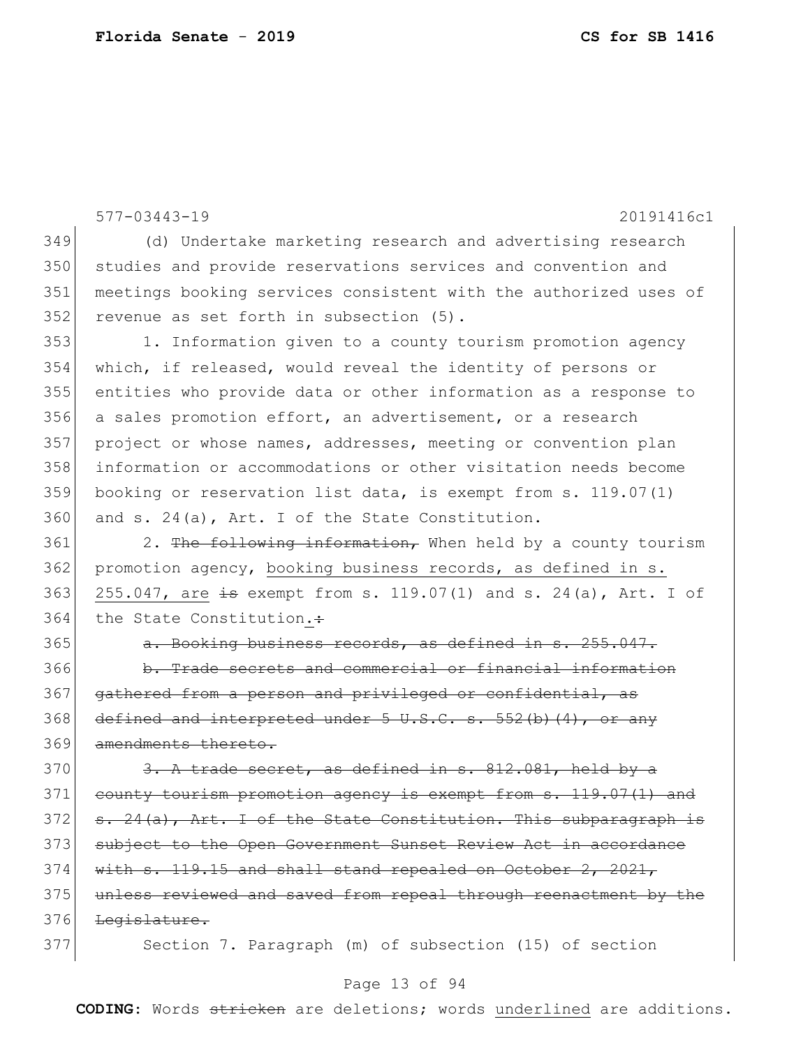(d) Undertake marketing research and advertising research studies and provide reservations services and convention and meetings booking services consistent with the authorized uses of revenue as set forth in subsection (5).

1. Information given to a county tourism promotion agency which, if released, would reveal the identity of persons or entities who provide data or other information as a response to a sales promotion effort, an advertisement, or a research project or whose names, addresses, meeting or convention plan information or accommodations or other visitation needs become booking or reservation list data, is exempt from s. 119.07(1) and s. 24(a), Art. I of the State Constitution.

2. ~~The following information,~~ When held by a county tourism promotion agency, <u>booking business records, as defined in s. 255.047, are</u> ~~is~~ exempt from s. 119.07(1) and s. 24(a), Art. I of the State Constitution<u>.</u>~~:~~

~~a. Booking business records, as defined in s. 255.047.~~

~~b. Trade secrets and commercial or financial information gathered from a person and privileged or confidential, as defined and interpreted under 5 U.S.C. s. 552(b)(4), or any amendments thereto.~~

~~3. A trade secret, as defined in s. 812.081, held by a county tourism promotion agency is exempt from s. 119.07(1) and s. 24(a), Art. I of the State Constitution. This subparagraph is subject to the Open Government Sunset Review Act in accordance with s. 119.15 and shall stand repealed on October 2, 2021, unless reviewed and saved from repeal through reenactment by the Legislature.~~

Section 7. Paragraph (m) of subsection (15) of section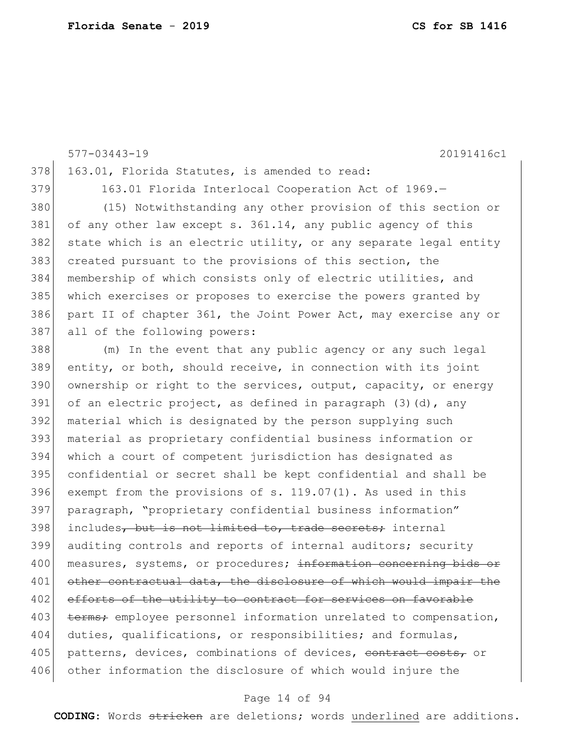163.01, Florida Statutes, is amended to read:

163.01 Florida Interlocal Cooperation Act of 1969.—

(15) Notwithstanding any other provision of this section or of any other law except s. 361.14, any public agency of this state which is an electric utility, or any separate legal entity created pursuant to the provisions of this section, the membership of which consists only of electric utilities, and which exercises or proposes to exercise the powers granted by part II of chapter 361, the Joint Power Act, may exercise any or all of the following powers:

(m) In the event that any public agency or any such legal entity, or both, should receive, in connection with its joint ownership or right to the services, output, capacity, or energy of an electric project, as defined in paragraph (3)(d), any material which is designated by the person supplying such material as proprietary confidential business information or which a court of competent jurisdiction has designated as confidential or secret shall be kept confidential and shall be exempt from the provisions of s. 119.07(1). As used in this paragraph, "proprietary confidential business information" includes~~, but is not limited to, trade secrets;~~ internal auditing controls and reports of internal auditors; security measures, systems, or procedures; ~~information concerning bids or other contractual data, the disclosure of which would impair the efforts of the utility to contract for services on favorable terms;~~ employee personnel information unrelated to compensation, duties, qualifications, or responsibilities; and formulas, patterns, devices, combinations of devices, ~~contract costs,~~ or other information the disclosure of which would injure the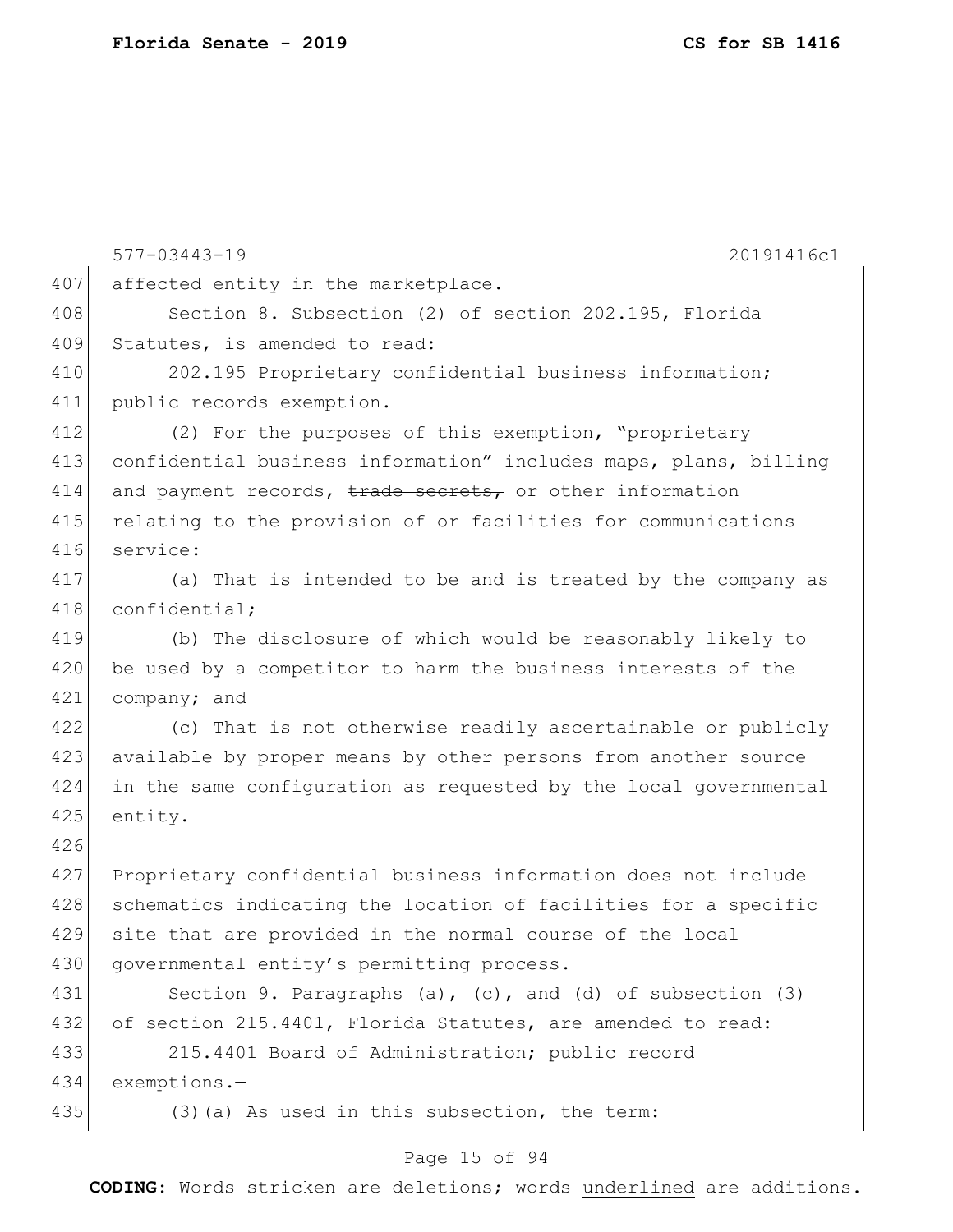577-03443-19 20191416c1

affected entity in the marketplace.

Section 8. Subsection (2) of section 202.195, Florida Statutes, is amended to read:

202.195 Proprietary confidential business information; public records exemption.—

(2) For the purposes of this exemption, "proprietary confidential business information" includes maps, plans, billing and payment records, ~~trade secrets,~~ or other information relating to the provision of or facilities for communications service:

(a) That is intended to be and is treated by the company as confidential;

(b) The disclosure of which would be reasonably likely to be used by a competitor to harm the business interests of the company; and

(c) That is not otherwise readily ascertainable or publicly available by proper means by other persons from another source in the same configuration as requested by the local governmental entity.

Proprietary confidential business information does not include schematics indicating the location of facilities for a specific site that are provided in the normal course of the local governmental entity's permitting process.

Section 9. Paragraphs (a), (c), and (d) of subsection (3) of section 215.4401, Florida Statutes, are amended to read:

215.4401 Board of Administration; public record exemptions.—

(3)(a) As used in this subsection, the term: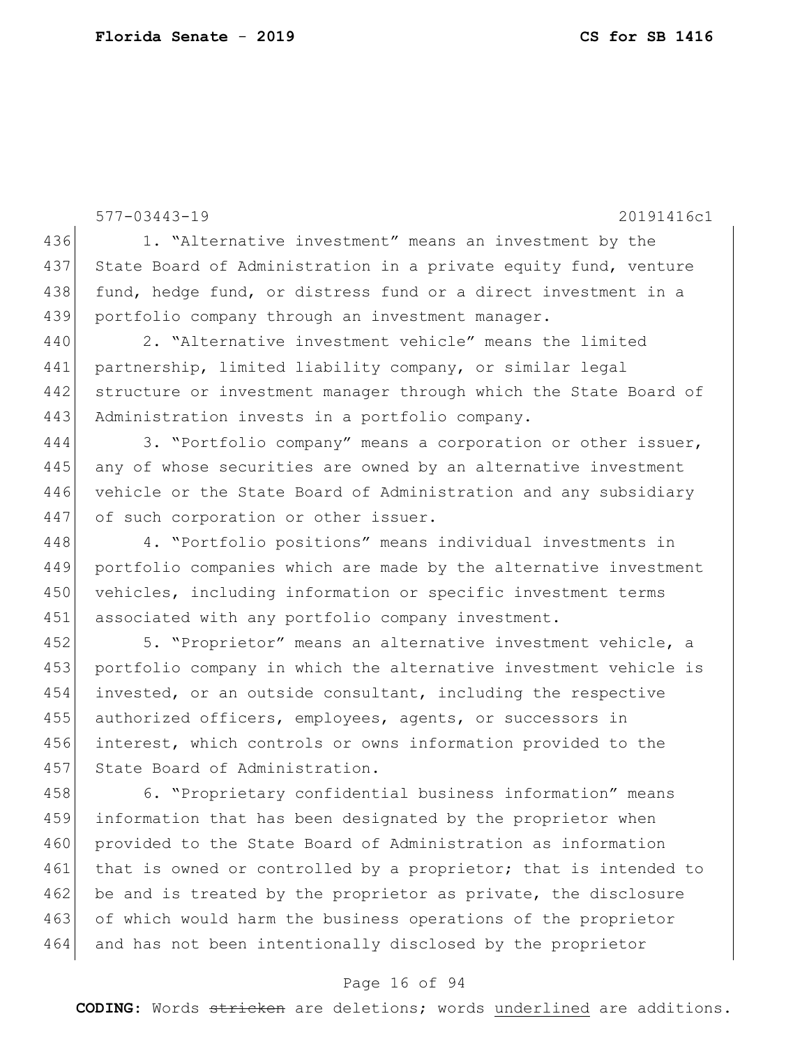1. "Alternative investment" means an investment by the State Board of Administration in a private equity fund, venture fund, hedge fund, or distress fund or a direct investment in a portfolio company through an investment manager.

2. "Alternative investment vehicle" means the limited partnership, limited liability company, or similar legal structure or investment manager through which the State Board of Administration invests in a portfolio company.

3. "Portfolio company" means a corporation or other issuer, any of whose securities are owned by an alternative investment vehicle or the State Board of Administration and any subsidiary of such corporation or other issuer.

4. "Portfolio positions" means individual investments in portfolio companies which are made by the alternative investment vehicles, including information or specific investment terms associated with any portfolio company investment.

5. "Proprietor" means an alternative investment vehicle, a portfolio company in which the alternative investment vehicle is invested, or an outside consultant, including the respective authorized officers, employees, agents, or successors in interest, which controls or owns information provided to the State Board of Administration.

6. "Proprietary confidential business information" means information that has been designated by the proprietor when provided to the State Board of Administration as information that is owned or controlled by a proprietor; that is intended to be and is treated by the proprietor as private, the disclosure of which would harm the business operations of the proprietor and has not been intentionally disclosed by the proprietor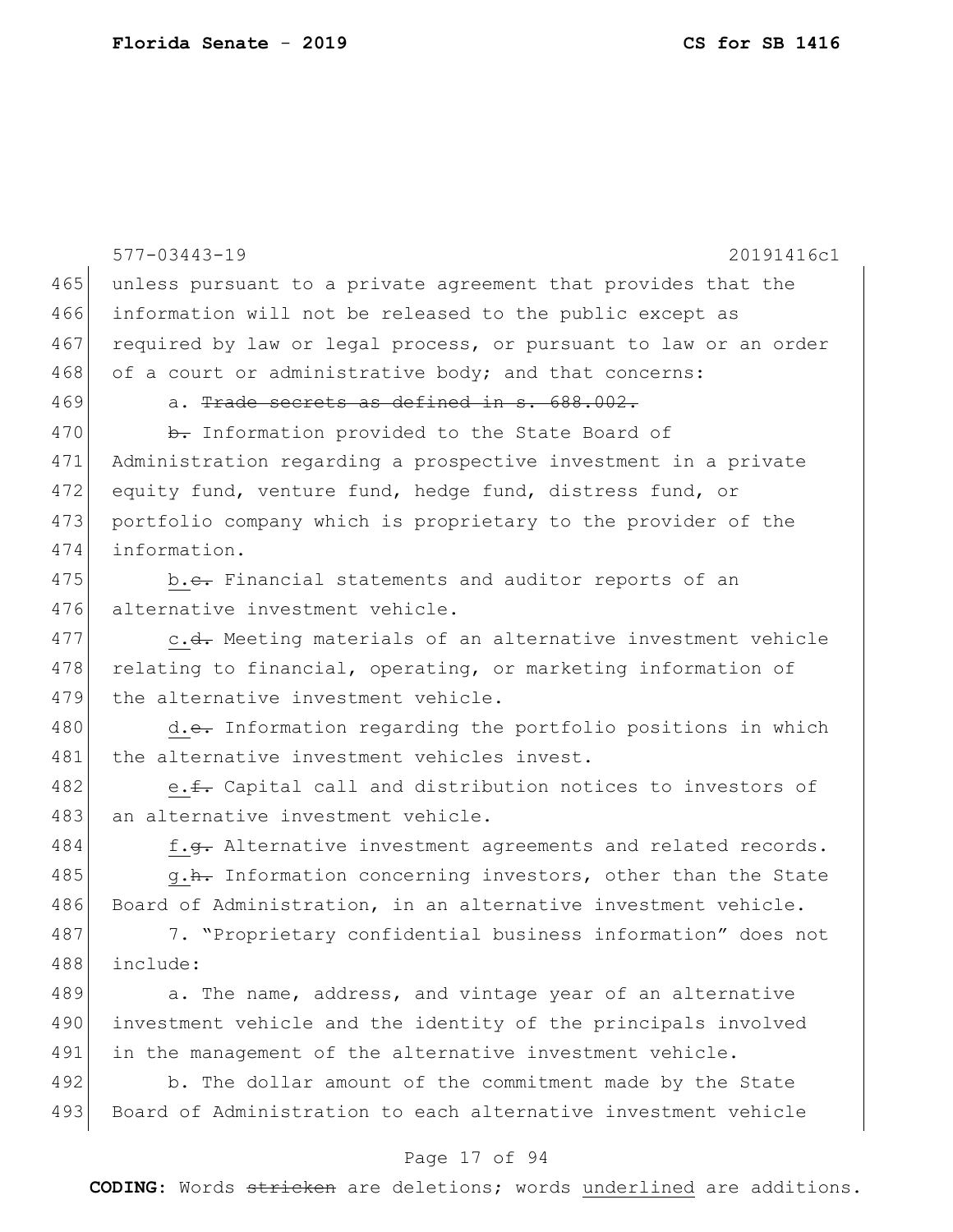unless pursuant to a private agreement that provides that the information will not be released to the public except as required by law or legal process, or pursuant to law or an order of a court or administrative body; and that concerns:

a. ~~Trade secrets as defined in s. 688.002.~~

~~b.~~ Information provided to the State Board of Administration regarding a prospective investment in a private equity fund, venture fund, hedge fund, distress fund, or portfolio company which is proprietary to the provider of the information.

<u>b.</u>~~c.~~ Financial statements and auditor reports of an alternative investment vehicle.

<u>c.</u>~~d.~~ Meeting materials of an alternative investment vehicle relating to financial, operating, or marketing information of the alternative investment vehicle.

<u>d.</u>~~e.~~ Information regarding the portfolio positions in which the alternative investment vehicles invest.

<u>e.</u>~~f.~~ Capital call and distribution notices to investors of an alternative investment vehicle.

<u>f.</u>~~g.~~ Alternative investment agreements and related records.

<u>g.</u>~~h.~~ Information concerning investors, other than the State Board of Administration, in an alternative investment vehicle.

7. "Proprietary confidential business information" does not include:

a. The name, address, and vintage year of an alternative investment vehicle and the identity of the principals involved in the management of the alternative investment vehicle.

b. The dollar amount of the commitment made by the State Board of Administration to each alternative investment vehicle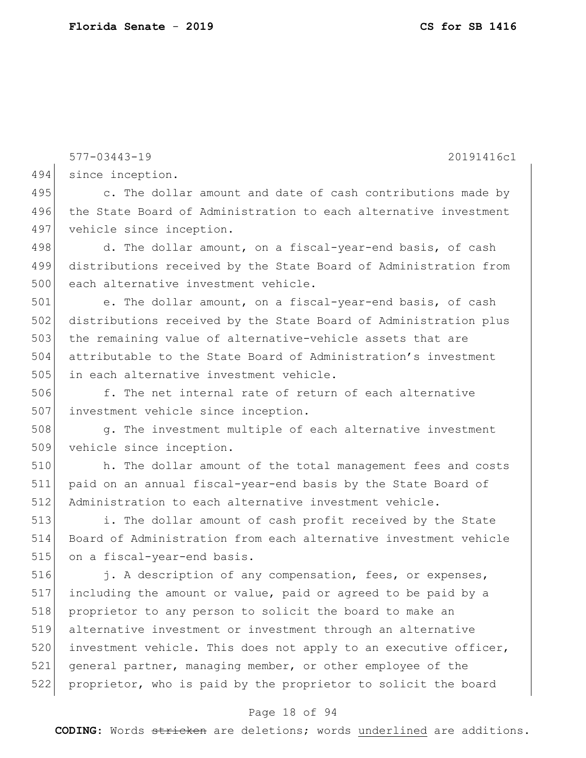since inception.

c. The dollar amount and date of cash contributions made by the State Board of Administration to each alternative investment vehicle since inception.

d. The dollar amount, on a fiscal-year-end basis, of cash distributions received by the State Board of Administration from each alternative investment vehicle.

e. The dollar amount, on a fiscal-year-end basis, of cash distributions received by the State Board of Administration plus the remaining value of alternative-vehicle assets that are attributable to the State Board of Administration's investment in each alternative investment vehicle.

f. The net internal rate of return of each alternative investment vehicle since inception.

g. The investment multiple of each alternative investment vehicle since inception.

h. The dollar amount of the total management fees and costs paid on an annual fiscal-year-end basis by the State Board of Administration to each alternative investment vehicle.

i. The dollar amount of cash profit received by the State Board of Administration from each alternative investment vehicle on a fiscal-year-end basis.

j. A description of any compensation, fees, or expenses, including the amount or value, paid or agreed to be paid by a proprietor to any person to solicit the board to make an alternative investment or investment through an alternative investment vehicle. This does not apply to an executive officer, general partner, managing member, or other employee of the proprietor, who is paid by the proprietor to solicit the board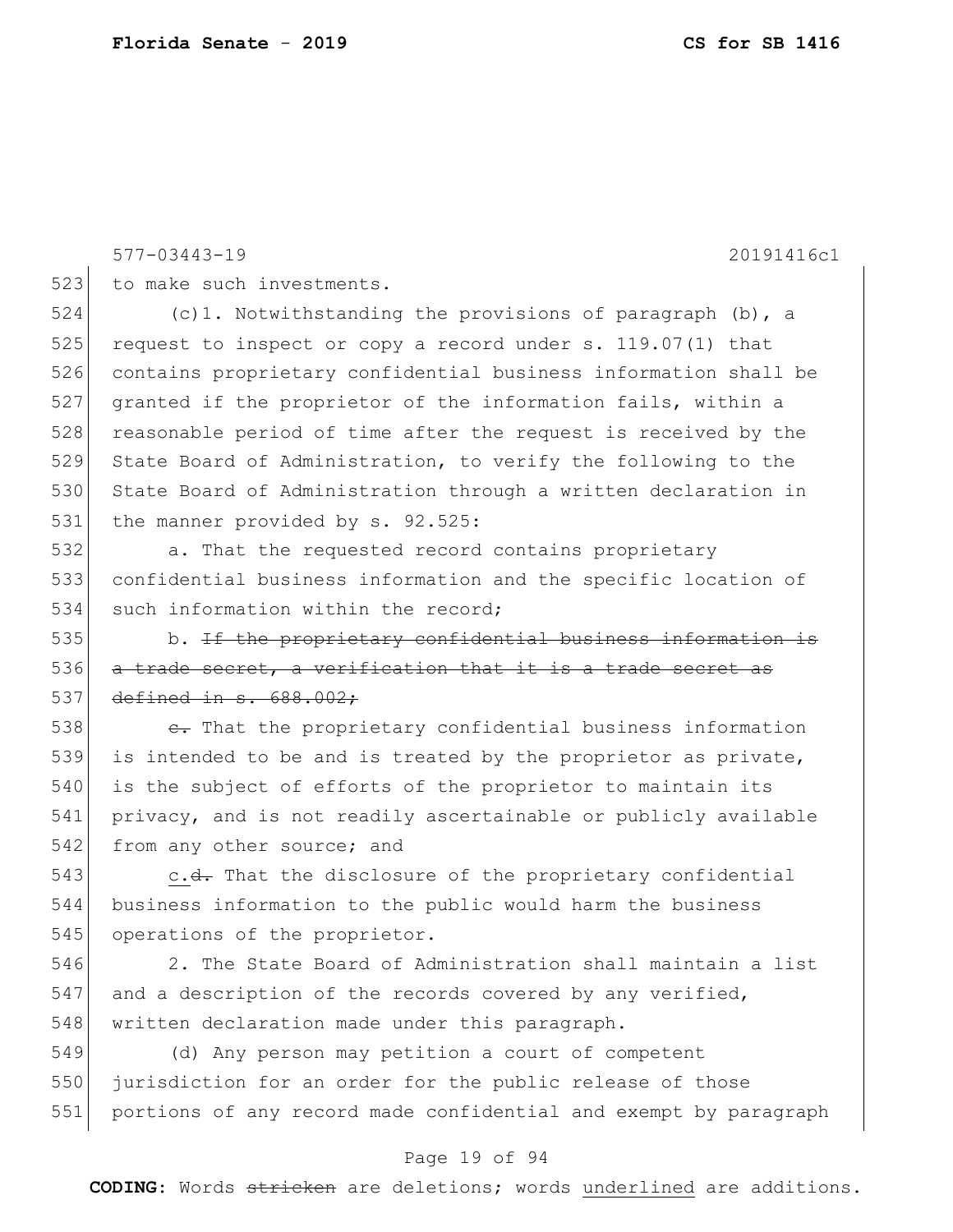577-03443-19 20191416c1

to make such investments.

(c)1. Notwithstanding the provisions of paragraph (b), a request to inspect or copy a record under s. 119.07(1) that contains proprietary confidential business information shall be granted if the proprietor of the information fails, within a reasonable period of time after the request is received by the State Board of Administration, to verify the following to the State Board of Administration through a written declaration in the manner provided by s. 92.525:

a. That the requested record contains proprietary confidential business information and the specific location of such information within the record;

b. ~~If the proprietary confidential business information is a trade secret, a verification that it is a trade secret as defined in s. 688.002;~~

~~c.~~ That the proprietary confidential business information is intended to be and is treated by the proprietor as private, is the subject of efforts of the proprietor to maintain its privacy, and is not readily ascertainable or publicly available from any other source; and

<u>c.</u>~~d.~~ That the disclosure of the proprietary confidential business information to the public would harm the business operations of the proprietor.

2. The State Board of Administration shall maintain a list and a description of the records covered by any verified, written declaration made under this paragraph.

(d) Any person may petition a court of competent jurisdiction for an order for the public release of those portions of any record made confidential and exempt by paragraph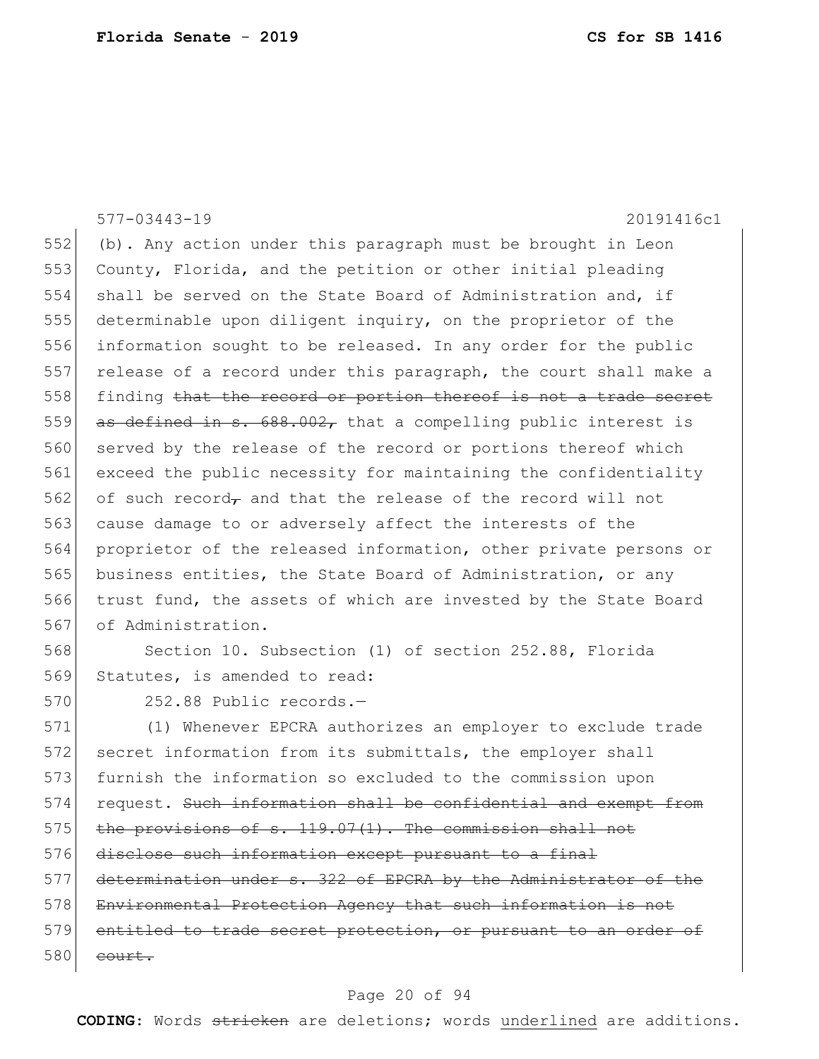(b). Any action under this paragraph must be brought in Leon County, Florida, and the petition or other initial pleading shall be served on the State Board of Administration and, if determinable upon diligent inquiry, on the proprietor of the information sought to be released. In any order for the public release of a record under this paragraph, the court shall make a finding ~~that the record or portion thereof is not a trade secret as defined in s. 688.002,~~ that a compelling public interest is served by the release of the record or portions thereof which exceed the public necessity for maintaining the confidentiality of such record~~,~~ and that the release of the record will not cause damage to or adversely affect the interests of the proprietor of the released information, other private persons or business entities, the State Board of Administration, or any trust fund, the assets of which are invested by the State Board of Administration.

Section 10. Subsection (1) of section 252.88, Florida Statutes, is amended to read:

252.88 Public records.—

(1) Whenever EPCRA authorizes an employer to exclude trade secret information from its submittals, the employer shall furnish the information so excluded to the commission upon request. ~~Such information shall be confidential and exempt from the provisions of s. 119.07(1). The commission shall not disclose such information except pursuant to a final determination under s. 322 of EPCRA by the Administrator of the Environmental Protection Agency that such information is not entitled to trade secret protection, or pursuant to an order of court.~~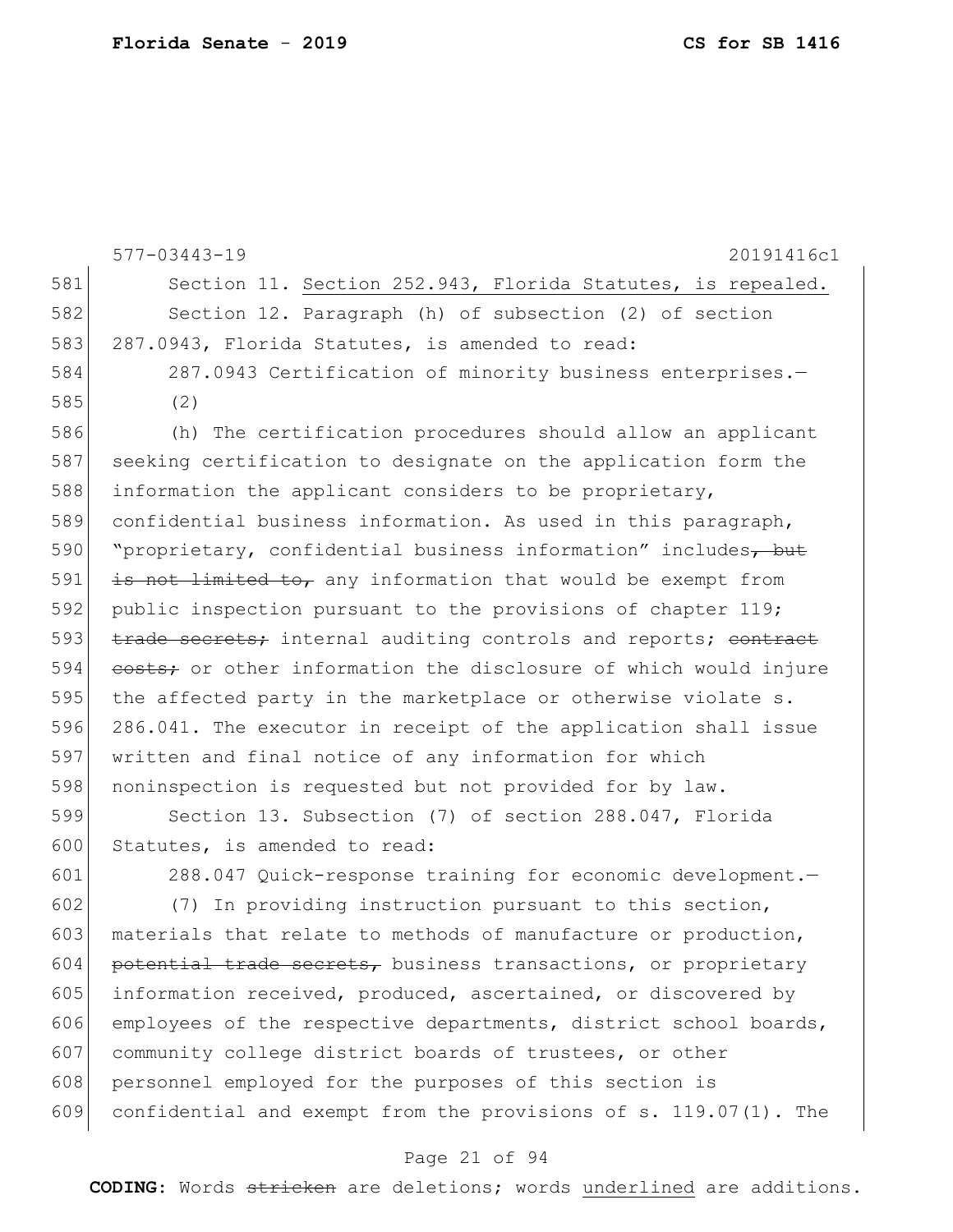577-03443-19 20191416c1

581 Section 11. <u>Section 252.943, Florida Statutes, is repealed.</u>

582 Section 12. Paragraph (h) of subsection (2) of section
583 287.0943, Florida Statutes, is amended to read:

584 287.0943 Certification of minority business enterprises.—

585 (2)

586 (h) The certification procedures should allow an applicant
587 seeking certification to designate on the application form the
588 information the applicant considers to be proprietary,
589 confidential business information. As used in this paragraph,
590 "proprietary, confidential business information" includes~~, but~~
591 ~~is not limited to,~~ any information that would be exempt from
592 public inspection pursuant to the provisions of chapter 119;
593 ~~trade secrets;~~ internal auditing controls and reports; ~~contract~~
594 ~~costs;~~ or other information the disclosure of which would injure
595 the affected party in the marketplace or otherwise violate s.
596 286.041. The executor in receipt of the application shall issue
597 written and final notice of any information for which
598 noninspection is requested but not provided for by law.

599 Section 13. Subsection (7) of section 288.047, Florida
600 Statutes, is amended to read:

601 288.047 Quick-response training for economic development.—

602 (7) In providing instruction pursuant to this section,
603 materials that relate to methods of manufacture or production,
604 ~~potential trade secrets,~~ business transactions, or proprietary
605 information received, produced, ascertained, or discovered by
606 employees of the respective departments, district school boards,
607 community college district boards of trustees, or other
608 personnel employed for the purposes of this section is
609 confidential and exempt from the provisions of s. 119.07(1). The

**CODING:** Words ~~stricken~~ are deletions; words <u>underlined</u> are additions.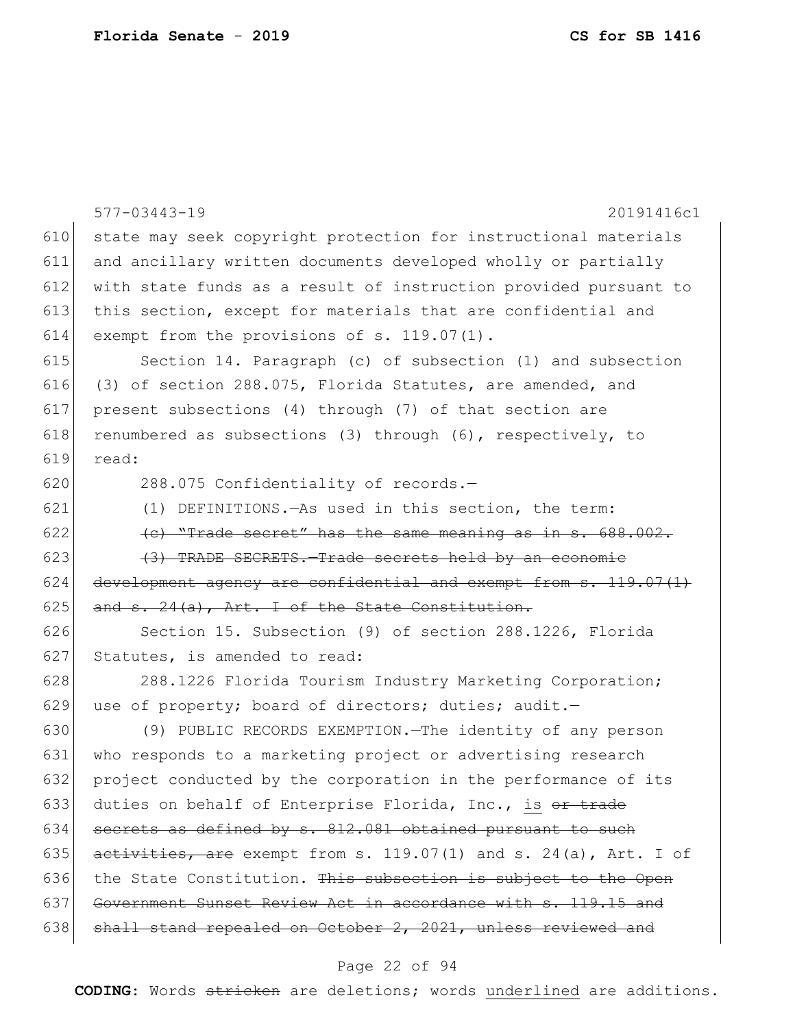state may seek copyright protection for instructional materials and ancillary written documents developed wholly or partially with state funds as a result of instruction provided pursuant to this section, except for materials that are confidential and exempt from the provisions of s. 119.07(1).

Section 14. Paragraph (c) of subsection (1) and subsection (3) of section 288.075, Florida Statutes, are amended, and present subsections (4) through (7) of that section are renumbered as subsections (3) through (6), respectively, to read:

288.075 Confidentiality of records.—

(1) DEFINITIONS.—As used in this section, the term:

~~(c) "Trade secret" has the same meaning as in s. 688.002.~~

~~(3) TRADE SECRETS.—Trade secrets held by an economic development agency are confidential and exempt from s. 119.07(1) and s. 24(a), Art. I of the State Constitution.~~

Section 15. Subsection (9) of section 288.1226, Florida Statutes, is amended to read:

288.1226 Florida Tourism Industry Marketing Corporation; use of property; board of directors; duties; audit.—

(9) PUBLIC RECORDS EXEMPTION.—The identity of any person who responds to a marketing project or advertising research project conducted by the corporation in the performance of its duties on behalf of Enterprise Florida, Inc., <u>is</u> ~~or trade secrets as defined by s. 812.081 obtained pursuant to such activities, are~~ exempt from s. 119.07(1) and s. 24(a), Art. I of the State Constitution. ~~This subsection is subject to the Open Government Sunset Review Act in accordance with s. 119.15 and shall stand repealed on October 2, 2021, unless reviewed and~~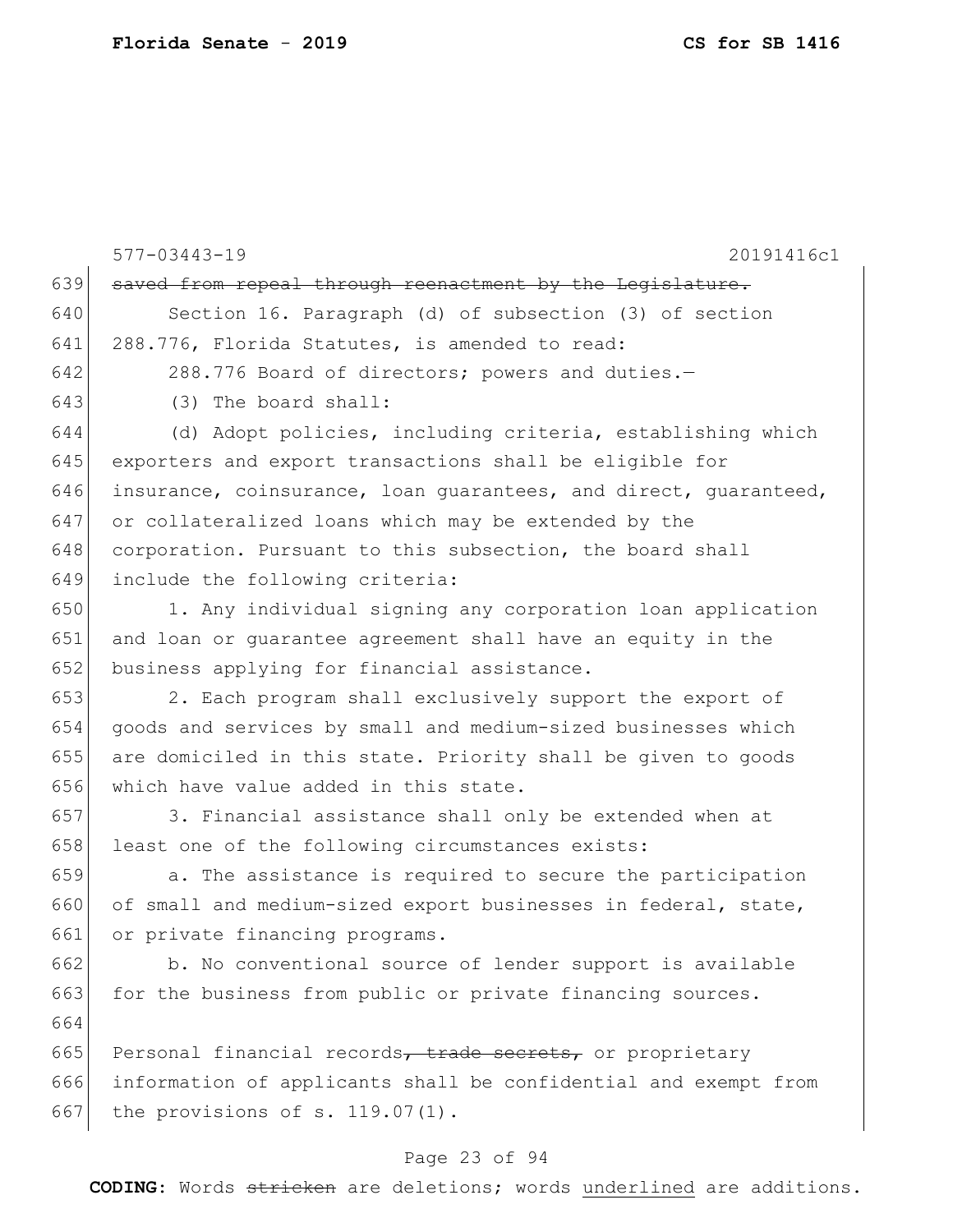~~saved from repeal through reenactment by the Legislature.~~

Section 16. Paragraph (d) of subsection (3) of section 288.776, Florida Statutes, is amended to read:

288.776 Board of directors; powers and duties.—

(3) The board shall:

(d) Adopt policies, including criteria, establishing which exporters and export transactions shall be eligible for insurance, coinsurance, loan guarantees, and direct, guaranteed, or collateralized loans which may be extended by the corporation. Pursuant to this subsection, the board shall include the following criteria:

1. Any individual signing any corporation loan application and loan or guarantee agreement shall have an equity in the business applying for financial assistance.

2. Each program shall exclusively support the export of goods and services by small and medium-sized businesses which are domiciled in this state. Priority shall be given to goods which have value added in this state.

3. Financial assistance shall only be extended when at least one of the following circumstances exists:

a. The assistance is required to secure the participation of small and medium-sized export businesses in federal, state, or private financing programs.

b. No conventional source of lender support is available for the business from public or private financing sources.

Personal financial records~~, trade secrets,~~ or proprietary information of applicants shall be confidential and exempt from the provisions of s. 119.07(1).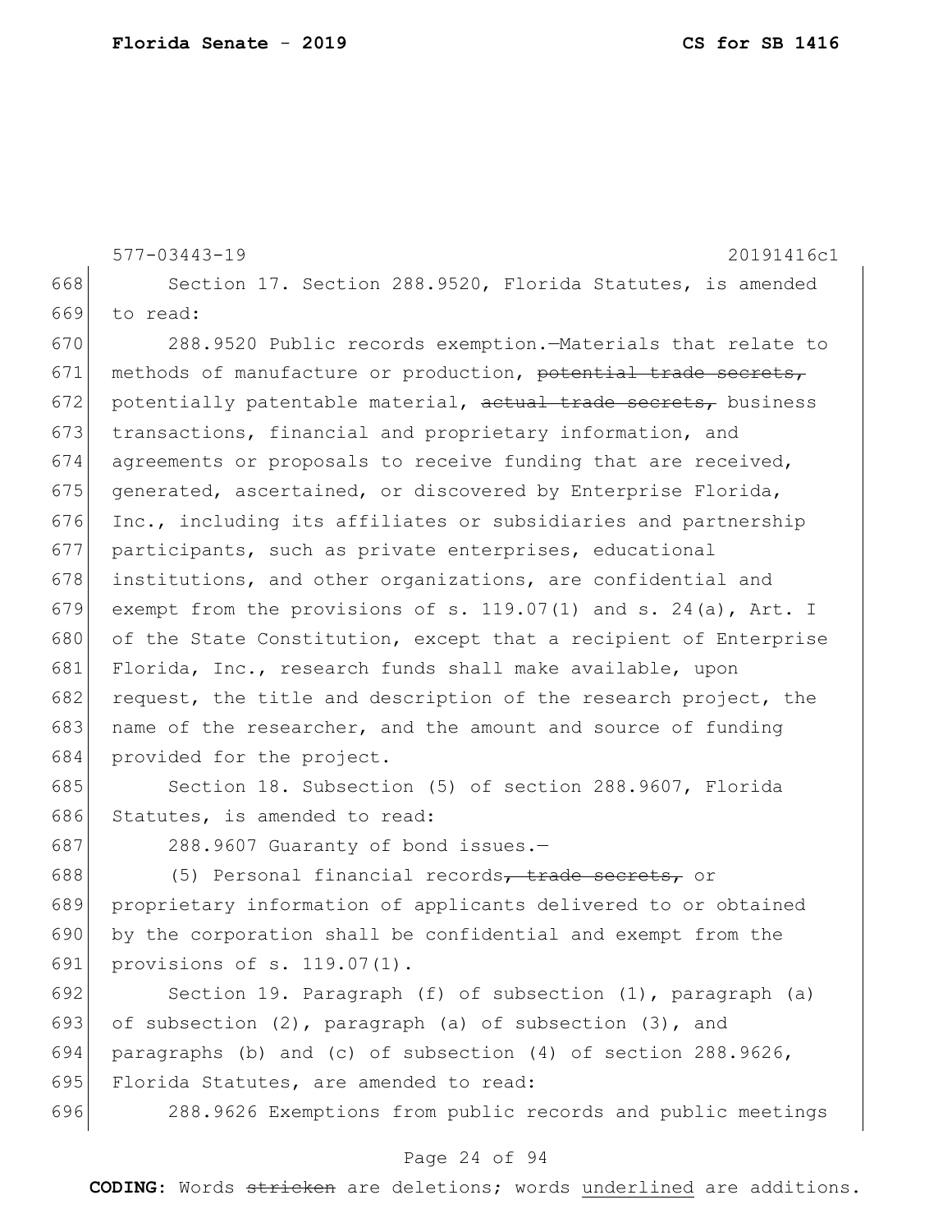577-03443-19 20191416c1

668 Section 17. Section 288.9520, Florida Statutes, is amended
669 to read:

670 288.9520 Public records exemption.—Materials that relate to
671 methods of manufacture or production, ~~potential trade secrets,~~
672 potentially patentable material, ~~actual trade secrets,~~ business
673 transactions, financial and proprietary information, and
674 agreements or proposals to receive funding that are received,
675 generated, ascertained, or discovered by Enterprise Florida,
676 Inc., including its affiliates or subsidiaries and partnership
677 participants, such as private enterprises, educational
678 institutions, and other organizations, are confidential and
679 exempt from the provisions of s. 119.07(1) and s. 24(a), Art. I
680 of the State Constitution, except that a recipient of Enterprise
681 Florida, Inc., research funds shall make available, upon
682 request, the title and description of the research project, the
683 name of the researcher, and the amount and source of funding
684 provided for the project.

685 Section 18. Subsection (5) of section 288.9607, Florida
686 Statutes, is amended to read:

687 288.9607 Guaranty of bond issues.—

688 (5) Personal financial records~~, trade secrets,~~ or
689 proprietary information of applicants delivered to or obtained
690 by the corporation shall be confidential and exempt from the
691 provisions of s. 119.07(1).

692 Section 19. Paragraph (f) of subsection (1), paragraph (a)
693 of subsection (2), paragraph (a) of subsection (3), and
694 paragraphs (b) and (c) of subsection (4) of section 288.9626,
695 Florida Statutes, are amended to read:

696 288.9626 Exemptions from public records and public meetings

**CODING:** Words ~~stricken~~ are deletions; words underlined are additions.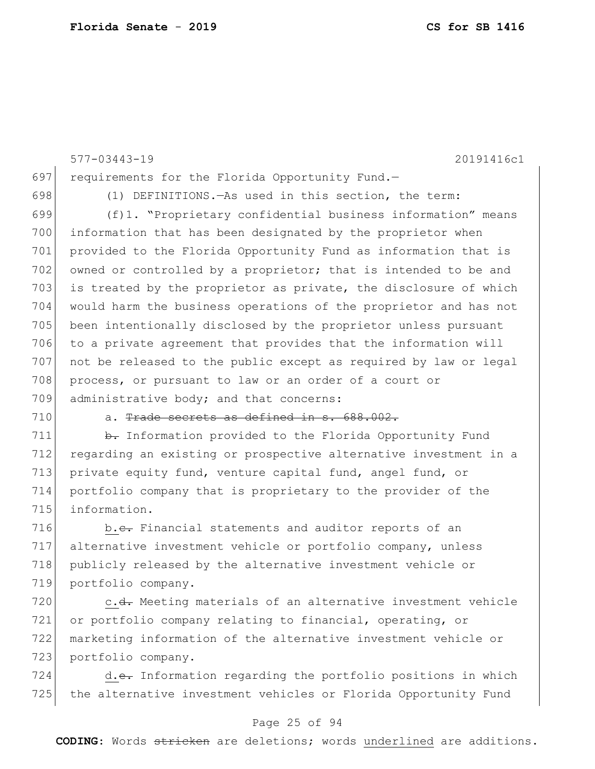requirements for the Florida Opportunity Fund.—

(1) DEFINITIONS.—As used in this section, the term:

(f)1. "Proprietary confidential business information" means information that has been designated by the proprietor when provided to the Florida Opportunity Fund as information that is owned or controlled by a proprietor; that is intended to be and is treated by the proprietor as private, the disclosure of which would harm the business operations of the proprietor and has not been intentionally disclosed by the proprietor unless pursuant to a private agreement that provides that the information will not be released to the public except as required by law or legal process, or pursuant to law or an order of a court or administrative body; and that concerns:

a. ~~Trade secrets as defined in s. 688.002.~~

~~b.~~ Information provided to the Florida Opportunity Fund regarding an existing or prospective alternative investment in a private equity fund, venture capital fund, angel fund, or portfolio company that is proprietary to the provider of the information.

<u>b.</u>~~c.~~ Financial statements and auditor reports of an alternative investment vehicle or portfolio company, unless publicly released by the alternative investment vehicle or portfolio company.

<u>c.</u>~~d.~~ Meeting materials of an alternative investment vehicle or portfolio company relating to financial, operating, or marketing information of the alternative investment vehicle or portfolio company.

<u>d.</u>~~e.~~ Information regarding the portfolio positions in which the alternative investment vehicles or Florida Opportunity Fund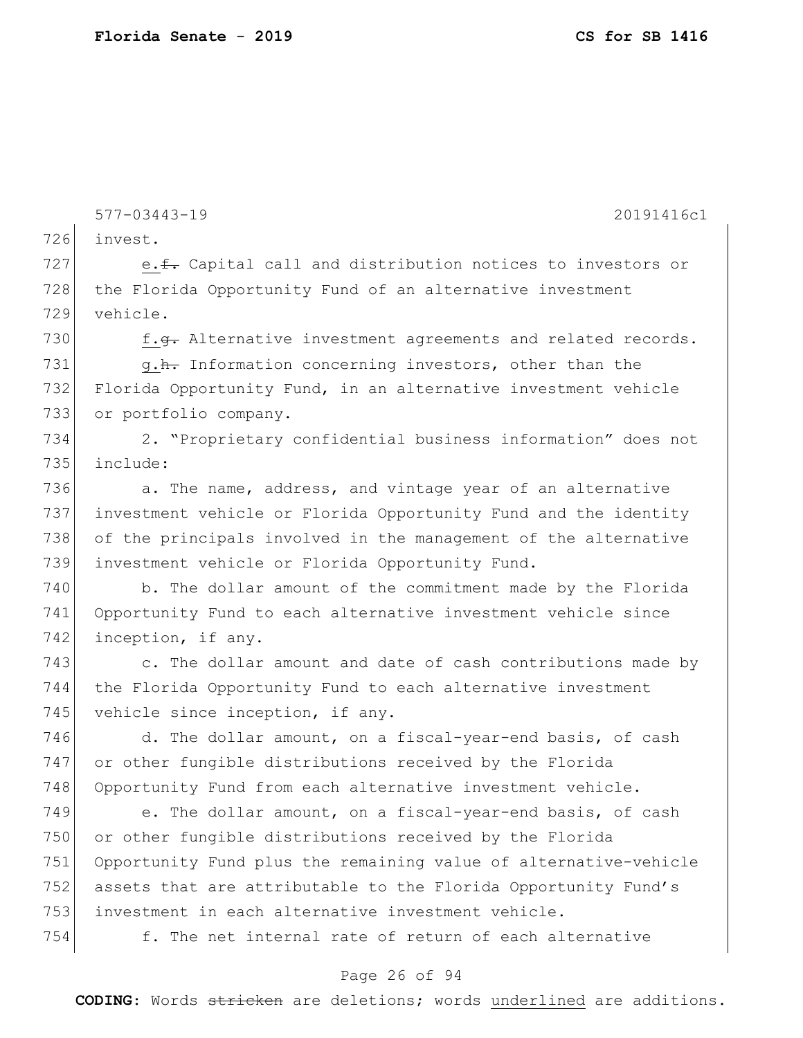invest.

e.~~f.~~ Capital call and distribution notices to investors or the Florida Opportunity Fund of an alternative investment vehicle.

f.~~g.~~ Alternative investment agreements and related records.

g.~~h.~~ Information concerning investors, other than the Florida Opportunity Fund, in an alternative investment vehicle or portfolio company.

2. "Proprietary confidential business information" does not include:

a. The name, address, and vintage year of an alternative investment vehicle or Florida Opportunity Fund and the identity of the principals involved in the management of the alternative investment vehicle or Florida Opportunity Fund.

b. The dollar amount of the commitment made by the Florida Opportunity Fund to each alternative investment vehicle since inception, if any.

c. The dollar amount and date of cash contributions made by the Florida Opportunity Fund to each alternative investment vehicle since inception, if any.

d. The dollar amount, on a fiscal-year-end basis, of cash or other fungible distributions received by the Florida Opportunity Fund from each alternative investment vehicle.

e. The dollar amount, on a fiscal-year-end basis, of cash or other fungible distributions received by the Florida Opportunity Fund plus the remaining value of alternative-vehicle assets that are attributable to the Florida Opportunity Fund's investment in each alternative investment vehicle.

f. The net internal rate of return of each alternative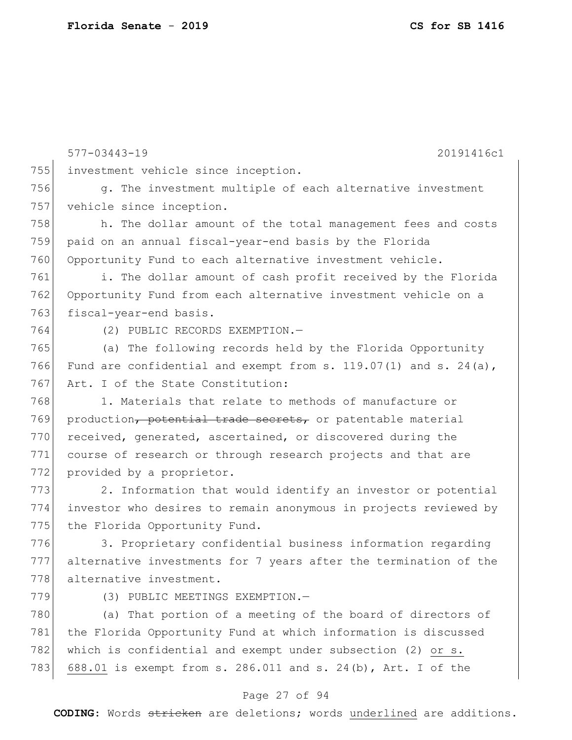investment vehicle since inception.

g. The investment multiple of each alternative investment vehicle since inception.

h. The dollar amount of the total management fees and costs paid on an annual fiscal-year-end basis by the Florida Opportunity Fund to each alternative investment vehicle.

i. The dollar amount of cash profit received by the Florida Opportunity Fund from each alternative investment vehicle on a fiscal-year-end basis.

(2) PUBLIC RECORDS EXEMPTION.—

(a) The following records held by the Florida Opportunity Fund are confidential and exempt from s. 119.07(1) and s. 24(a), Art. I of the State Constitution:

1. Materials that relate to methods of manufacture or production~~, potential trade secrets,~~ or patentable material received, generated, ascertained, or discovered during the course of research or through research projects and that are provided by a proprietor.

2. Information that would identify an investor or potential investor who desires to remain anonymous in projects reviewed by the Florida Opportunity Fund.

3. Proprietary confidential business information regarding alternative investments for 7 years after the termination of the alternative investment.

(3) PUBLIC MEETINGS EXEMPTION.—

(a) That portion of a meeting of the board of directors of the Florida Opportunity Fund at which information is discussed which is confidential and exempt under subsection (2) <u>or s. 688.01</u> is exempt from s. 286.011 and s. 24(b), Art. I of the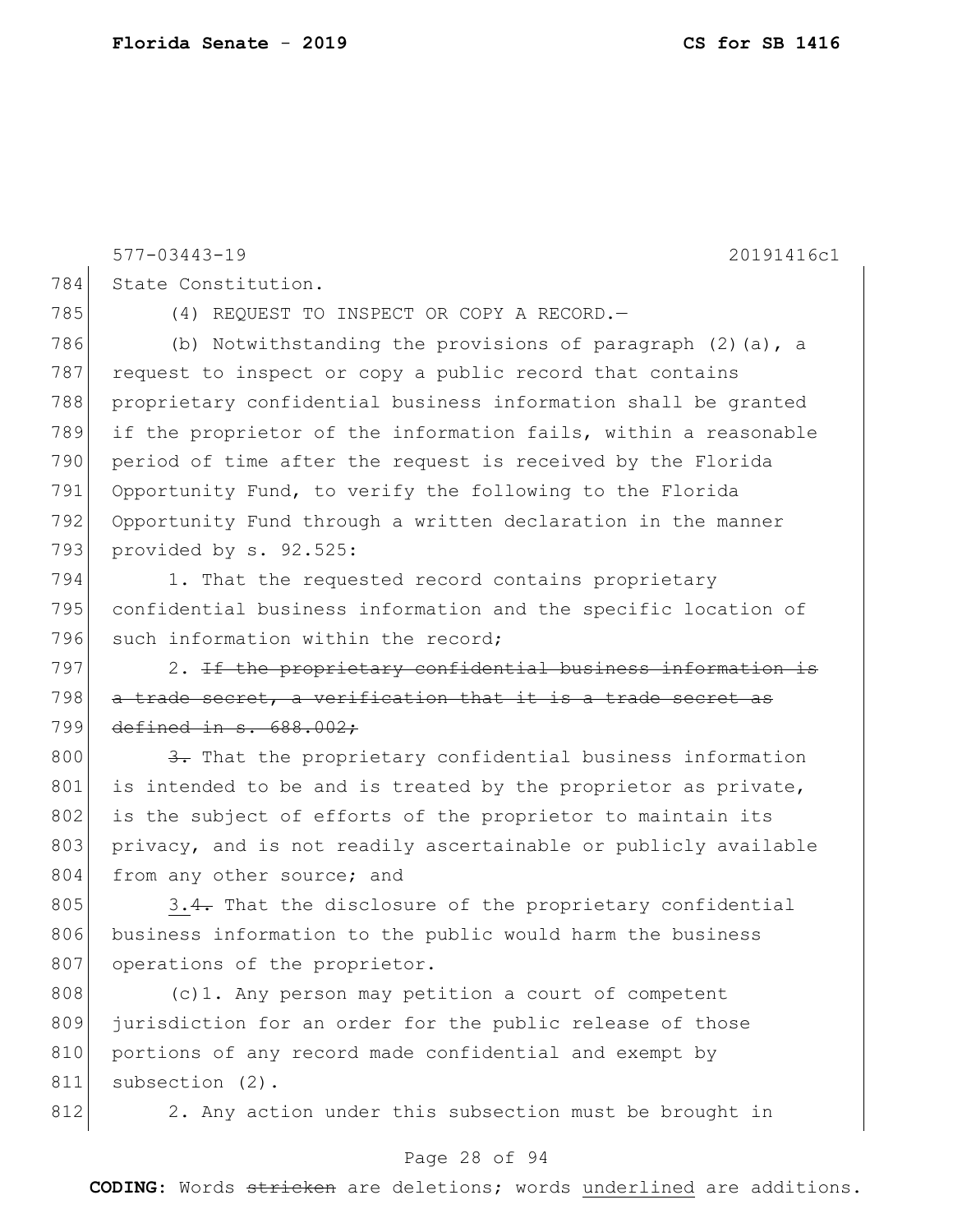State Constitution.

(4) REQUEST TO INSPECT OR COPY A RECORD.—

(b) Notwithstanding the provisions of paragraph (2)(a), a request to inspect or copy a public record that contains proprietary confidential business information shall be granted if the proprietor of the information fails, within a reasonable period of time after the request is received by the Florida Opportunity Fund, to verify the following to the Florida Opportunity Fund through a written declaration in the manner provided by s. 92.525:

1. That the requested record contains proprietary confidential business information and the specific location of such information within the record;

2. ~~If the proprietary confidential business information is a trade secret, a verification that it is a trade secret as defined in s. 688.002;~~

~~3.~~ That the proprietary confidential business information is intended to be and is treated by the proprietor as private, is the subject of efforts of the proprietor to maintain its privacy, and is not readily ascertainable or publicly available from any other source; and

<u>3.</u>~~4.~~ That the disclosure of the proprietary confidential business information to the public would harm the business operations of the proprietor.

(c)1. Any person may petition a court of competent jurisdiction for an order for the public release of those portions of any record made confidential and exempt by subsection (2).

2. Any action under this subsection must be brought in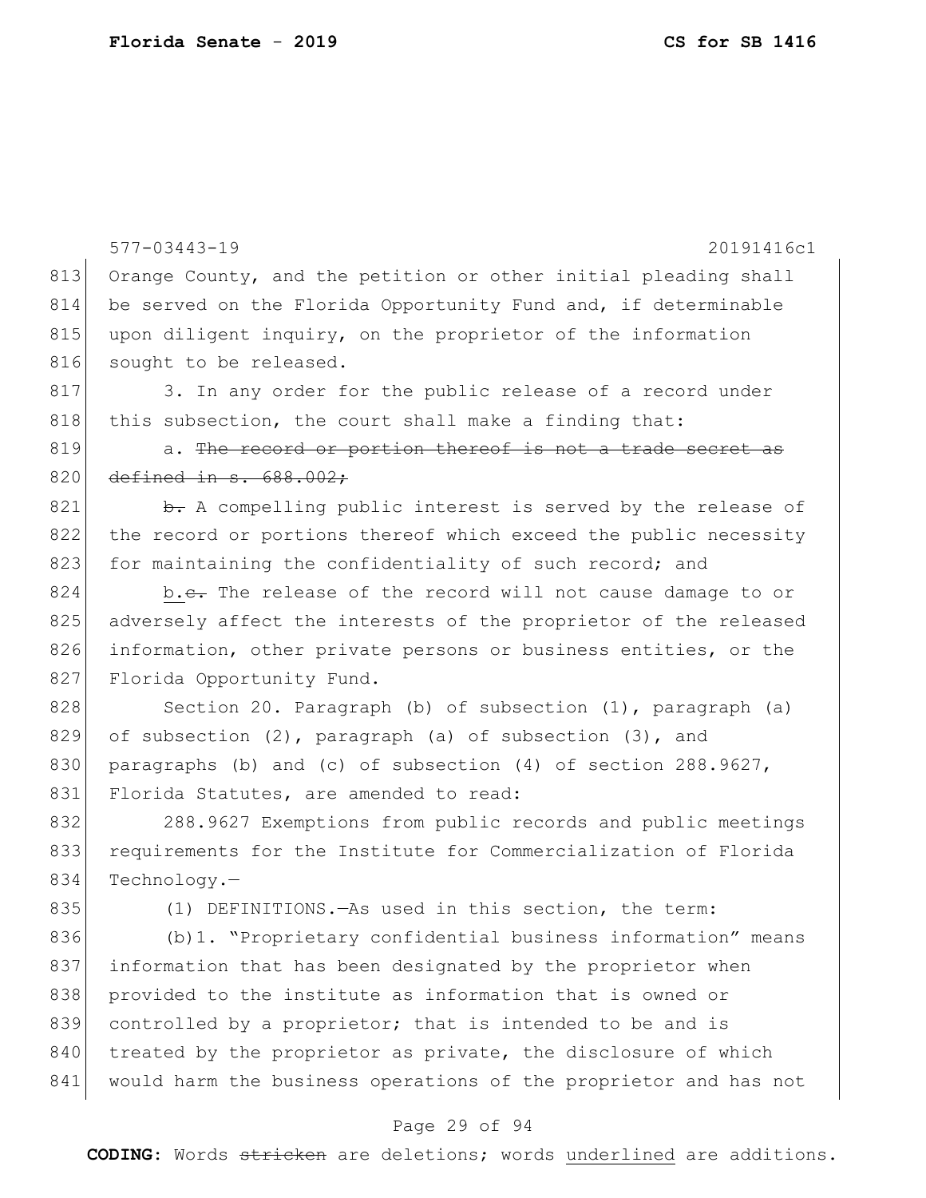Orange County, and the petition or other initial pleading shall be served on the Florida Opportunity Fund and, if determinable upon diligent inquiry, on the proprietor of the information sought to be released.

3. In any order for the public release of a record under this subsection, the court shall make a finding that:

a. ~~The record or portion thereof is not a trade secret as defined in s. 688.002;~~

~~b.~~ A compelling public interest is served by the release of the record or portions thereof which exceed the public necessity for maintaining the confidentiality of such record; and

<u>b.</u>~~c.~~ The release of the record will not cause damage to or adversely affect the interests of the proprietor of the released information, other private persons or business entities, or the Florida Opportunity Fund.

Section 20. Paragraph (b) of subsection (1), paragraph (a) of subsection (2), paragraph (a) of subsection (3), and paragraphs (b) and (c) of subsection (4) of section 288.9627, Florida Statutes, are amended to read:

288.9627 Exemptions from public records and public meetings requirements for the Institute for Commercialization of Florida Technology.—

(1) DEFINITIONS.—As used in this section, the term:

(b)1. "Proprietary confidential business information" means information that has been designated by the proprietor when provided to the institute as information that is owned or controlled by a proprietor; that is intended to be and is treated by the proprietor as private, the disclosure of which would harm the business operations of the proprietor and has not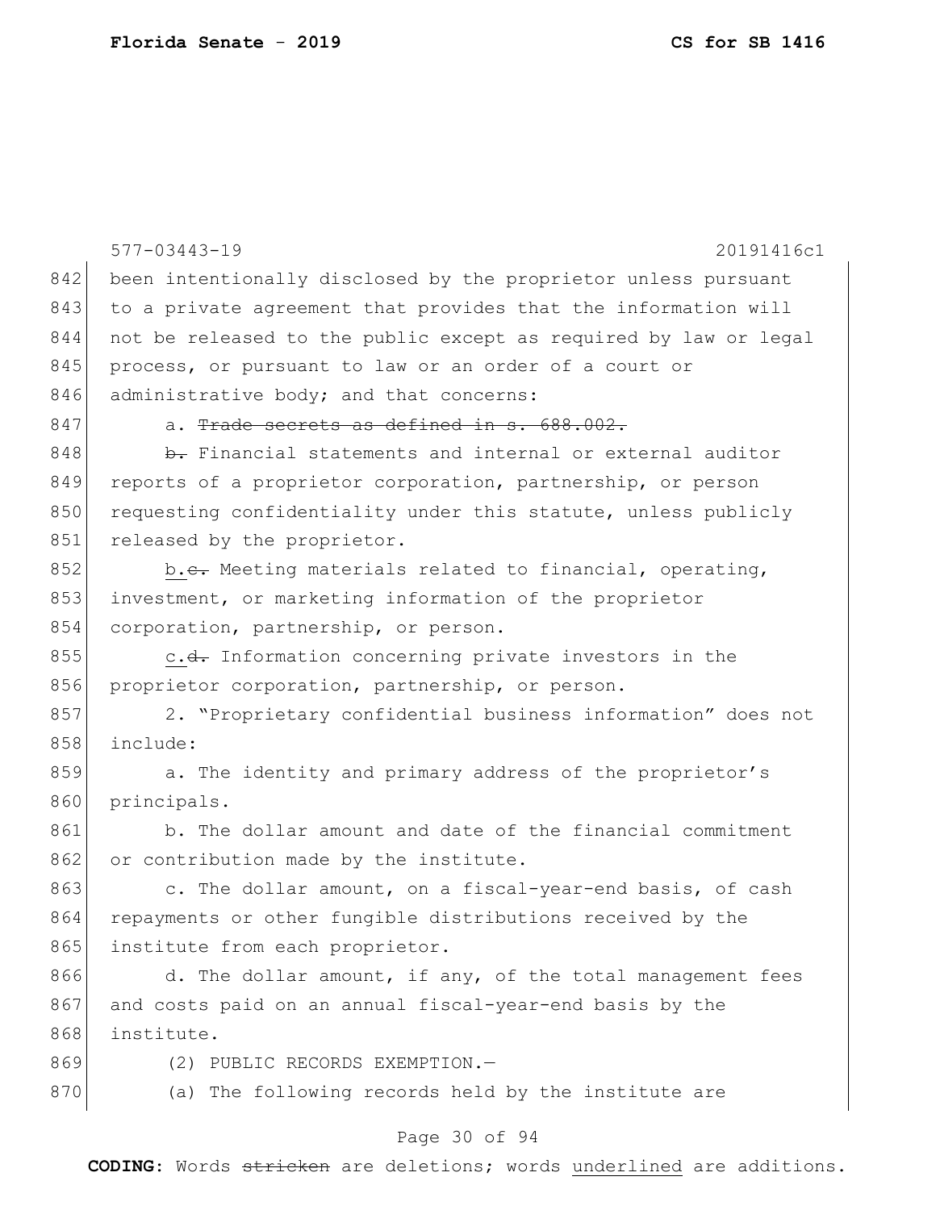577-03443-19 20191416c1

842 been intentionally disclosed by the proprietor unless pursuant
843 to a private agreement that provides that the information will
844 not be released to the public except as required by law or legal
845 process, or pursuant to law or an order of a court or
846 administrative body; and that concerns:

847 a. ~~Trade secrets as defined in s. 688.002.~~

848 ~~b.~~ Financial statements and internal or external auditor
849 reports of a proprietor corporation, partnership, or person
850 requesting confidentiality under this statute, unless publicly
851 released by the proprietor.

852 <u>b.</u>~~c.~~ Meeting materials related to financial, operating,
853 investment, or marketing information of the proprietor
854 corporation, partnership, or person.

855 <u>c.</u>~~d.~~ Information concerning private investors in the
856 proprietor corporation, partnership, or person.

857 2. "Proprietary confidential business information" does not
858 include:

859 a. The identity and primary address of the proprietor's
860 principals.

861 b. The dollar amount and date of the financial commitment
862 or contribution made by the institute.

863 c. The dollar amount, on a fiscal-year-end basis, of cash
864 repayments or other fungible distributions received by the
865 institute from each proprietor.

866 d. The dollar amount, if any, of the total management fees
867 and costs paid on an annual fiscal-year-end basis by the
868 institute.

869 (2) PUBLIC RECORDS EXEMPTION.—

870 (a) The following records held by the institute are

**CODING:** Words ~~stricken~~ are deletions; words <u>underlined</u> are additions.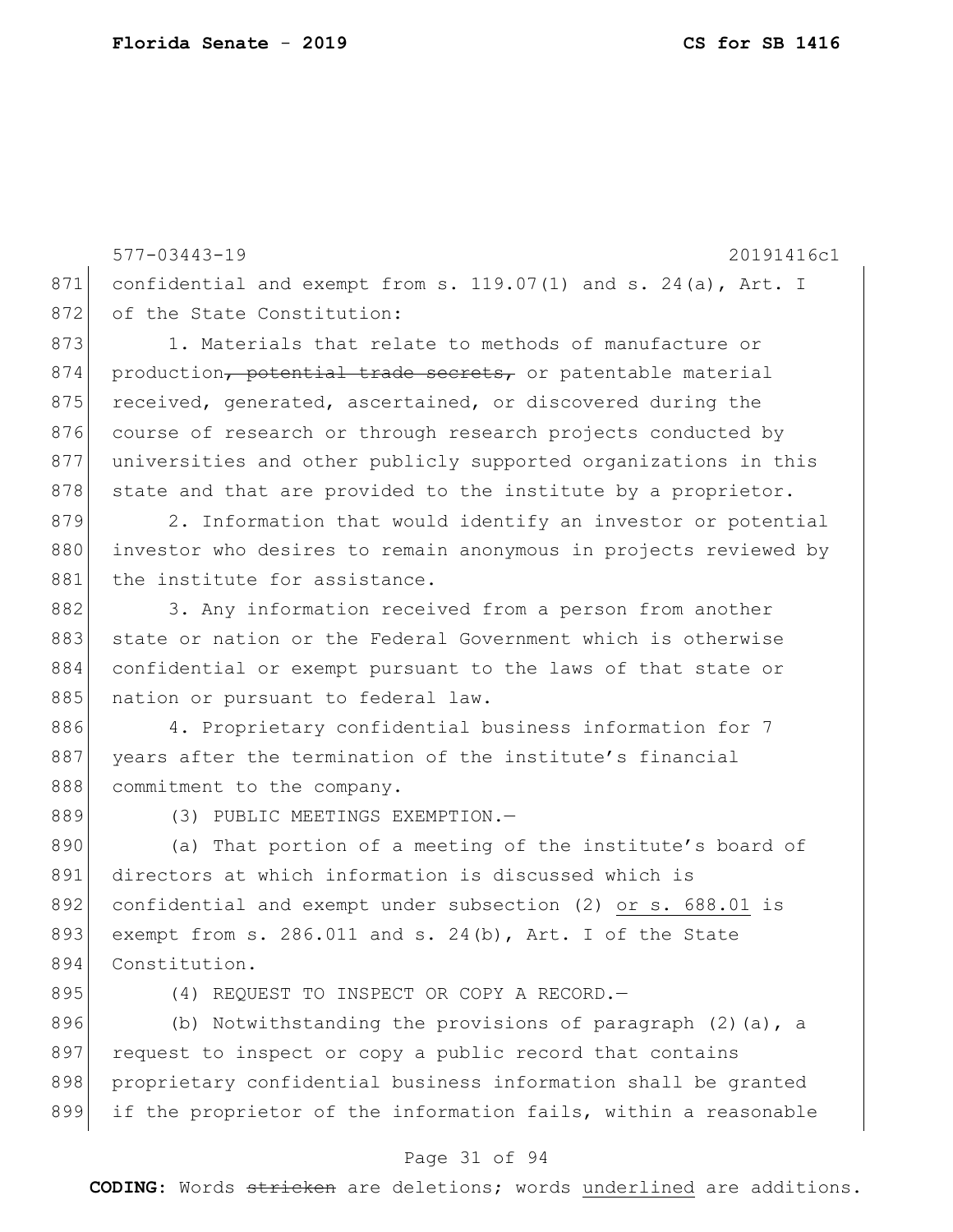577-03443-19 20191416c1

confidential and exempt from s. 119.07(1) and s. 24(a), Art. I of the State Constitution:

1. Materials that relate to methods of manufacture or production~~, potential trade secrets,~~ or patentable material received, generated, ascertained, or discovered during the course of research or through research projects conducted by universities and other publicly supported organizations in this state and that are provided to the institute by a proprietor.

2. Information that would identify an investor or potential investor who desires to remain anonymous in projects reviewed by the institute for assistance.

3. Any information received from a person from another state or nation or the Federal Government which is otherwise confidential or exempt pursuant to the laws of that state or nation or pursuant to federal law.

4. Proprietary confidential business information for 7 years after the termination of the institute's financial commitment to the company.

(3) PUBLIC MEETINGS EXEMPTION.—

(a) That portion of a meeting of the institute's board of directors at which information is discussed which is confidential and exempt under subsection (2) <u>or s. 688.01</u> is exempt from s. 286.011 and s. 24(b), Art. I of the State Constitution.

(4) REQUEST TO INSPECT OR COPY A RECORD.—

(b) Notwithstanding the provisions of paragraph (2)(a), a request to inspect or copy a public record that contains proprietary confidential business information shall be granted if the proprietor of the information fails, within a reasonable

**CODING:** Words ~~stricken~~ are deletions; words <u>underlined</u> are additions.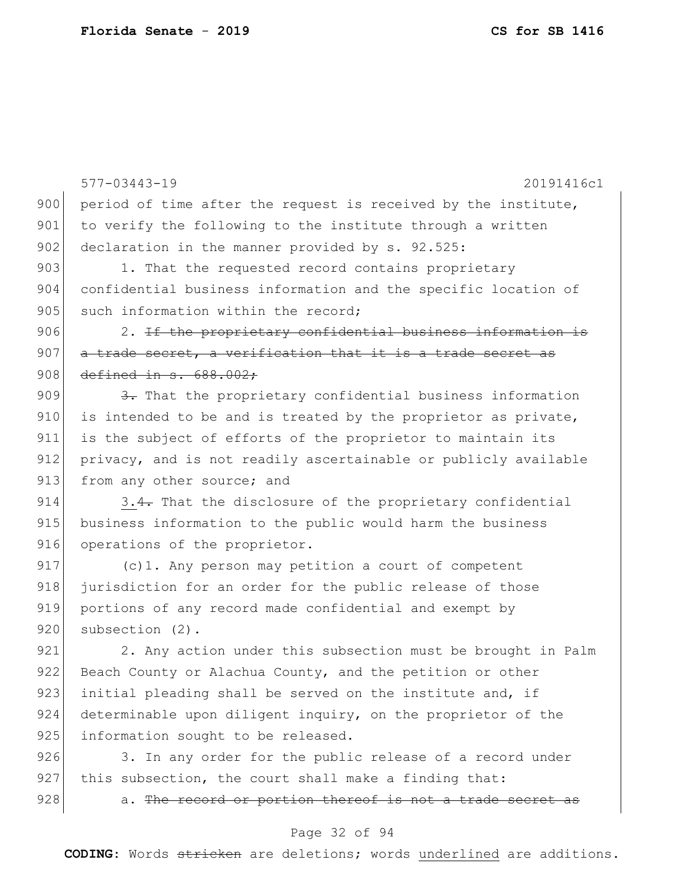period of time after the request is received by the institute, to verify the following to the institute through a written declaration in the manner provided by s. 92.525:

1. That the requested record contains proprietary confidential business information and the specific location of such information within the record;

2. ~~If the proprietary confidential business information is a trade secret, a verification that it is a trade secret as defined in s. 688.002;~~

~~3.~~ That the proprietary confidential business information is intended to be and is treated by the proprietor as private, is the subject of efforts of the proprietor to maintain its privacy, and is not readily ascertainable or publicly available from any other source; and

<u>3.</u>~~4.~~ That the disclosure of the proprietary confidential business information to the public would harm the business operations of the proprietor.

(c)1. Any person may petition a court of competent jurisdiction for an order for the public release of those portions of any record made confidential and exempt by subsection (2).

2. Any action under this subsection must be brought in Palm Beach County or Alachua County, and the petition or other initial pleading shall be served on the institute and, if determinable upon diligent inquiry, on the proprietor of the information sought to be released.

3. In any order for the public release of a record under this subsection, the court shall make a finding that:

a. ~~The record or portion thereof is not a trade secret as~~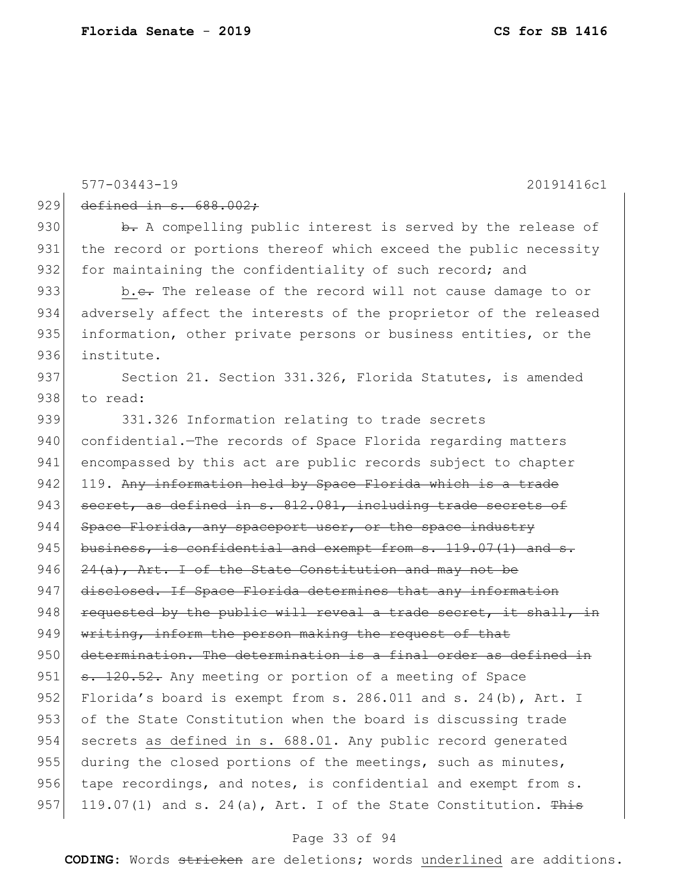577-03443-19 20191416c1

929 ~~defined in s. 688.002;~~

930 ~~b.~~ A compelling public interest is served by the release of
931 the record or portions thereof which exceed the public necessity
932 for maintaining the confidentiality of such record; and

933 b.~~c.~~ The release of the record will not cause damage to or
934 adversely affect the interests of the proprietor of the released
935 information, other private persons or business entities, or the
936 institute.

937 Section 21. Section 331.326, Florida Statutes, is amended
938 to read:

939 331.326 Information relating to trade secrets
940 confidential.—The records of Space Florida regarding matters
941 encompassed by this act are public records subject to chapter
942 119. ~~Any information held by Space Florida which is a trade~~
943 ~~secret, as defined in s. 812.081, including trade secrets of~~
944 ~~Space Florida, any spaceport user, or the space industry~~
945 ~~business, is confidential and exempt from s. 119.07(1) and s.~~
946 ~~24(a), Art. I of the State Constitution and may not be~~
947 ~~disclosed. If Space Florida determines that any information~~
948 ~~requested by the public will reveal a trade secret, it shall, in~~
949 ~~writing, inform the person making the request of that~~
950 ~~determination. The determination is a final order as defined in~~
951 ~~s. 120.52.~~ Any meeting or portion of a meeting of Space
952 Florida's board is exempt from s. 286.011 and s. 24(b), Art. I
953 of the State Constitution when the board is discussing trade
954 secrets <u>as defined in s. 688.01</u>. Any public record generated
955 during the closed portions of the meetings, such as minutes,
956 tape recordings, and notes, is confidential and exempt from s.
957 119.07(1) and s. 24(a), Art. I of the State Constitution. ~~This~~

**CODING:** Words ~~stricken~~ are deletions; words <u>underlined</u> are additions.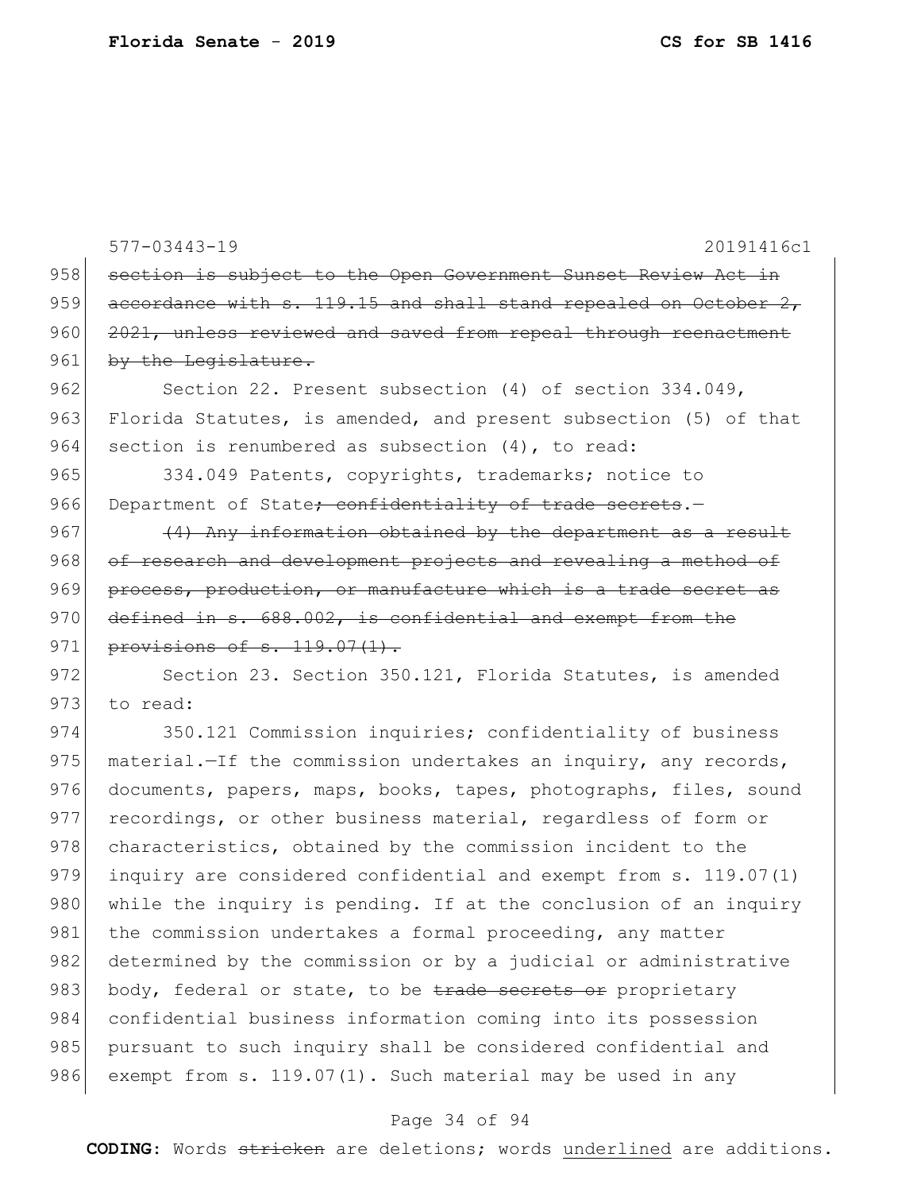577-03443-19 20191416c1

~~section is subject to the Open Government Sunset Review Act in accordance with s. 119.15 and shall stand repealed on October 2, 2021, unless reviewed and saved from repeal through reenactment by the Legislature.~~

Section 22. Present subsection (4) of section 334.049, Florida Statutes, is amended, and present subsection (5) of that section is renumbered as subsection (4), to read:

334.049 Patents, copyrights, trademarks; notice to Department of State~~; confidentiality of trade secrets~~.—

~~(4) Any information obtained by the department as a result of research and development projects and revealing a method of process, production, or manufacture which is a trade secret as defined in s. 688.002, is confidential and exempt from the provisions of s. 119.07(1).~~

Section 23. Section 350.121, Florida Statutes, is amended to read:

350.121 Commission inquiries; confidentiality of business material.—If the commission undertakes an inquiry, any records, documents, papers, maps, books, tapes, photographs, files, sound recordings, or other business material, regardless of form or characteristics, obtained by the commission incident to the inquiry are considered confidential and exempt from s. 119.07(1) while the inquiry is pending. If at the conclusion of an inquiry the commission undertakes a formal proceeding, any matter determined by the commission or by a judicial or administrative body, federal or state, to be ~~trade secrets or~~ proprietary confidential business information coming into its possession pursuant to such inquiry shall be considered confidential and exempt from s. 119.07(1). Such material may be used in any

**CODING:** Words ~~stricken~~ are deletions; words underlined are additions.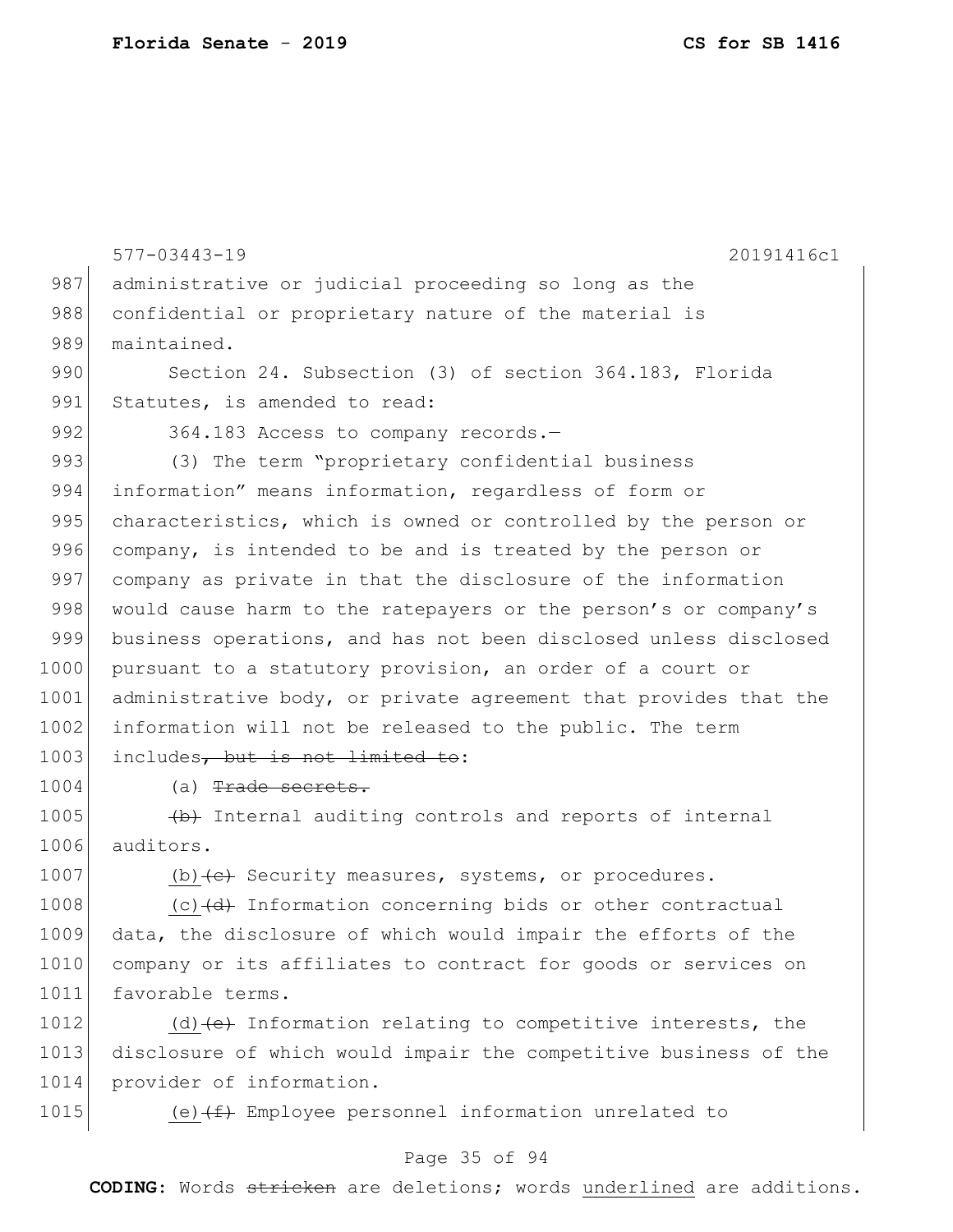577-03443-19 20191416c1

administrative or judicial proceeding so long as the confidential or proprietary nature of the material is maintained.

Section 24. Subsection (3) of section 364.183, Florida Statutes, is amended to read:

364.183 Access to company records.—

(3) The term "proprietary confidential business information" means information, regardless of form or characteristics, which is owned or controlled by the person or company, is intended to be and is treated by the person or company as private in that the disclosure of the information would cause harm to the ratepayers or the person's or company's business operations, and has not been disclosed unless disclosed pursuant to a statutory provision, an order of a court or administrative body, or private agreement that provides that the information will not be released to the public. The term includes~~, but is not limited to~~:

(a) ~~Trade secrets.~~

~~(b)~~ Internal auditing controls and reports of internal auditors.

<u>(b)</u>~~(c)~~ Security measures, systems, or procedures.

<u>(c)</u>~~(d)~~ Information concerning bids or other contractual data, the disclosure of which would impair the efforts of the company or its affiliates to contract for goods or services on favorable terms.

<u>(d)</u>~~(e)~~ Information relating to competitive interests, the disclosure of which would impair the competitive business of the provider of information.

<u>(e)</u>~~(f)~~ Employee personnel information unrelated to

**CODING:** Words ~~stricken~~ are deletions; words <u>underlined</u> are additions.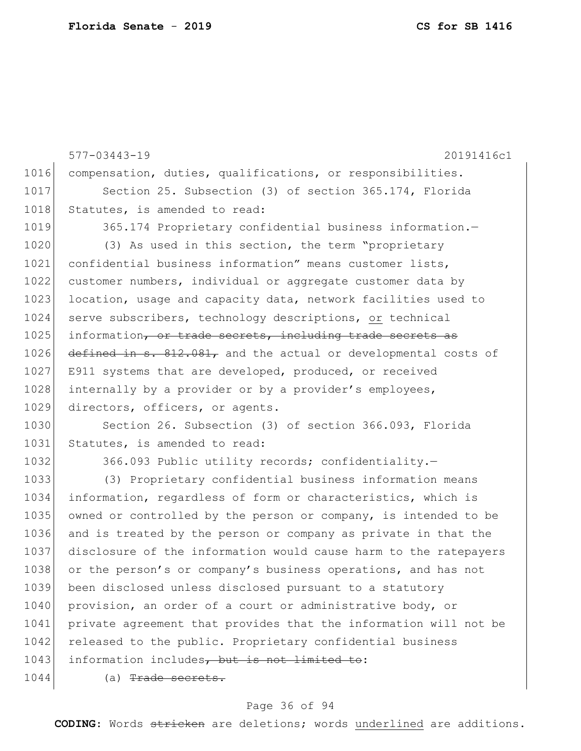577-03443-19 20191416c1

1016 compensation, duties, qualifications, or responsibilities.

1017 Section 25. Subsection (3) of section 365.174, Florida
1018 Statutes, is amended to read:

1019 365.174 Proprietary confidential business information.—

1020 (3) As used in this section, the term "proprietary
1021 confidential business information" means customer lists,
1022 customer numbers, individual or aggregate customer data by
1023 location, usage and capacity data, network facilities used to
1024 serve subscribers, technology descriptions, <u>or</u> technical
1025 information~~, or trade secrets, including trade secrets as~~
1026 ~~defined in s. 812.081,~~ and the actual or developmental costs of
1027 E911 systems that are developed, produced, or received
1028 internally by a provider or by a provider's employees,
1029 directors, officers, or agents.

1030 Section 26. Subsection (3) of section 366.093, Florida
1031 Statutes, is amended to read:

1032 366.093 Public utility records; confidentiality.—

1033 (3) Proprietary confidential business information means
1034 information, regardless of form or characteristics, which is
1035 owned or controlled by the person or company, is intended to be
1036 and is treated by the person or company as private in that the
1037 disclosure of the information would cause harm to the ratepayers
1038 or the person's or company's business operations, and has not
1039 been disclosed unless disclosed pursuant to a statutory
1040 provision, an order of a court or administrative body, or
1041 private agreement that provides that the information will not be
1042 released to the public. Proprietary confidential business
1043 information includes~~, but is not limited to~~:

1044 (a) ~~Trade secrets.~~

**CODING:** Words ~~stricken~~ are deletions; words <u>underlined</u> are additions.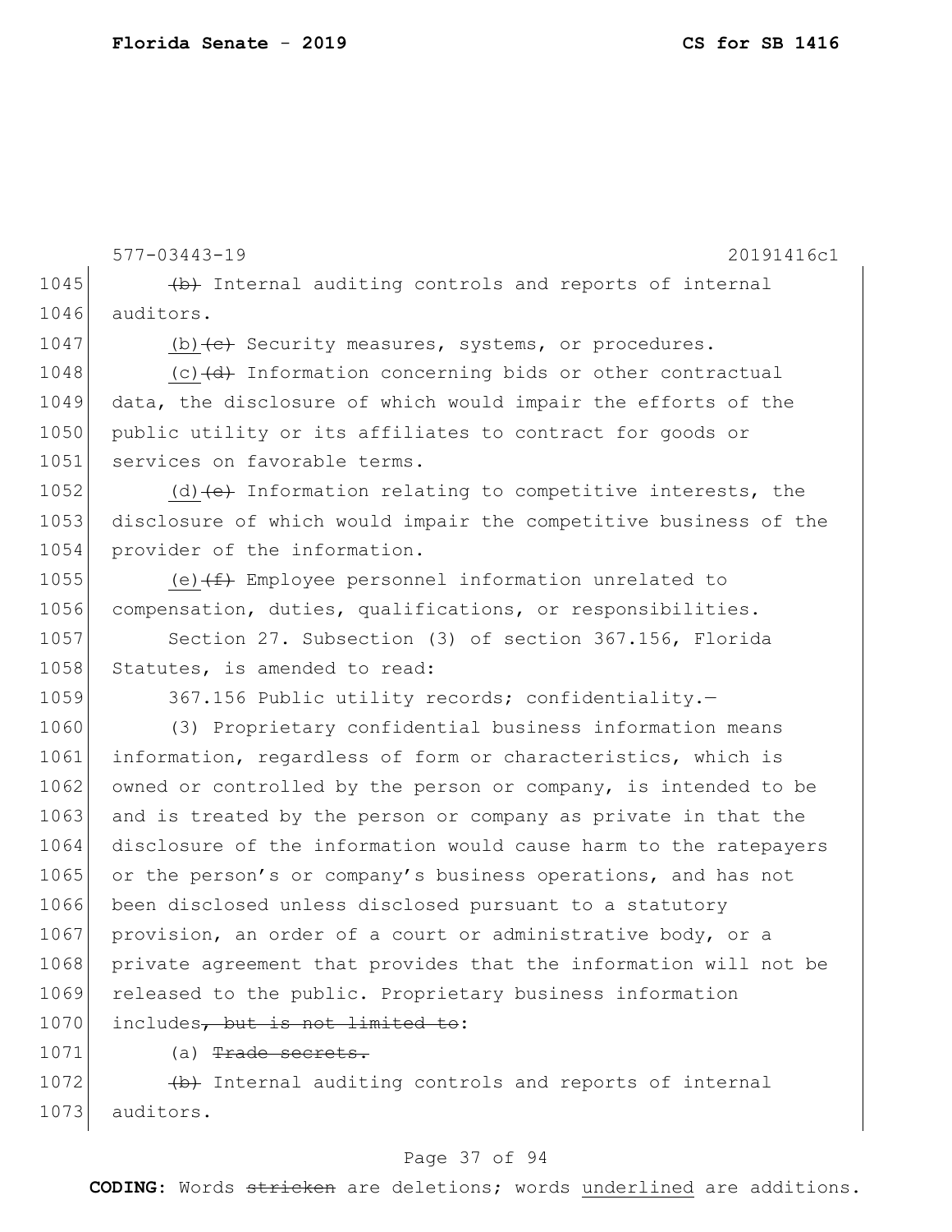~~(b)~~ Internal auditing controls and reports of internal auditors.

<u>(b)</u>~~(c)~~ Security measures, systems, or procedures.

<u>(c)</u>~~(d)~~ Information concerning bids or other contractual data, the disclosure of which would impair the efforts of the public utility or its affiliates to contract for goods or services on favorable terms.

<u>(d)</u>~~(e)~~ Information relating to competitive interests, the disclosure of which would impair the competitive business of the provider of the information.

<u>(e)</u>~~(f)~~ Employee personnel information unrelated to compensation, duties, qualifications, or responsibilities.

Section 27. Subsection (3) of section 367.156, Florida Statutes, is amended to read:

367.156 Public utility records; confidentiality.—

(3) Proprietary confidential business information means information, regardless of form or characteristics, which is owned or controlled by the person or company, is intended to be and is treated by the person or company as private in that the disclosure of the information would cause harm to the ratepayers or the person's or company's business operations, and has not been disclosed unless disclosed pursuant to a statutory provision, an order of a court or administrative body, or a private agreement that provides that the information will not be released to the public. Proprietary business information includes~~, but is not limited to~~:

(a) ~~Trade secrets.~~

~~(b)~~ Internal auditing controls and reports of internal auditors.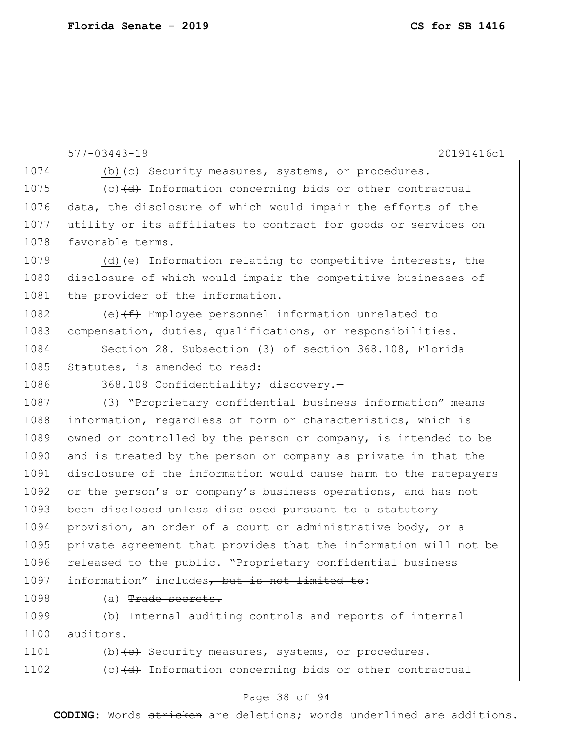577-03443-19 20191416c1

1074 (b) ~~(c)~~ Security measures, systems, or procedures.

1075 (c) ~~(d)~~ Information concerning bids or other contractual
1076 data, the disclosure of which would impair the efforts of the
1077 utility or its affiliates to contract for goods or services on
1078 favorable terms.

1079 (d) ~~(e)~~ Information relating to competitive interests, the
1080 disclosure of which would impair the competitive businesses of
1081 the provider of the information.

1082 (e) ~~(f)~~ Employee personnel information unrelated to
1083 compensation, duties, qualifications, or responsibilities.

1084 Section 28. Subsection (3) of section 368.108, Florida
1085 Statutes, is amended to read:

1086 368.108 Confidentiality; discovery.—

1087 (3) "Proprietary confidential business information" means
1088 information, regardless of form or characteristics, which is
1089 owned or controlled by the person or company, is intended to be
1090 and is treated by the person or company as private in that the
1091 disclosure of the information would cause harm to the ratepayers
1092 or the person's or company's business operations, and has not
1093 been disclosed unless disclosed pursuant to a statutory
1094 provision, an order of a court or administrative body, or a
1095 private agreement that provides that the information will not be
1096 released to the public. "Proprietary confidential business
1097 information" includes~~, but is not limited to~~:

1098 (a) ~~Trade secrets.~~

1099 ~~(b)~~ Internal auditing controls and reports of internal
1100 auditors.

1101 (b) ~~(c)~~ Security measures, systems, or procedures.

1102 (c) ~~(d)~~ Information concerning bids or other contractual

**CODING:** Words ~~stricken~~ are deletions; words <u>underlined</u> are additions.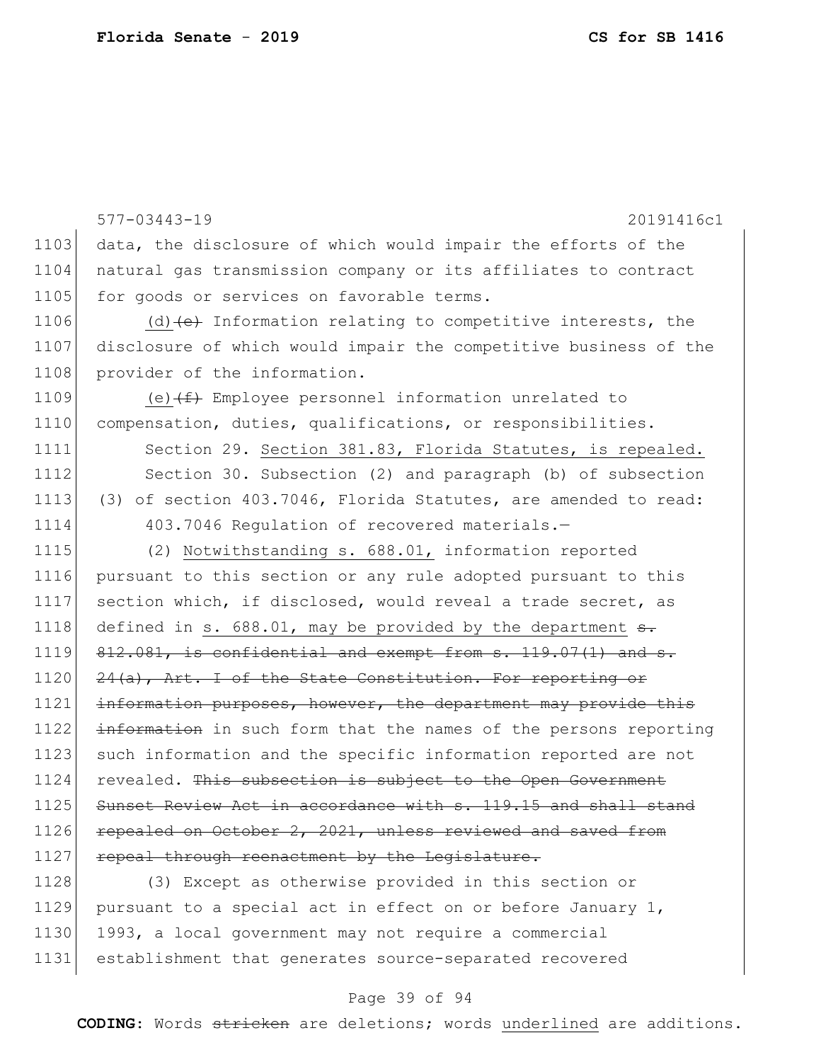577-03443-19 20191416c1

1103 data, the disclosure of which would impair the efforts of the
1104 natural gas transmission company or its affiliates to contract
1105 for goods or services on favorable terms.

1106 (d) ~~(e)~~ Information relating to competitive interests, the
1107 disclosure of which would impair the competitive business of the
1108 provider of the information.

1109 (e) ~~(f)~~ Employee personnel information unrelated to
1110 compensation, duties, qualifications, or responsibilities.

1111 Section 29. <u>Section 381.83, Florida Statutes, is repealed.</u>

1112 Section 30. Subsection (2) and paragraph (b) of subsection
1113 (3) of section 403.7046, Florida Statutes, are amended to read:

1114 403.7046 Regulation of recovered materials.—

1115 (2) <u>Notwithstanding s. 688.01,</u> information reported
1116 pursuant to this section or any rule adopted pursuant to this
1117 section which, if disclosed, would reveal a trade secret, as
1118 defined in <u>s. 688.01, may be provided by the department</u> ~~s.~~
1119 ~~812.081, is confidential and exempt from s. 119.07(1) and s.~~
1120 ~~24(a), Art. I of the State Constitution. For reporting or~~
1121 ~~information purposes, however, the department may provide this~~
1122 ~~information~~ in such form that the names of the persons reporting
1123 such information and the specific information reported are not
1124 revealed. ~~This subsection is subject to the Open Government~~
1125 ~~Sunset Review Act in accordance with s. 119.15 and shall stand~~
1126 ~~repealed on October 2, 2021, unless reviewed and saved from~~
1127 ~~repeal through reenactment by the Legislature.~~

1128 (3) Except as otherwise provided in this section or
1129 pursuant to a special act in effect on or before January 1,
1130 1993, a local government may not require a commercial
1131 establishment that generates source-separated recovered

**CODING:** Words ~~stricken~~ are deletions; words <u>underlined</u> are additions.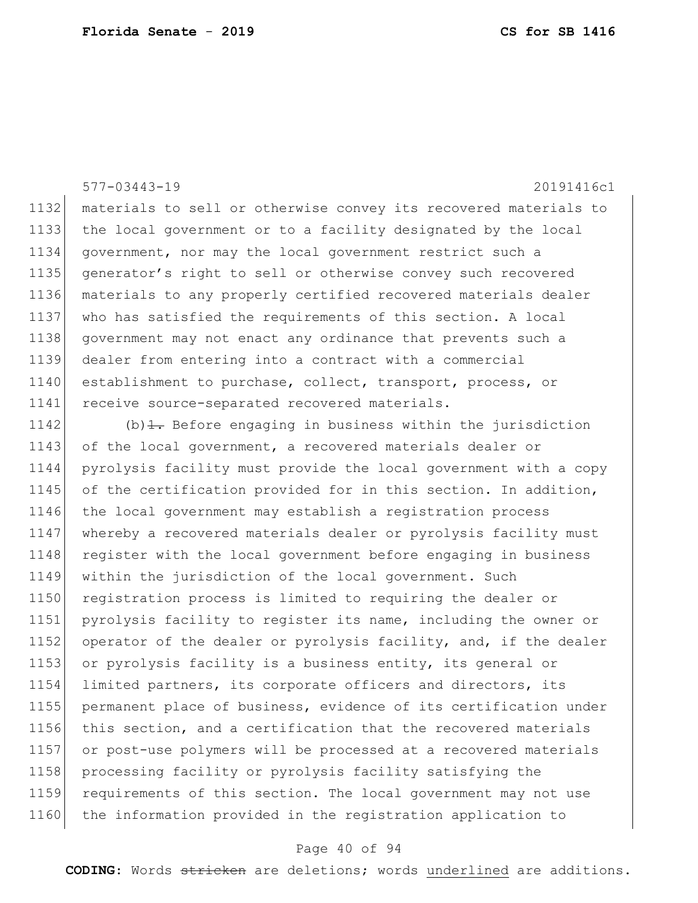materials to sell or otherwise convey its recovered materials to the local government or to a facility designated by the local government, nor may the local government restrict such a generator's right to sell or otherwise convey such recovered materials to any properly certified recovered materials dealer who has satisfied the requirements of this section. A local government may not enact any ordinance that prevents such a dealer from entering into a contract with a commercial establishment to purchase, collect, transport, process, or receive source-separated recovered materials.

(b) ~~1.~~ Before engaging in business within the jurisdiction of the local government, a recovered materials dealer or pyrolysis facility must provide the local government with a copy of the certification provided for in this section. In addition, the local government may establish a registration process whereby a recovered materials dealer or pyrolysis facility must register with the local government before engaging in business within the jurisdiction of the local government. Such registration process is limited to requiring the dealer or pyrolysis facility to register its name, including the owner or operator of the dealer or pyrolysis facility, and, if the dealer or pyrolysis facility is a business entity, its general or limited partners, its corporate officers and directors, its permanent place of business, evidence of its certification under this section, and a certification that the recovered materials or post-use polymers will be processed at a recovered materials processing facility or pyrolysis facility satisfying the requirements of this section. The local government may not use the information provided in the registration application to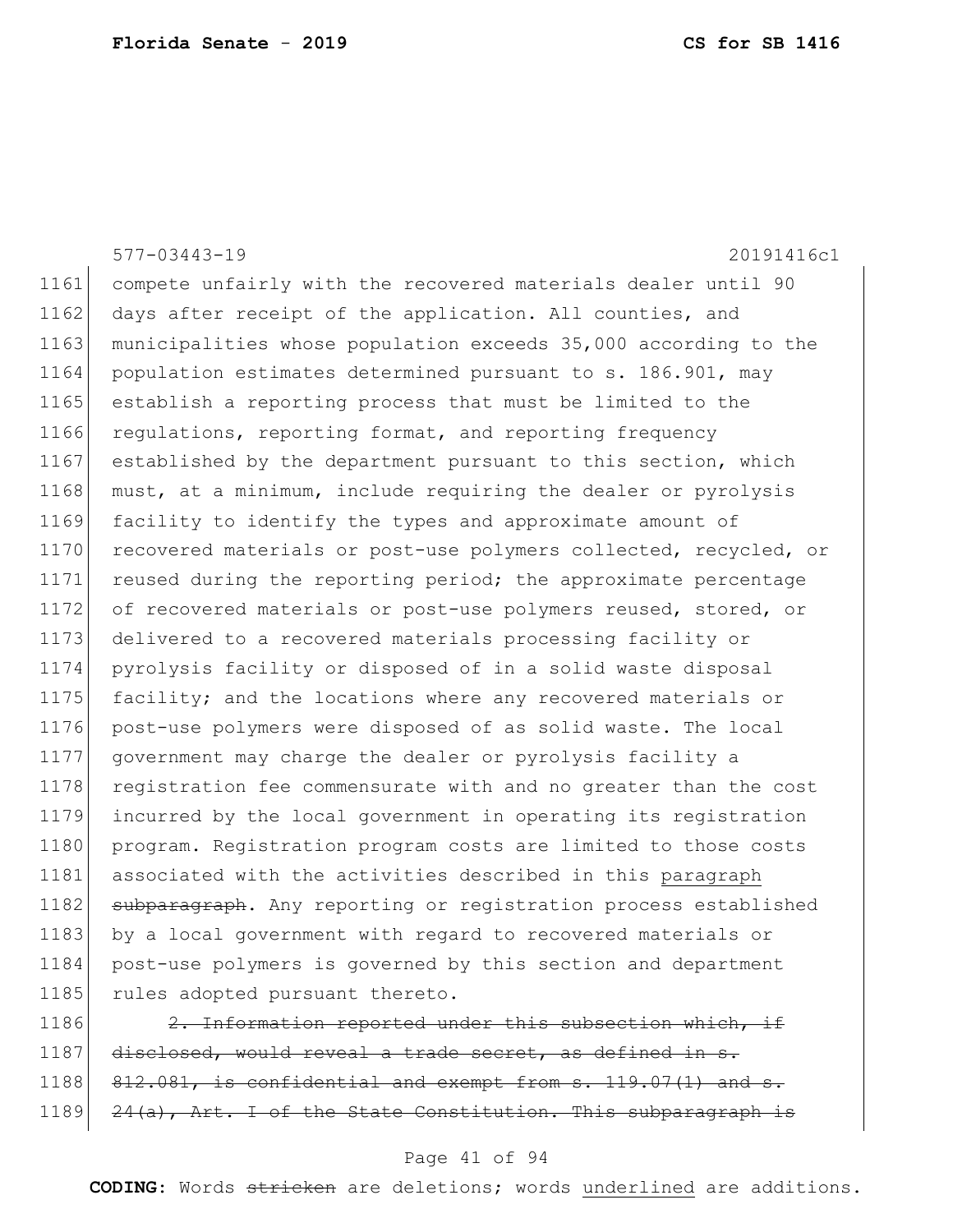compete unfairly with the recovered materials dealer until 90 days after receipt of the application. All counties, and municipalities whose population exceeds 35,000 according to the population estimates determined pursuant to s. 186.901, may establish a reporting process that must be limited to the regulations, reporting format, and reporting frequency established by the department pursuant to this section, which must, at a minimum, include requiring the dealer or pyrolysis facility to identify the types and approximate amount of recovered materials or post-use polymers collected, recycled, or reused during the reporting period; the approximate percentage of recovered materials or post-use polymers reused, stored, or delivered to a recovered materials processing facility or pyrolysis facility or disposed of in a solid waste disposal facility; and the locations where any recovered materials or post-use polymers were disposed of as solid waste. The local government may charge the dealer or pyrolysis facility a registration fee commensurate with and no greater than the cost incurred by the local government in operating its registration program. Registration program costs are limited to those costs associated with the activities described in this <u>paragraph</u> ~~subparagraph~~. Any reporting or registration process established by a local government with regard to recovered materials or post-use polymers is governed by this section and department rules adopted pursuant thereto.

~~2. Information reported under this subsection which, if disclosed, would reveal a trade secret, as defined in s. 812.081, is confidential and exempt from s. 119.07(1) and s. 24(a), Art. I of the State Constitution. This subparagraph is~~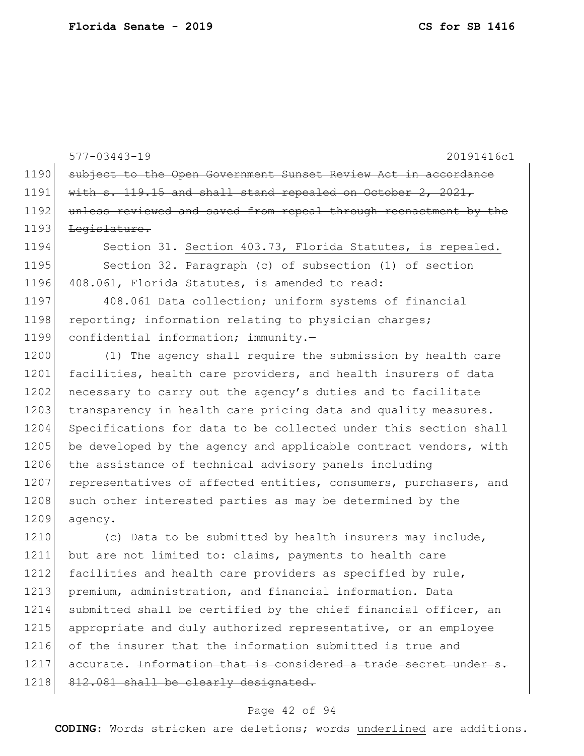~~subject to the Open Government Sunset Review Act in accordance with s. 119.15 and shall stand repealed on October 2, 2021, unless reviewed and saved from repeal through reenactment by the Legislature.~~

Section 31. <u>Section 403.73, Florida Statutes, is repealed.</u>

Section 32. Paragraph (c) of subsection (1) of section 408.061, Florida Statutes, is amended to read:

408.061 Data collection; uniform systems of financial reporting; information relating to physician charges; confidential information; immunity.—

(1) The agency shall require the submission by health care facilities, health care providers, and health insurers of data necessary to carry out the agency's duties and to facilitate transparency in health care pricing data and quality measures. Specifications for data to be collected under this section shall be developed by the agency and applicable contract vendors, with the assistance of technical advisory panels including representatives of affected entities, consumers, purchasers, and such other interested parties as may be determined by the agency.

(c) Data to be submitted by health insurers may include, but are not limited to: claims, payments to health care facilities and health care providers as specified by rule, premium, administration, and financial information. Data submitted shall be certified by the chief financial officer, an appropriate and duly authorized representative, or an employee of the insurer that the information submitted is true and accurate. ~~Information that is considered a trade secret under s. 812.081 shall be clearly designated.~~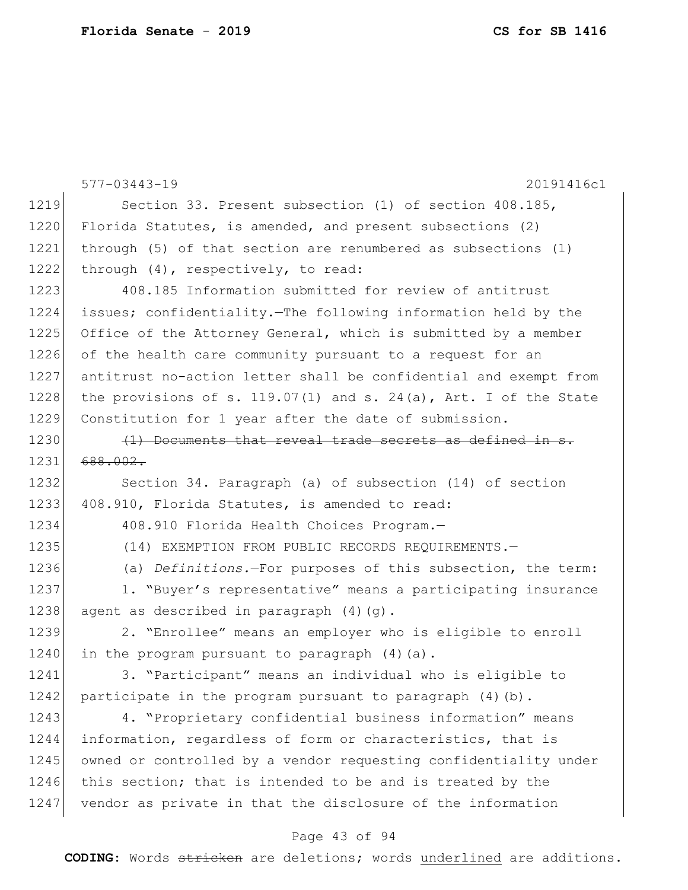577-03443-19 20191416c1

Section 33. Present subsection (1) of section 408.185, Florida Statutes, is amended, and present subsections (2) through (5) of that section are renumbered as subsections (1) through (4), respectively, to read:

408.185 Information submitted for review of antitrust issues; confidentiality.—The following information held by the Office of the Attorney General, which is submitted by a member of the health care community pursuant to a request for an antitrust no-action letter shall be confidential and exempt from the provisions of s. 119.07(1) and s. 24(a), Art. I of the State Constitution for 1 year after the date of submission.

~~(1) Documents that reveal trade secrets as defined in s. 688.002.~~

Section 34. Paragraph (a) of subsection (14) of section 408.910, Florida Statutes, is amended to read:

408.910 Florida Health Choices Program.—

(14) EXEMPTION FROM PUBLIC RECORDS REQUIREMENTS.—

(a) *Definitions.*—For purposes of this subsection, the term:

1. "Buyer's representative" means a participating insurance agent as described in paragraph (4)(g).

2. "Enrollee" means an employer who is eligible to enroll in the program pursuant to paragraph (4)(a).

3. "Participant" means an individual who is eligible to participate in the program pursuant to paragraph (4)(b).

4. "Proprietary confidential business information" means information, regardless of form or characteristics, that is owned or controlled by a vendor requesting confidentiality under this section; that is intended to be and is treated by the vendor as private in that the disclosure of the information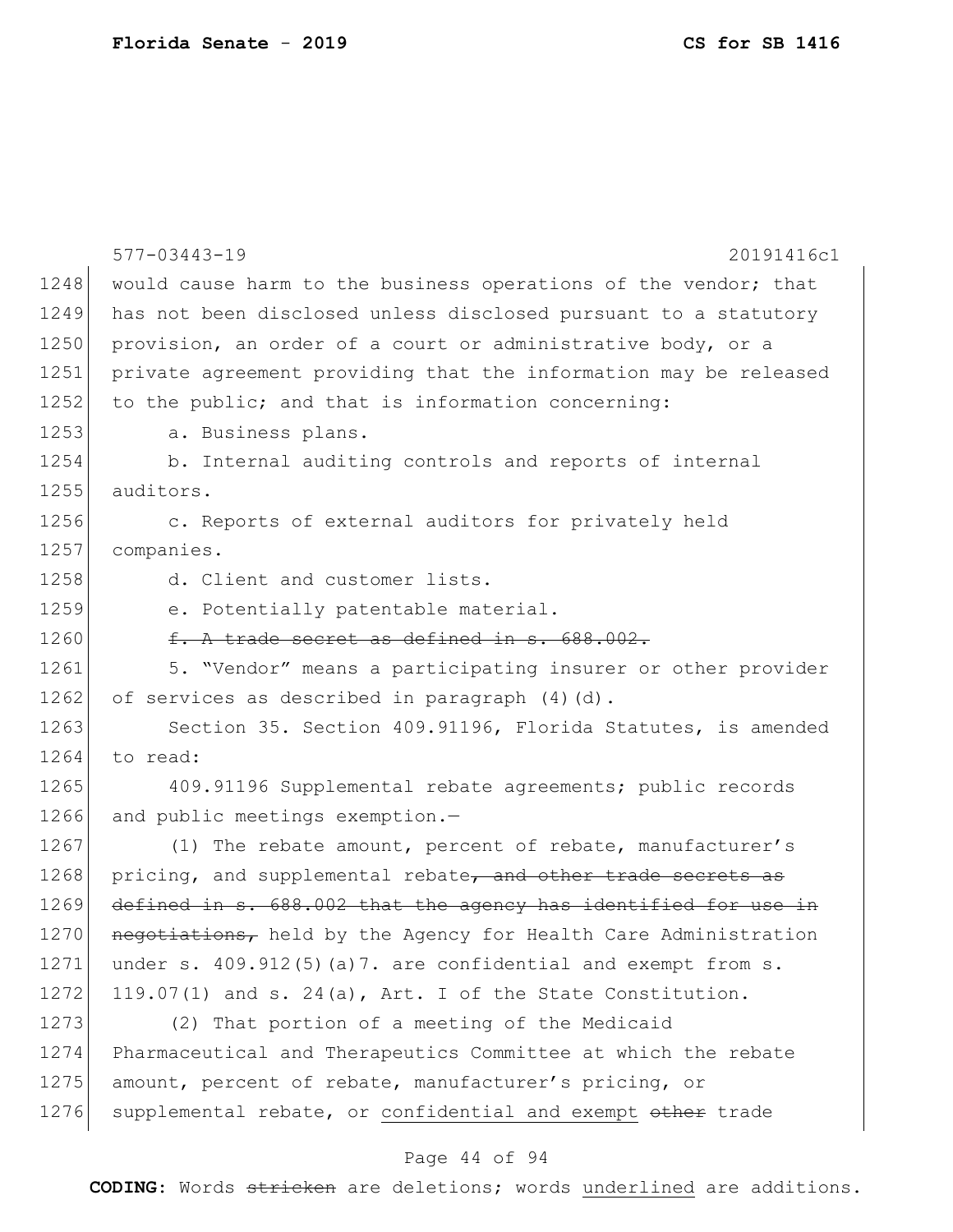would cause harm to the business operations of the vendor; that has not been disclosed unless disclosed pursuant to a statutory provision, an order of a court or administrative body, or a private agreement providing that the information may be released to the public; and that is information concerning:

a. Business plans.

b. Internal auditing controls and reports of internal auditors.

c. Reports of external auditors for privately held companies.

d. Client and customer lists.

e. Potentially patentable material.

~~f. A trade secret as defined in s. 688.002.~~

5. "Vendor" means a participating insurer or other provider of services as described in paragraph (4)(d).

Section 35. Section 409.91196, Florida Statutes, is amended to read:

409.91196 Supplemental rebate agreements; public records and public meetings exemption.—

(1) The rebate amount, percent of rebate, manufacturer's pricing, and supplemental rebate~~, and other trade secrets as defined in s. 688.002 that the agency has identified for use in negotiations,~~ held by the Agency for Health Care Administration under s. 409.912(5)(a)7. are confidential and exempt from s. 119.07(1) and s. 24(a), Art. I of the State Constitution.

(2) That portion of a meeting of the Medicaid Pharmaceutical and Therapeutics Committee at which the rebate amount, percent of rebate, manufacturer's pricing, or supplemental rebate, or <u>confidential and exempt</u> ~~other~~ trade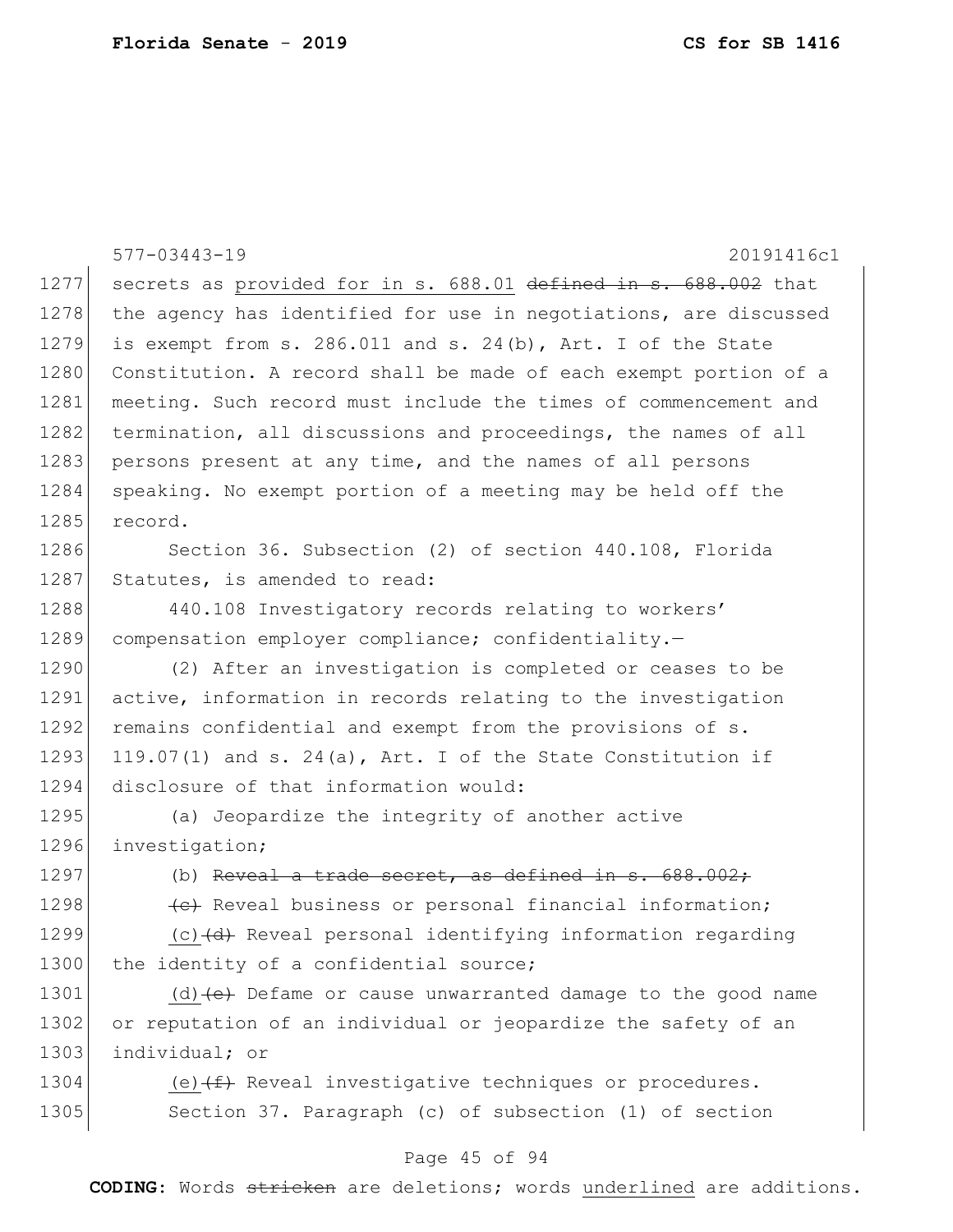secrets as <u>provided for in s. 688.01</u> ~~defined in s. 688.002~~ that the agency has identified for use in negotiations, are discussed is exempt from s. 286.011 and s. 24(b), Art. I of the State Constitution. A record shall be made of each exempt portion of a meeting. Such record must include the times of commencement and termination, all discussions and proceedings, the names of all persons present at any time, and the names of all persons speaking. No exempt portion of a meeting may be held off the record.

Section 36. Subsection (2) of section 440.108, Florida Statutes, is amended to read:

440.108 Investigatory records relating to workers' compensation employer compliance; confidentiality.—

(2) After an investigation is completed or ceases to be active, information in records relating to the investigation remains confidential and exempt from the provisions of s. 119.07(1) and s. 24(a), Art. I of the State Constitution if disclosure of that information would:

(a) Jeopardize the integrity of another active investigation;

(b) ~~Reveal a trade secret, as defined in s. 688.002;~~

~~(c)~~ Reveal business or personal financial information;

<u>(c)</u>~~(d)~~ Reveal personal identifying information regarding the identity of a confidential source;

<u>(d)</u>~~(e)~~ Defame or cause unwarranted damage to the good name or reputation of an individual or jeopardize the safety of an individual; or

<u>(e)</u>~~(f)~~ Reveal investigative techniques or procedures.

Section 37. Paragraph (c) of subsection (1) of section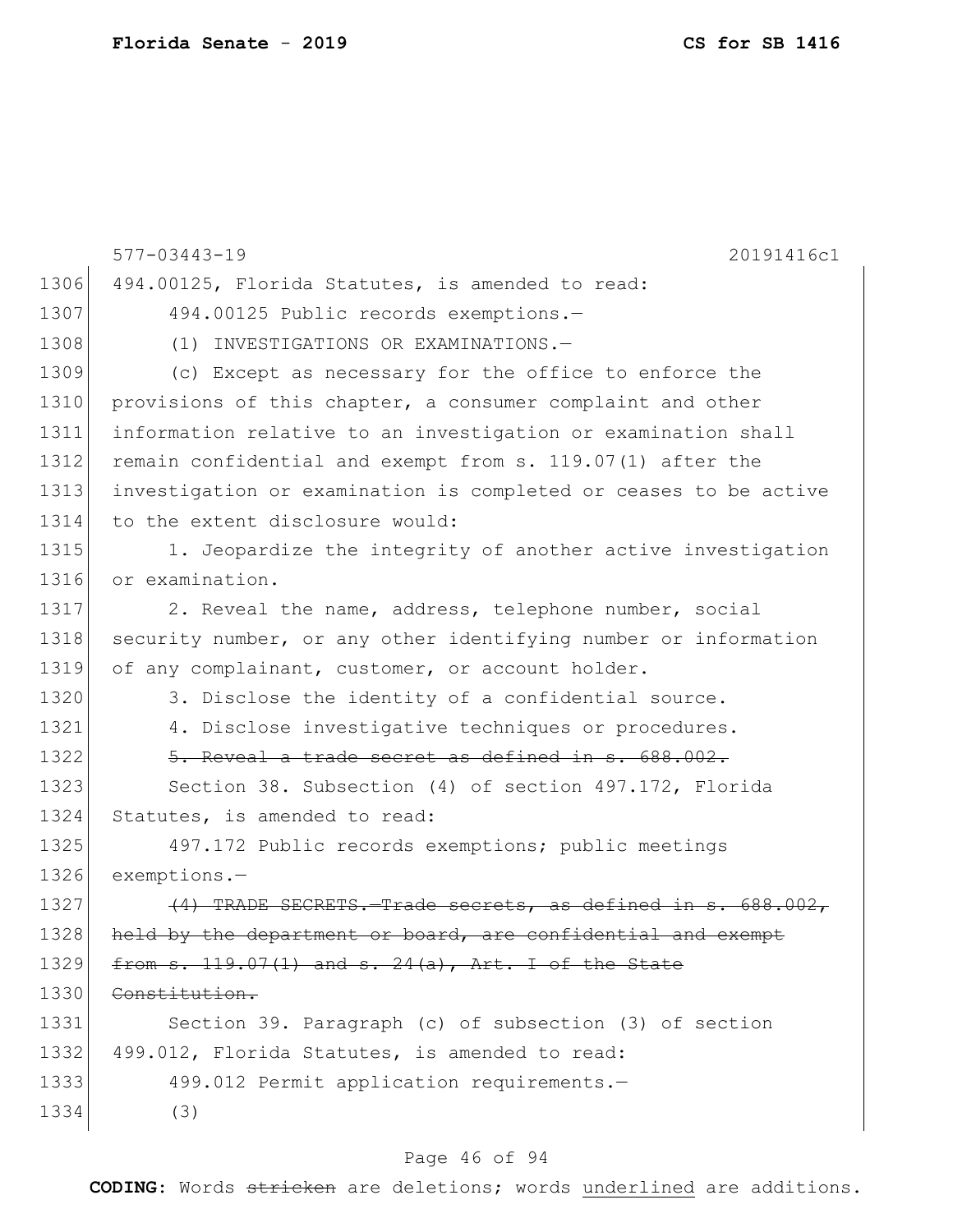494.00125, Florida Statutes, is amended to read:

494.00125 Public records exemptions.—

(1) INVESTIGATIONS OR EXAMINATIONS.—

(c) Except as necessary for the office to enforce the provisions of this chapter, a consumer complaint and other information relative to an investigation or examination shall remain confidential and exempt from s. 119.07(1) after the investigation or examination is completed or ceases to be active to the extent disclosure would:

1. Jeopardize the integrity of another active investigation or examination.

2. Reveal the name, address, telephone number, social security number, or any other identifying number or information of any complainant, customer, or account holder.

3. Disclose the identity of a confidential source.

4. Disclose investigative techniques or procedures.

~~5. Reveal a trade secret as defined in s. 688.002.~~

Section 38. Subsection (4) of section 497.172, Florida Statutes, is amended to read:

497.172 Public records exemptions; public meetings exemptions.—

~~(4) TRADE SECRETS.—Trade secrets, as defined in s. 688.002, held by the department or board, are confidential and exempt from s. 119.07(1) and s. 24(a), Art. I of the State Constitution.~~

Section 39. Paragraph (c) of subsection (3) of section 499.012, Florida Statutes, is amended to read:

499.012 Permit application requirements.—

(3)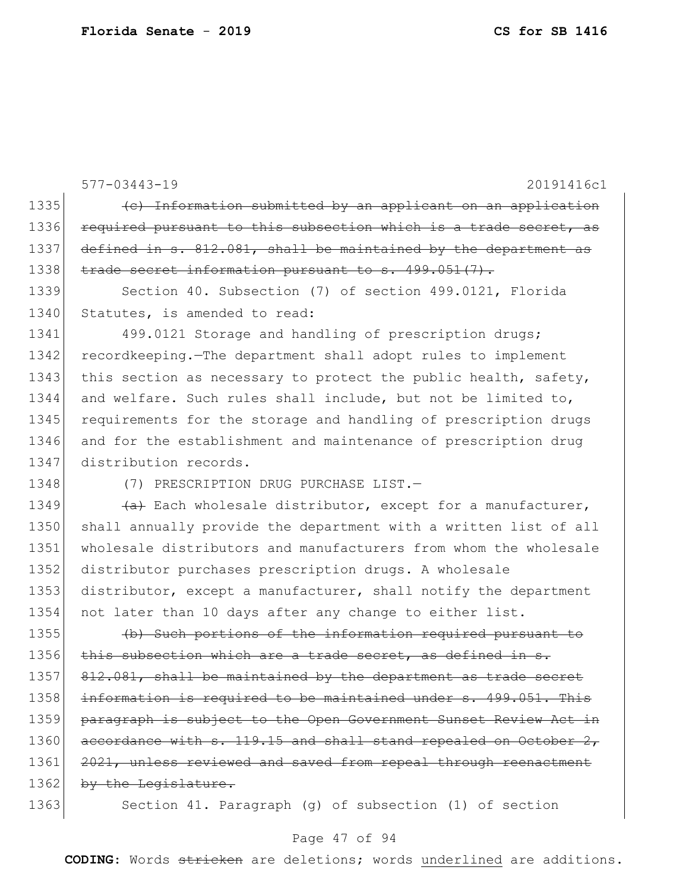577-03443-19 20191416c1

1335 ~~(c) Information submitted by an applicant on an application~~
1336 ~~required pursuant to this subsection which is a trade secret, as~~
1337 ~~defined in s. 812.081, shall be maintained by the department as~~
1338 ~~trade secret information pursuant to s. 499.051(7).~~
1339 Section 40. Subsection (7) of section 499.0121, Florida
1340 Statutes, is amended to read:
1341 499.0121 Storage and handling of prescription drugs;
1342 recordkeeping.—The department shall adopt rules to implement
1343 this section as necessary to protect the public health, safety,
1344 and welfare. Such rules shall include, but not be limited to,
1345 requirements for the storage and handling of prescription drugs
1346 and for the establishment and maintenance of prescription drug
1347 distribution records.
1348 (7) PRESCRIPTION DRUG PURCHASE LIST.—
1349 ~~(a)~~ Each wholesale distributor, except for a manufacturer,
1350 shall annually provide the department with a written list of all
1351 wholesale distributors and manufacturers from whom the wholesale
1352 distributor purchases prescription drugs. A wholesale
1353 distributor, except a manufacturer, shall notify the department
1354 not later than 10 days after any change to either list.
1355 ~~(b) Such portions of the information required pursuant to~~
1356 ~~this subsection which are a trade secret, as defined in s.~~
1357 ~~812.081, shall be maintained by the department as trade secret~~
1358 ~~information is required to be maintained under s. 499.051. This~~
1359 ~~paragraph is subject to the Open Government Sunset Review Act in~~
1360 ~~accordance with s. 119.15 and shall stand repealed on October 2,~~
1361 ~~2021, unless reviewed and saved from repeal through reenactment~~
1362 ~~by the Legislature.~~
1363 Section 41. Paragraph (g) of subsection (1) of section

**CODING:** Words ~~stricken~~ are deletions; words <u>underlined</u> are additions.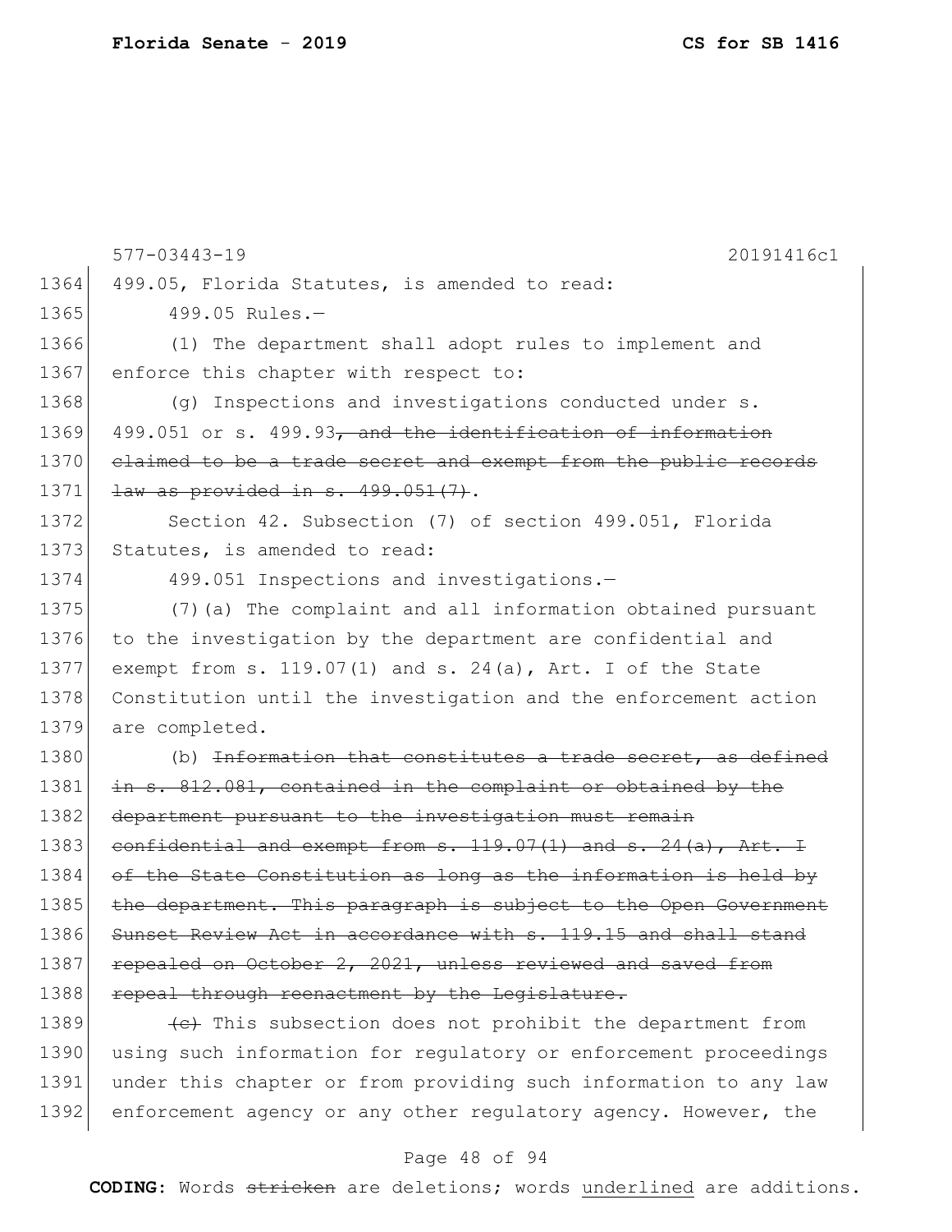577-03443-19 20191416c1

1364 499.05, Florida Statutes, is amended to read:

1365 499.05 Rules.—

1366 (1) The department shall adopt rules to implement and

1367 enforce this chapter with respect to:

1368 (g) Inspections and investigations conducted under s.

1369 499.051 or s. 499.93~~, and the identification of information~~

1370 ~~claimed to be a trade secret and exempt from the public records~~

1371 ~~law as provided in s. 499.051(7)~~.

1372 Section 42. Subsection (7) of section 499.051, Florida

1373 Statutes, is amended to read:

1374 499.051 Inspections and investigations.—

1375 (7)(a) The complaint and all information obtained pursuant

1376 to the investigation by the department are confidential and

1377 exempt from s. 119.07(1) and s. 24(a), Art. I of the State

1378 Constitution until the investigation and the enforcement action

1379 are completed.

1380 (b) ~~Information that constitutes a trade secret, as defined~~

1381 ~~in s. 812.081, contained in the complaint or obtained by the~~

1382 ~~department pursuant to the investigation must remain~~

1383 ~~confidential and exempt from s. 119.07(1) and s. 24(a), Art. I~~

1384 ~~of the State Constitution as long as the information is held by~~

1385 ~~the department. This paragraph is subject to the Open Government~~

1386 ~~Sunset Review Act in accordance with s. 119.15 and shall stand~~

1387 ~~repealed on October 2, 2021, unless reviewed and saved from~~

1388 ~~repeal through reenactment by the Legislature.~~

1389 ~~(c)~~ This subsection does not prohibit the department from

1390 using such information for regulatory or enforcement proceedings

1391 under this chapter or from providing such information to any law

1392 enforcement agency or any other regulatory agency. However, the

**CODING:** Words ~~stricken~~ are deletions; words <u>underlined</u> are additions.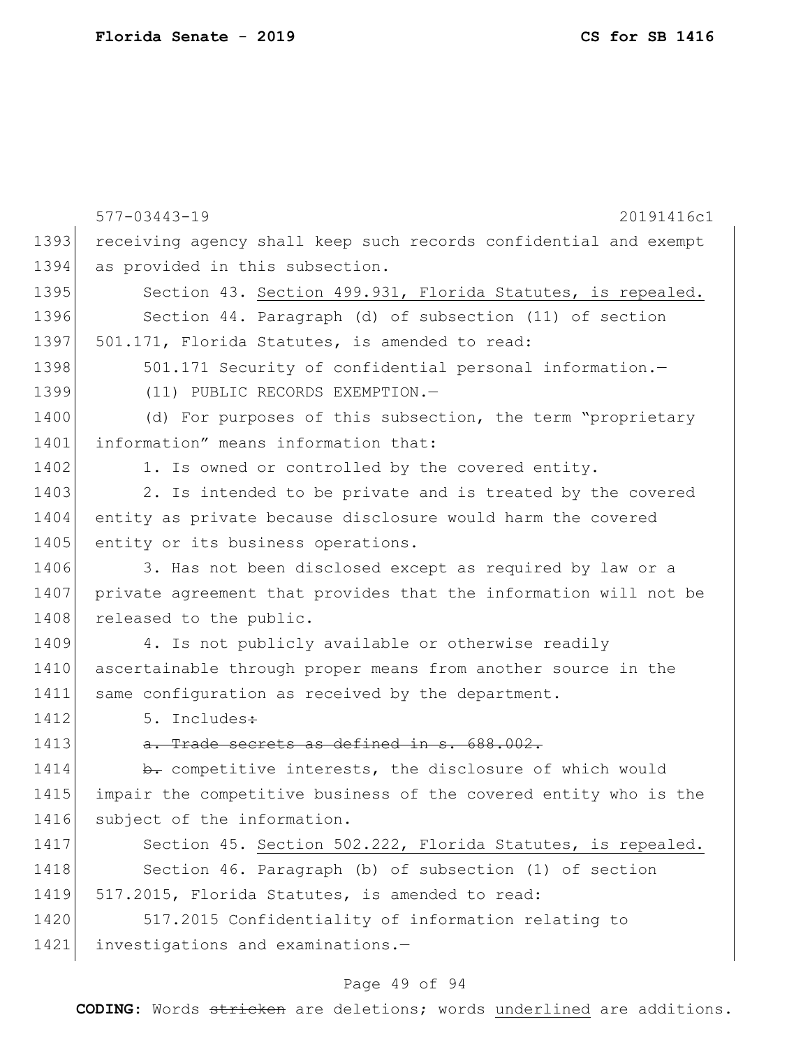577-03443-19 20191416c1

receiving agency shall keep such records confidential and exempt as provided in this subsection.

Section 43. <u>Section 499.931, Florida Statutes, is repealed.</u>

Section 44. Paragraph (d) of subsection (11) of section 501.171, Florida Statutes, is amended to read:

501.171 Security of confidential personal information.—

(11) PUBLIC RECORDS EXEMPTION.—

(d) For purposes of this subsection, the term "proprietary information" means information that:

1. Is owned or controlled by the covered entity.

2. Is intended to be private and is treated by the covered entity as private because disclosure would harm the covered entity or its business operations.

3. Has not been disclosed except as required by law or a private agreement that provides that the information will not be released to the public.

4. Is not publicly available or otherwise readily ascertainable through proper means from another source in the same configuration as received by the department.

5. Includes~~:~~

~~a. Trade secrets as defined in s. 688.002.~~

~~b.~~ competitive interests, the disclosure of which would impair the competitive business of the covered entity who is the subject of the information.

Section 45. <u>Section 502.222, Florida Statutes, is repealed.</u>

Section 46. Paragraph (b) of subsection (1) of section 517.2015, Florida Statutes, is amended to read:

517.2015 Confidentiality of information relating to investigations and examinations.—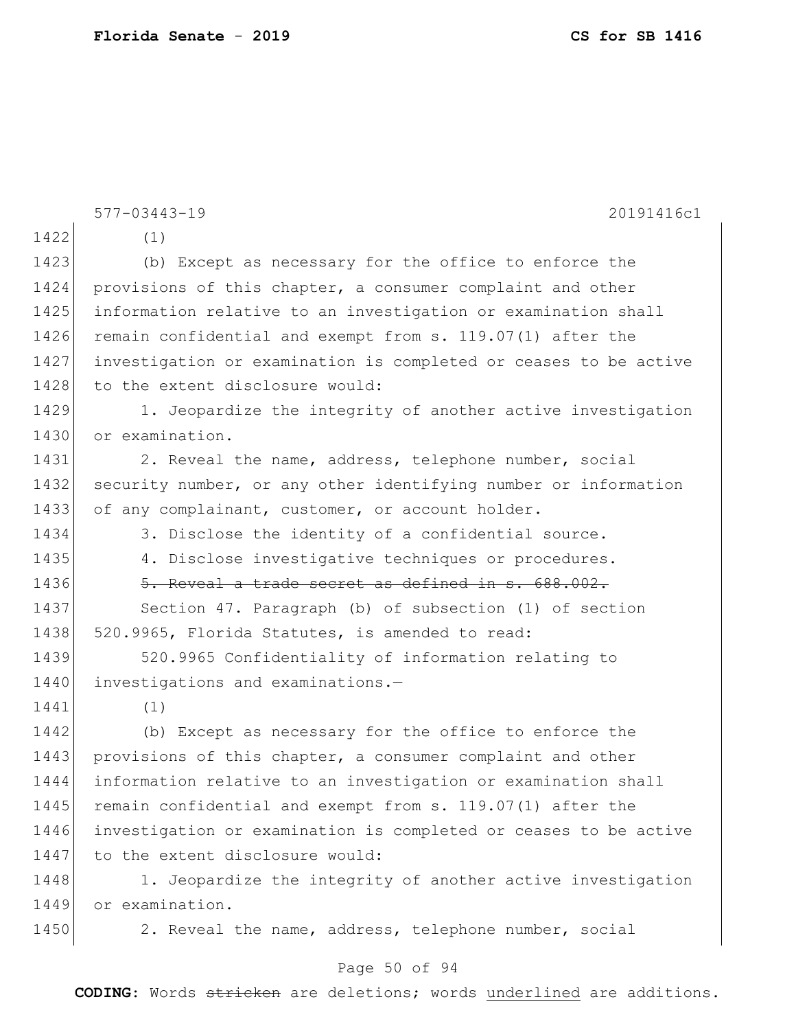(1)

(b) Except as necessary for the office to enforce the provisions of this chapter, a consumer complaint and other information relative to an investigation or examination shall remain confidential and exempt from s. 119.07(1) after the investigation or examination is completed or ceases to be active to the extent disclosure would:

1. Jeopardize the integrity of another active investigation or examination.

2. Reveal the name, address, telephone number, social security number, or any other identifying number or information of any complainant, customer, or account holder.

3. Disclose the identity of a confidential source.

4. Disclose investigative techniques or procedures.

~~5. Reveal a trade secret as defined in s. 688.002.~~

Section 47. Paragraph (b) of subsection (1) of section 520.9965, Florida Statutes, is amended to read:

520.9965 Confidentiality of information relating to investigations and examinations.—

(1)

(b) Except as necessary for the office to enforce the provisions of this chapter, a consumer complaint and other information relative to an investigation or examination shall remain confidential and exempt from s. 119.07(1) after the investigation or examination is completed or ceases to be active to the extent disclosure would:

1. Jeopardize the integrity of another active investigation or examination.

2. Reveal the name, address, telephone number, social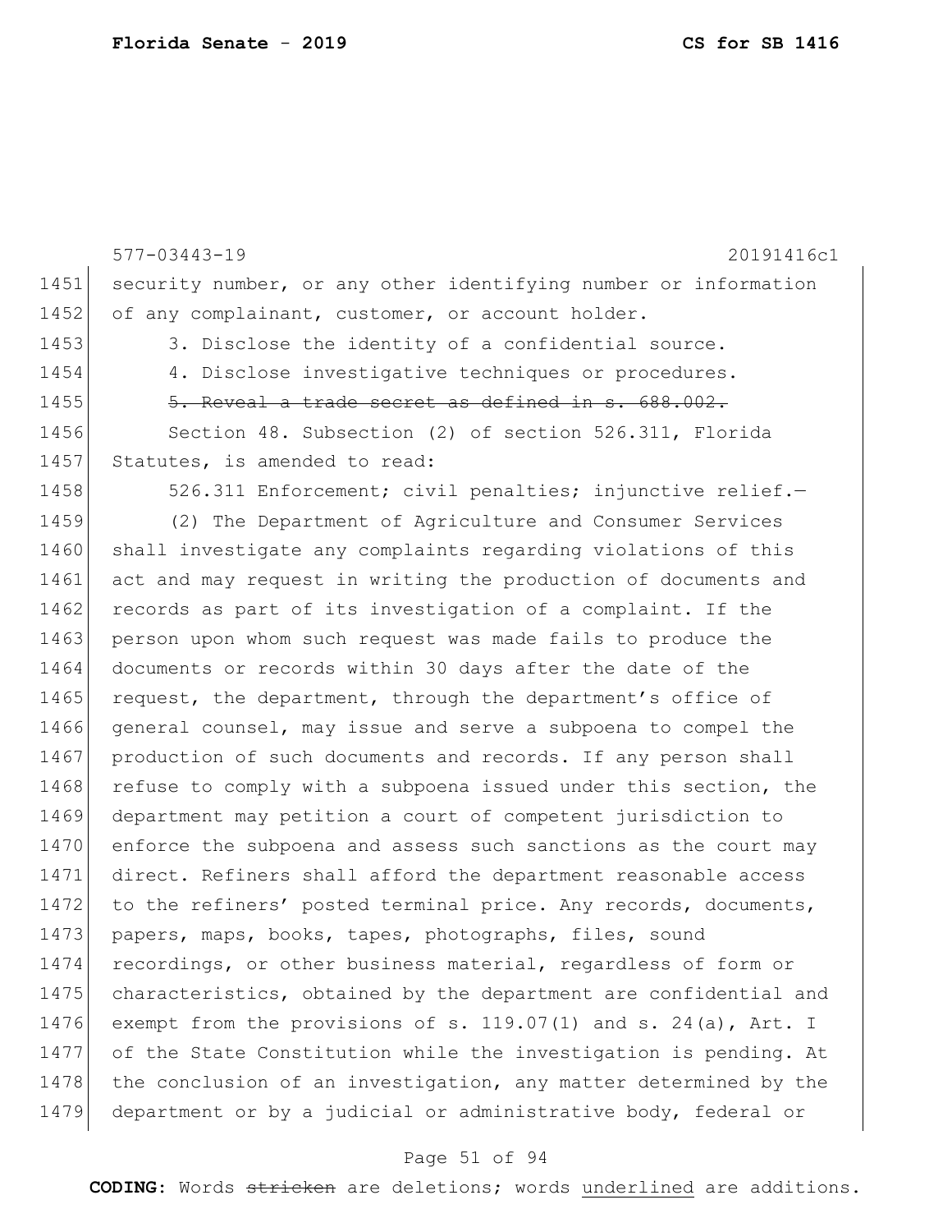security number, or any other identifying number or information of any complainant, customer, or account holder.

3. Disclose the identity of a confidential source.

4. Disclose investigative techniques or procedures.

~~5. Reveal a trade secret as defined in s. 688.002.~~

Section 48. Subsection (2) of section 526.311, Florida Statutes, is amended to read:

526.311 Enforcement; civil penalties; injunctive relief.—

(2) The Department of Agriculture and Consumer Services shall investigate any complaints regarding violations of this act and may request in writing the production of documents and records as part of its investigation of a complaint. If the person upon whom such request was made fails to produce the documents or records within 30 days after the date of the request, the department, through the department's office of general counsel, may issue and serve a subpoena to compel the production of such documents and records. If any person shall refuse to comply with a subpoena issued under this section, the department may petition a court of competent jurisdiction to enforce the subpoena and assess such sanctions as the court may direct. Refiners shall afford the department reasonable access to the refiners' posted terminal price. Any records, documents, papers, maps, books, tapes, photographs, files, sound recordings, or other business material, regardless of form or characteristics, obtained by the department are confidential and exempt from the provisions of s. 119.07(1) and s. 24(a), Art. I of the State Constitution while the investigation is pending. At the conclusion of an investigation, any matter determined by the department or by a judicial or administrative body, federal or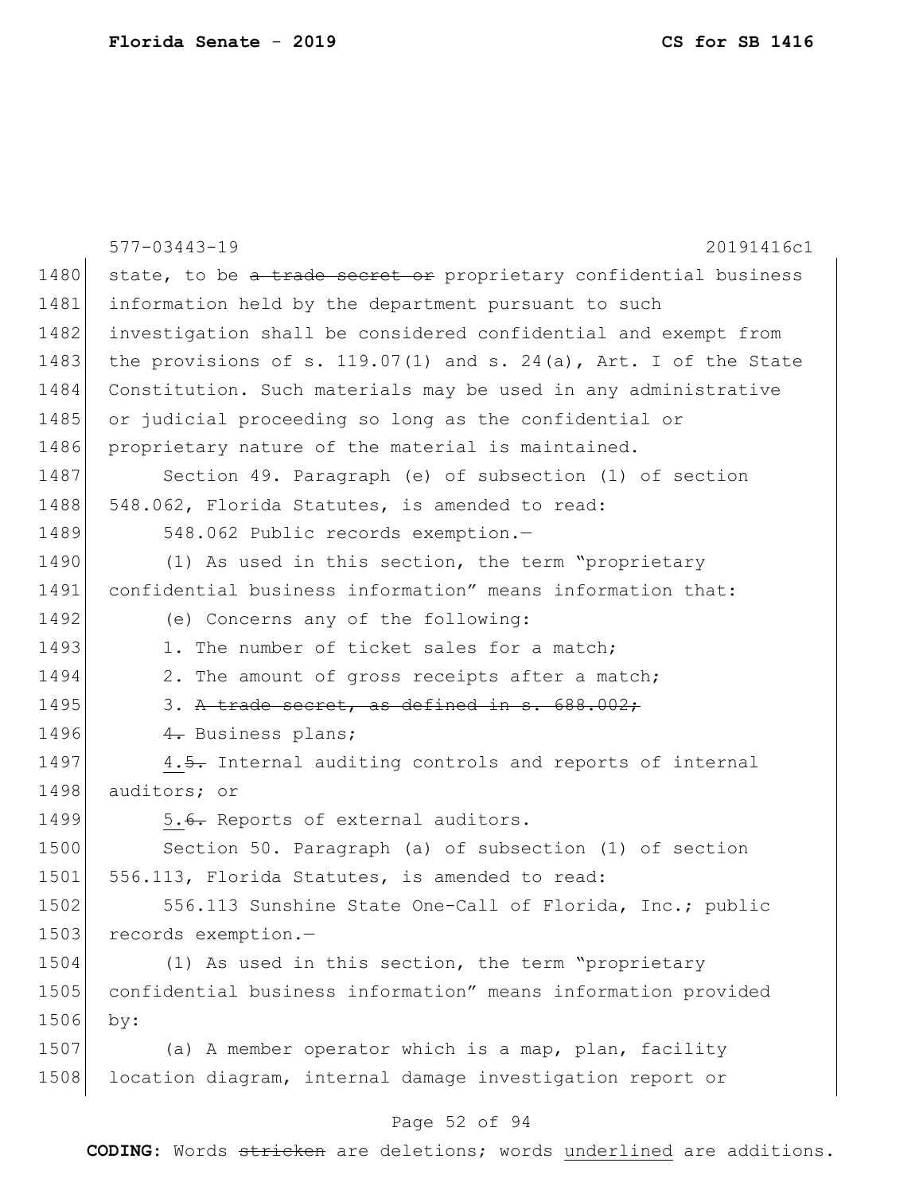state, to be ~~a trade secret or~~ proprietary confidential business information held by the department pursuant to such investigation shall be considered confidential and exempt from the provisions of s. 119.07(1) and s. 24(a), Art. I of the State Constitution. Such materials may be used in any administrative or judicial proceeding so long as the confidential or proprietary nature of the material is maintained.

Section 49. Paragraph (e) of subsection (1) of section 548.062, Florida Statutes, is amended to read:

548.062 Public records exemption.—

(1) As used in this section, the term "proprietary confidential business information" means information that:

(e) Concerns any of the following:

1. The number of ticket sales for a match;

2. The amount of gross receipts after a match;

3. ~~A trade secret, as defined in s. 688.002;~~

~~4.~~ Business plans;

<u>4.</u>~~5.~~ Internal auditing controls and reports of internal auditors; or

<u>5.</u>~~6.~~ Reports of external auditors.

Section 50. Paragraph (a) of subsection (1) of section 556.113, Florida Statutes, is amended to read:

556.113 Sunshine State One-Call of Florida, Inc.; public records exemption.—

(1) As used in this section, the term "proprietary confidential business information" means information provided by:

(a) A member operator which is a map, plan, facility location diagram, internal damage investigation report or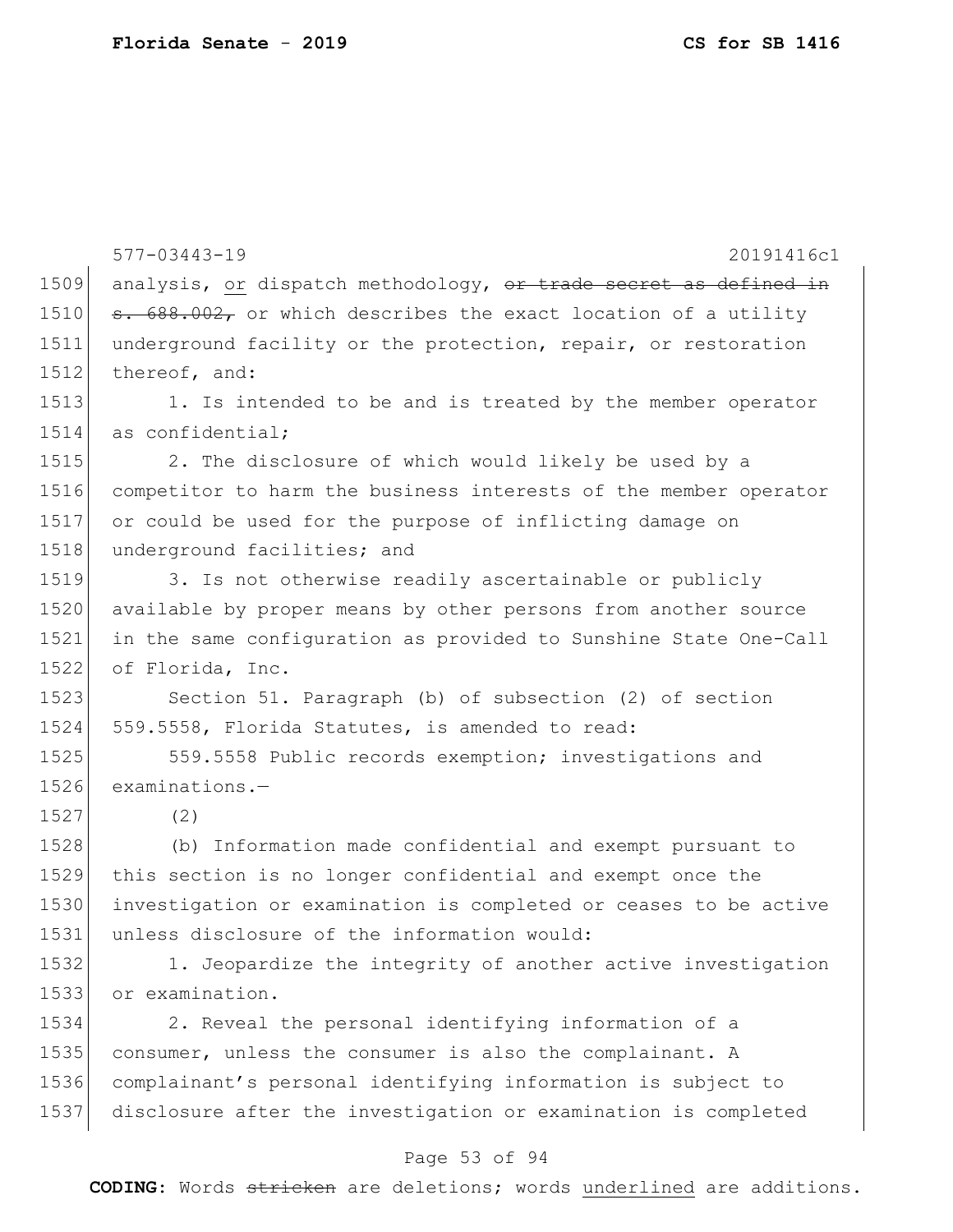analysis, <u>or</u> dispatch methodology, ~~or trade secret as defined in s. 688.002,~~ or which describes the exact location of a utility underground facility or the protection, repair, or restoration thereof, and:

1. Is intended to be and is treated by the member operator as confidential;

2. The disclosure of which would likely be used by a competitor to harm the business interests of the member operator or could be used for the purpose of inflicting damage on underground facilities; and

3. Is not otherwise readily ascertainable or publicly available by proper means by other persons from another source in the same configuration as provided to Sunshine State One-Call of Florida, Inc.

Section 51. Paragraph (b) of subsection (2) of section 559.5558, Florida Statutes, is amended to read:

559.5558 Public records exemption; investigations and examinations.—

(2)

(b) Information made confidential and exempt pursuant to this section is no longer confidential and exempt once the investigation or examination is completed or ceases to be active unless disclosure of the information would:

1. Jeopardize the integrity of another active investigation or examination.

2. Reveal the personal identifying information of a consumer, unless the consumer is also the complainant. A complainant's personal identifying information is subject to disclosure after the investigation or examination is completed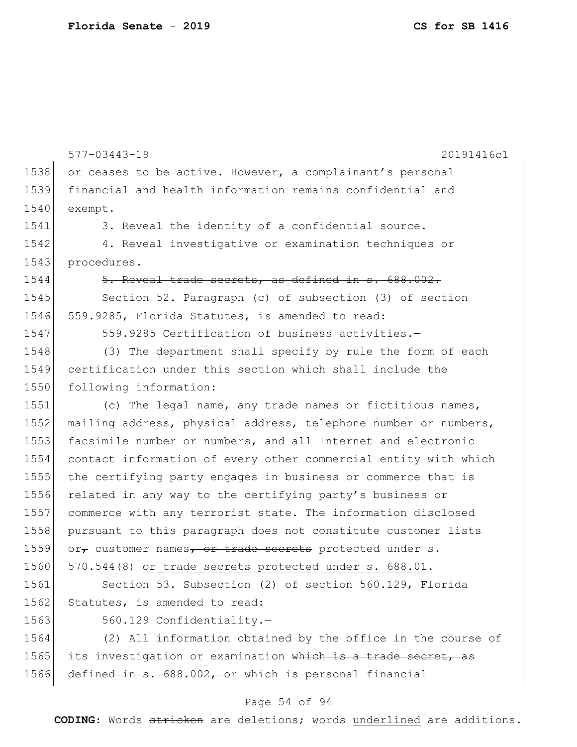577-03443-19 20191416c1

or ceases to be active. However, a complainant's personal financial and health information remains confidential and exempt.

3. Reveal the identity of a confidential source.

4. Reveal investigative or examination techniques or procedures.

~~5. Reveal trade secrets, as defined in s. 688.002.~~

Section 52. Paragraph (c) of subsection (3) of section 559.9285, Florida Statutes, is amended to read:

559.9285 Certification of business activities.—

(3) The department shall specify by rule the form of each certification under this section which shall include the following information:

(c) The legal name, any trade names or fictitious names, mailing address, physical address, telephone number or numbers, facsimile number or numbers, and all Internet and electronic contact information of every other commercial entity with which the certifying party engages in business or commerce that is related in any way to the certifying party's business or commerce with any terrorist state. The information disclosed pursuant to this paragraph does not constitute customer lists <u>or</u>~~,~~ customer names~~, or trade secrets~~ protected under s. 570.544(8) <u>or trade secrets protected under s. 688.01</u>.

Section 53. Subsection (2) of section 560.129, Florida Statutes, is amended to read:

560.129 Confidentiality.—

(2) All information obtained by the office in the course of its investigation or examination ~~which is a trade secret, as defined in s. 688.002, or~~ which is personal financial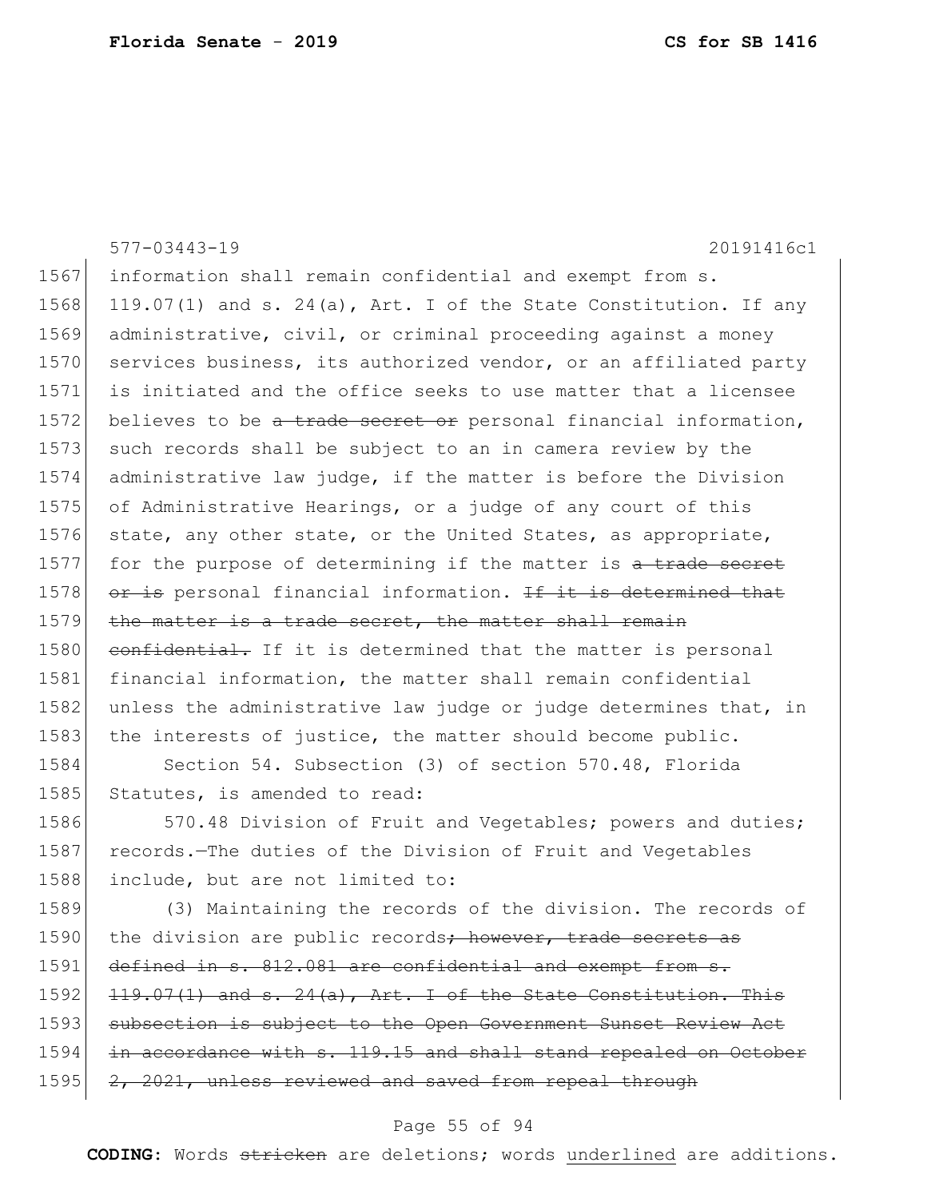information shall remain confidential and exempt from s. 119.07(1) and s. 24(a), Art. I of the State Constitution. If any administrative, civil, or criminal proceeding against a money services business, its authorized vendor, or an affiliated party is initiated and the office seeks to use matter that a licensee believes to be ~~a trade secret or~~ personal financial information, such records shall be subject to an in camera review by the administrative law judge, if the matter is before the Division of Administrative Hearings, or a judge of any court of this state, any other state, or the United States, as appropriate, for the purpose of determining if the matter is ~~a trade secret or is~~ personal financial information. ~~If it is determined that the matter is a trade secret, the matter shall remain confidential.~~ If it is determined that the matter is personal financial information, the matter shall remain confidential unless the administrative law judge or judge determines that, in the interests of justice, the matter should become public.

Section 54. Subsection (3) of section 570.48, Florida Statutes, is amended to read:

570.48 Division of Fruit and Vegetables; powers and duties; records.—The duties of the Division of Fruit and Vegetables include, but are not limited to:

(3) Maintaining the records of the division. The records of the division are public records~~; however, trade secrets as defined in s. 812.081 are confidential and exempt from s. 119.07(1) and s. 24(a), Art. I of the State Constitution. This subsection is subject to the Open Government Sunset Review Act in accordance with s. 119.15 and shall stand repealed on October 2, 2021, unless reviewed and saved from repeal through~~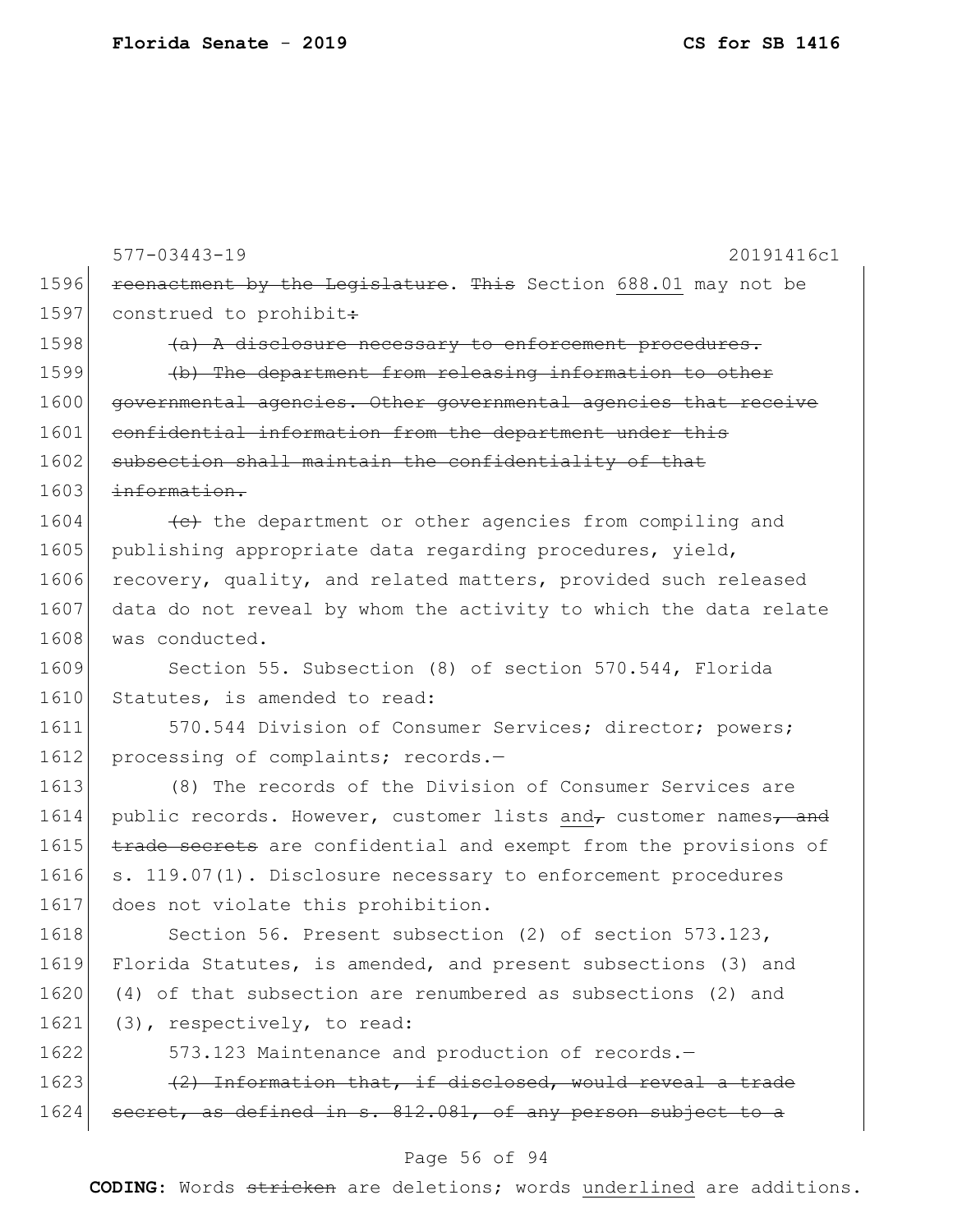577-03443-19 20191416c1

1596 ~~reenactment by the Legislature~~. ~~This~~ Section 688.01 may not be
1597 construed to prohibit~~:~~

1598 ~~(a) A disclosure necessary to enforcement procedures.~~

1599 ~~(b) The department from releasing information to other~~
1600 ~~governmental agencies. Other governmental agencies that receive~~
1601 ~~confidential information from the department under this~~
1602 ~~subsection shall maintain the confidentiality of that~~
1603 ~~information.~~

1604 ~~(c)~~ the department or other agencies from compiling and
1605 publishing appropriate data regarding procedures, yield,
1606 recovery, quality, and related matters, provided such released
1607 data do not reveal by whom the activity to which the data relate
1608 was conducted.

1609 Section 55. Subsection (8) of section 570.544, Florida
1610 Statutes, is amended to read:

1611 570.544 Division of Consumer Services; director; powers;
1612 processing of complaints; records.—

1613 (8) The records of the Division of Consumer Services are
1614 public records. However, customer lists and~~,~~ customer names~~, and~~
1615 ~~trade secrets~~ are confidential and exempt from the provisions of
1616 s. 119.07(1). Disclosure necessary to enforcement procedures
1617 does not violate this prohibition.

1618 Section 56. Present subsection (2) of section 573.123,
1619 Florida Statutes, is amended, and present subsections (3) and
1620 (4) of that subsection are renumbered as subsections (2) and
1621 (3), respectively, to read:

1622 573.123 Maintenance and production of records.—

1623 ~~(2) Information that, if disclosed, would reveal a trade~~
1624 ~~secret, as defined in s. 812.081, of any person subject to a~~

**CODING:** Words ~~stricken~~ are deletions; words underlined are additions.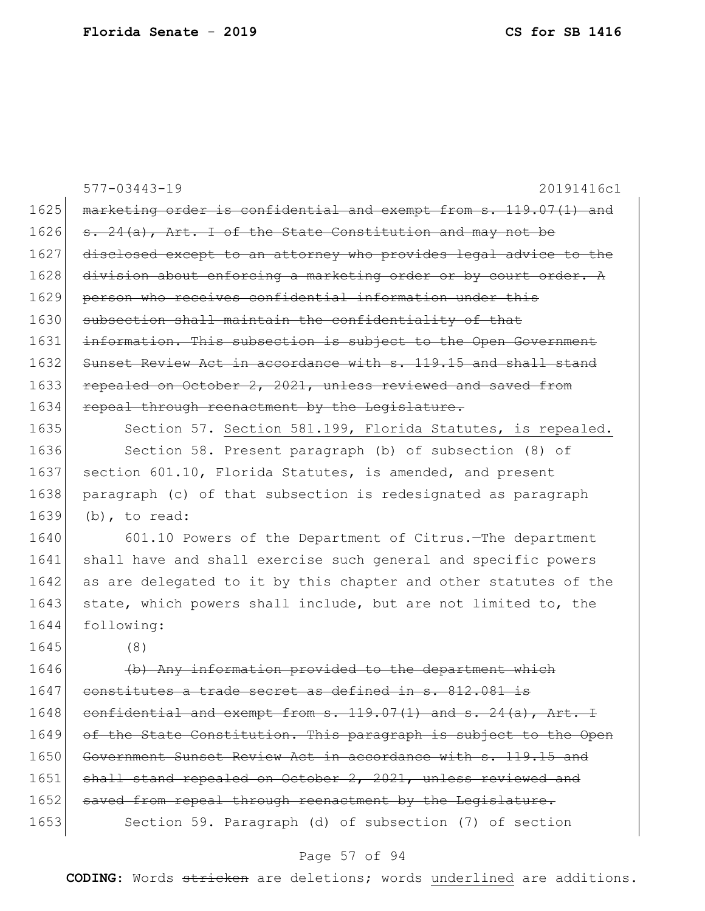~~marketing order is confidential and exempt from s. 119.07(1) and s. 24(a), Art. I of the State Constitution and may not be disclosed except to an attorney who provides legal advice to the division about enforcing a marketing order or by court order. A person who receives confidential information under this subsection shall maintain the confidentiality of that information. This subsection is subject to the Open Government Sunset Review Act in accordance with s. 119.15 and shall stand repealed on October 2, 2021, unless reviewed and saved from repeal through reenactment by the Legislature.~~

Section 57. <u>Section 581.199, Florida Statutes, is repealed.</u>

Section 58. Present paragraph (b) of subsection (8) of section 601.10, Florida Statutes, is amended, and present paragraph (c) of that subsection is redesignated as paragraph (b), to read:

601.10 Powers of the Department of Citrus.—The department shall have and shall exercise such general and specific powers as are delegated to it by this chapter and other statutes of the state, which powers shall include, but are not limited to, the following:

(8)

~~(b) Any information provided to the department which constitutes a trade secret as defined in s. 812.081 is confidential and exempt from s. 119.07(1) and s. 24(a), Art. I of the State Constitution. This paragraph is subject to the Open Government Sunset Review Act in accordance with s. 119.15 and shall stand repealed on October 2, 2021, unless reviewed and saved from repeal through reenactment by the Legislature.~~

Section 59. Paragraph (d) of subsection (7) of section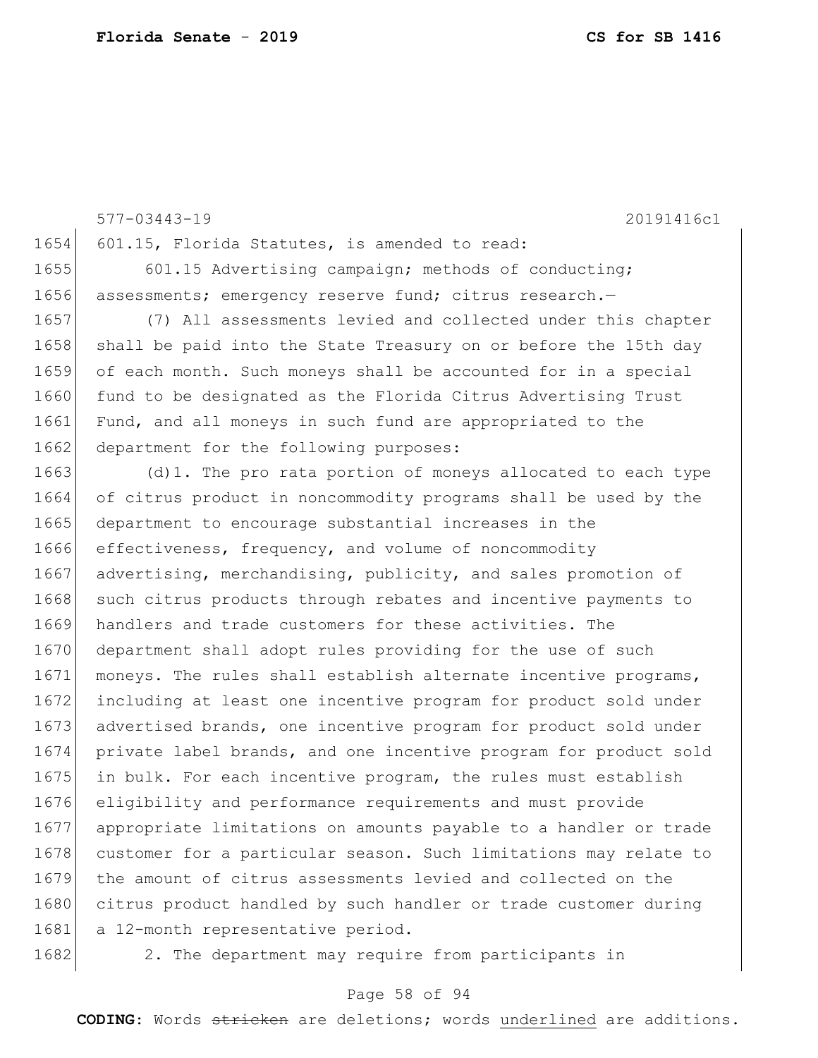577-03443-19 20191416c1

601.15, Florida Statutes, is amended to read:

601.15 Advertising campaign; methods of conducting; assessments; emergency reserve fund; citrus research.—

(7) All assessments levied and collected under this chapter shall be paid into the State Treasury on or before the 15th day of each month. Such moneys shall be accounted for in a special fund to be designated as the Florida Citrus Advertising Trust Fund, and all moneys in such fund are appropriated to the department for the following purposes:

(d)1. The pro rata portion of moneys allocated to each type of citrus product in noncommodity programs shall be used by the department to encourage substantial increases in the effectiveness, frequency, and volume of noncommodity advertising, merchandising, publicity, and sales promotion of such citrus products through rebates and incentive payments to handlers and trade customers for these activities. The department shall adopt rules providing for the use of such moneys. The rules shall establish alternate incentive programs, including at least one incentive program for product sold under advertised brands, one incentive program for product sold under private label brands, and one incentive program for product sold in bulk. For each incentive program, the rules must establish eligibility and performance requirements and must provide appropriate limitations on amounts payable to a handler or trade customer for a particular season. Such limitations may relate to the amount of citrus assessments levied and collected on the citrus product handled by such handler or trade customer during a 12-month representative period.

2. The department may require from participants in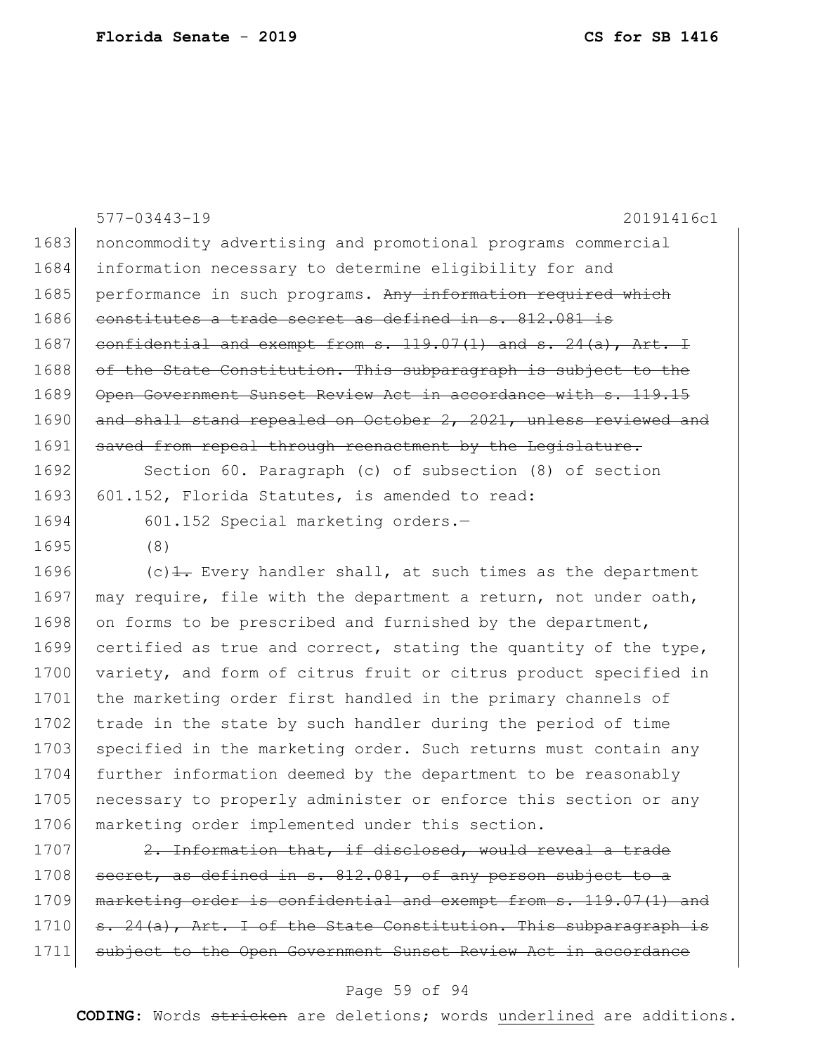577-03443-19 20191416c1

noncommodity advertising and promotional programs commercial information necessary to determine eligibility for and performance in such programs. ~~Any information required which constitutes a trade secret as defined in s. 812.081 is confidential and exempt from s. 119.07(1) and s. 24(a), Art. I of the State Constitution. This subparagraph is subject to the Open Government Sunset Review Act in accordance with s. 119.15 and shall stand repealed on October 2, 2021, unless reviewed and saved from repeal through reenactment by the Legislature.~~

Section 60. Paragraph (c) of subsection (8) of section 601.152, Florida Statutes, is amended to read:

601.152 Special marketing orders.—

(8)

(c)~~1.~~ Every handler shall, at such times as the department may require, file with the department a return, not under oath, on forms to be prescribed and furnished by the department, certified as true and correct, stating the quantity of the type, variety, and form of citrus fruit or citrus product specified in the marketing order first handled in the primary channels of trade in the state by such handler during the period of time specified in the marketing order. Such returns must contain any further information deemed by the department to be reasonably necessary to properly administer or enforce this section or any marketing order implemented under this section.

~~2. Information that, if disclosed, would reveal a trade secret, as defined in s. 812.081, of any person subject to a marketing order is confidential and exempt from s. 119.07(1) and s. 24(a), Art. I of the State Constitution. This subparagraph is subject to the Open Government Sunset Review Act in accordance~~

**CODING:** Words ~~stricken~~ are deletions; words underlined are additions.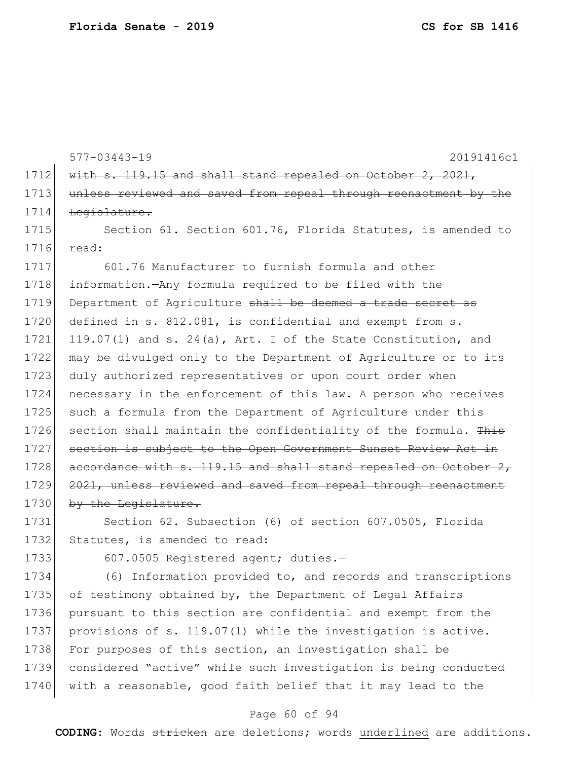577-03443-19 20191416c1

~~with s. 119.15 and shall stand repealed on October 2, 2021, unless reviewed and saved from repeal through reenactment by the Legislature.~~

Section 61. Section 601.76, Florida Statutes, is amended to read:

601.76 Manufacturer to furnish formula and other information.—Any formula required to be filed with the Department of Agriculture ~~shall be deemed a trade secret as defined in s. 812.081,~~ is confidential and exempt from s. 119.07(1) and s. 24(a), Art. I of the State Constitution, and may be divulged only to the Department of Agriculture or to its duly authorized representatives or upon court order when necessary in the enforcement of this law. A person who receives such a formula from the Department of Agriculture under this section shall maintain the confidentiality of the formula. ~~This section is subject to the Open Government Sunset Review Act in accordance with s. 119.15 and shall stand repealed on October 2, 2021, unless reviewed and saved from repeal through reenactment by the Legislature.~~

Section 62. Subsection (6) of section 607.0505, Florida Statutes, is amended to read:

607.0505 Registered agent; duties.—

(6) Information provided to, and records and transcriptions of testimony obtained by, the Department of Legal Affairs pursuant to this section are confidential and exempt from the provisions of s. 119.07(1) while the investigation is active. For purposes of this section, an investigation shall be considered "active" while such investigation is being conducted with a reasonable, good faith belief that it may lead to the

**CODING:** Words ~~stricken~~ are deletions; words underlined are additions.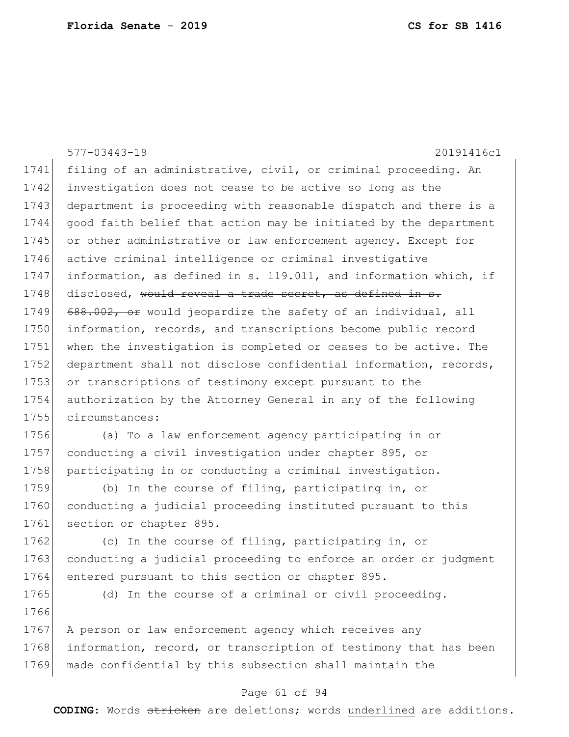filing of an administrative, civil, or criminal proceeding. An investigation does not cease to be active so long as the department is proceeding with reasonable dispatch and there is a good faith belief that action may be initiated by the department or other administrative or law enforcement agency. Except for active criminal intelligence or criminal investigative information, as defined in s. 119.011, and information which, if disclosed, ~~would reveal a trade secret, as defined in s. 688.002, or~~ would jeopardize the safety of an individual, all information, records, and transcriptions become public record when the investigation is completed or ceases to be active. The department shall not disclose confidential information, records, or transcriptions of testimony except pursuant to the authorization by the Attorney General in any of the following circumstances:

(a) To a law enforcement agency participating in or conducting a civil investigation under chapter 895, or participating in or conducting a criminal investigation.

(b) In the course of filing, participating in, or conducting a judicial proceeding instituted pursuant to this section or chapter 895.

(c) In the course of filing, participating in, or conducting a judicial proceeding to enforce an order or judgment entered pursuant to this section or chapter 895.

(d) In the course of a criminal or civil proceeding.

A person or law enforcement agency which receives any information, record, or transcription of testimony that has been made confidential by this subsection shall maintain the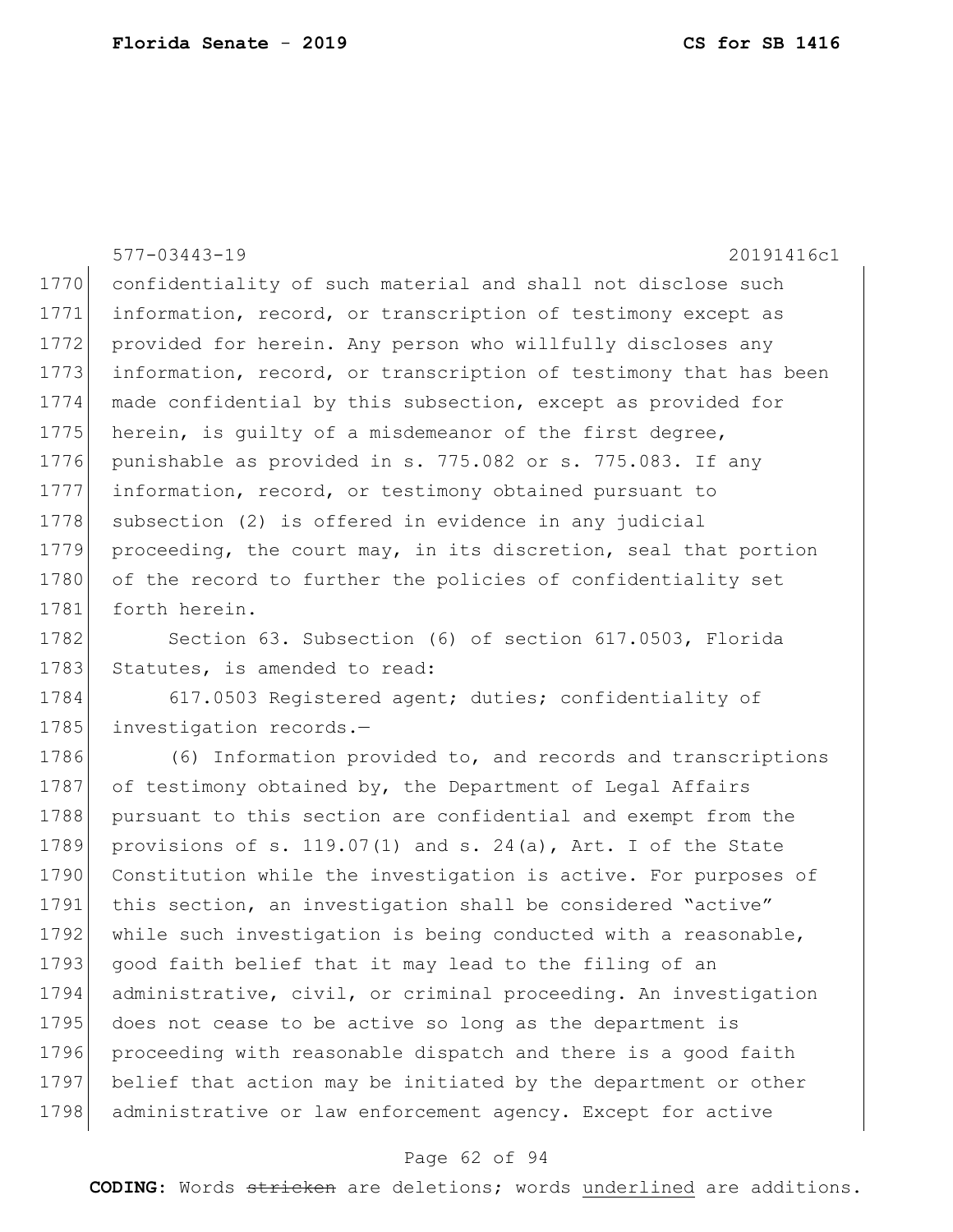confidentiality of such material and shall not disclose such information, record, or transcription of testimony except as provided for herein. Any person who willfully discloses any information, record, or transcription of testimony that has been made confidential by this subsection, except as provided for herein, is guilty of a misdemeanor of the first degree, punishable as provided in s. 775.082 or s. 775.083. If any information, record, or testimony obtained pursuant to subsection (2) is offered in evidence in any judicial proceeding, the court may, in its discretion, seal that portion of the record to further the policies of confidentiality set forth herein.

Section 63. Subsection (6) of section 617.0503, Florida Statutes, is amended to read:

617.0503 Registered agent; duties; confidentiality of investigation records.—

(6) Information provided to, and records and transcriptions of testimony obtained by, the Department of Legal Affairs pursuant to this section are confidential and exempt from the provisions of s. 119.07(1) and s. 24(a), Art. I of the State Constitution while the investigation is active. For purposes of this section, an investigation shall be considered "active" while such investigation is being conducted with a reasonable, good faith belief that it may lead to the filing of an administrative, civil, or criminal proceeding. An investigation does not cease to be active so long as the department is proceeding with reasonable dispatch and there is a good faith belief that action may be initiated by the department or other administrative or law enforcement agency. Except for active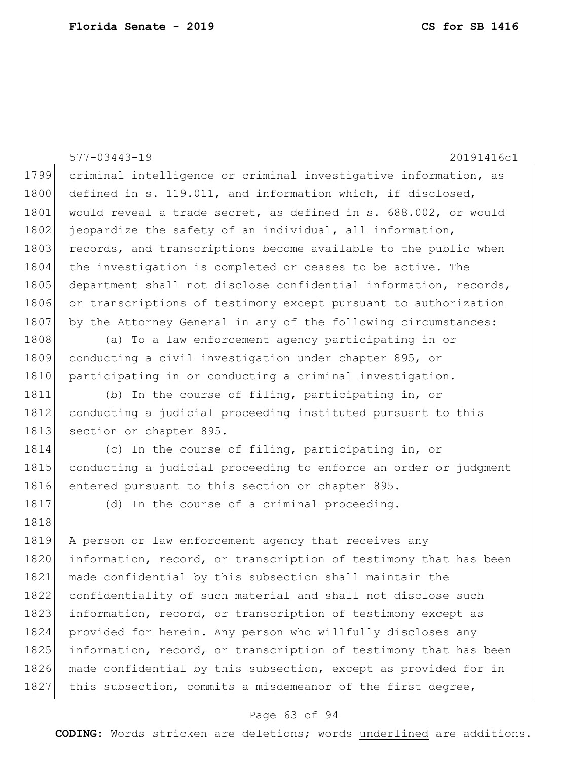criminal intelligence or criminal investigative information, as defined in s. 119.011, and information which, if disclosed, ~~would reveal a trade secret, as defined in s. 688.002, or~~ would jeopardize the safety of an individual, all information, records, and transcriptions become available to the public when the investigation is completed or ceases to be active. The department shall not disclose confidential information, records, or transcriptions of testimony except pursuant to authorization by the Attorney General in any of the following circumstances:

(a) To a law enforcement agency participating in or conducting a civil investigation under chapter 895, or participating in or conducting a criminal investigation.

(b) In the course of filing, participating in, or conducting a judicial proceeding instituted pursuant to this section or chapter 895.

(c) In the course of filing, participating in, or conducting a judicial proceeding to enforce an order or judgment entered pursuant to this section or chapter 895.

(d) In the course of a criminal proceeding.

A person or law enforcement agency that receives any information, record, or transcription of testimony that has been made confidential by this subsection shall maintain the confidentiality of such material and shall not disclose such information, record, or transcription of testimony except as provided for herein. Any person who willfully discloses any information, record, or transcription of testimony that has been made confidential by this subsection, except as provided for in this subsection, commits a misdemeanor of the first degree,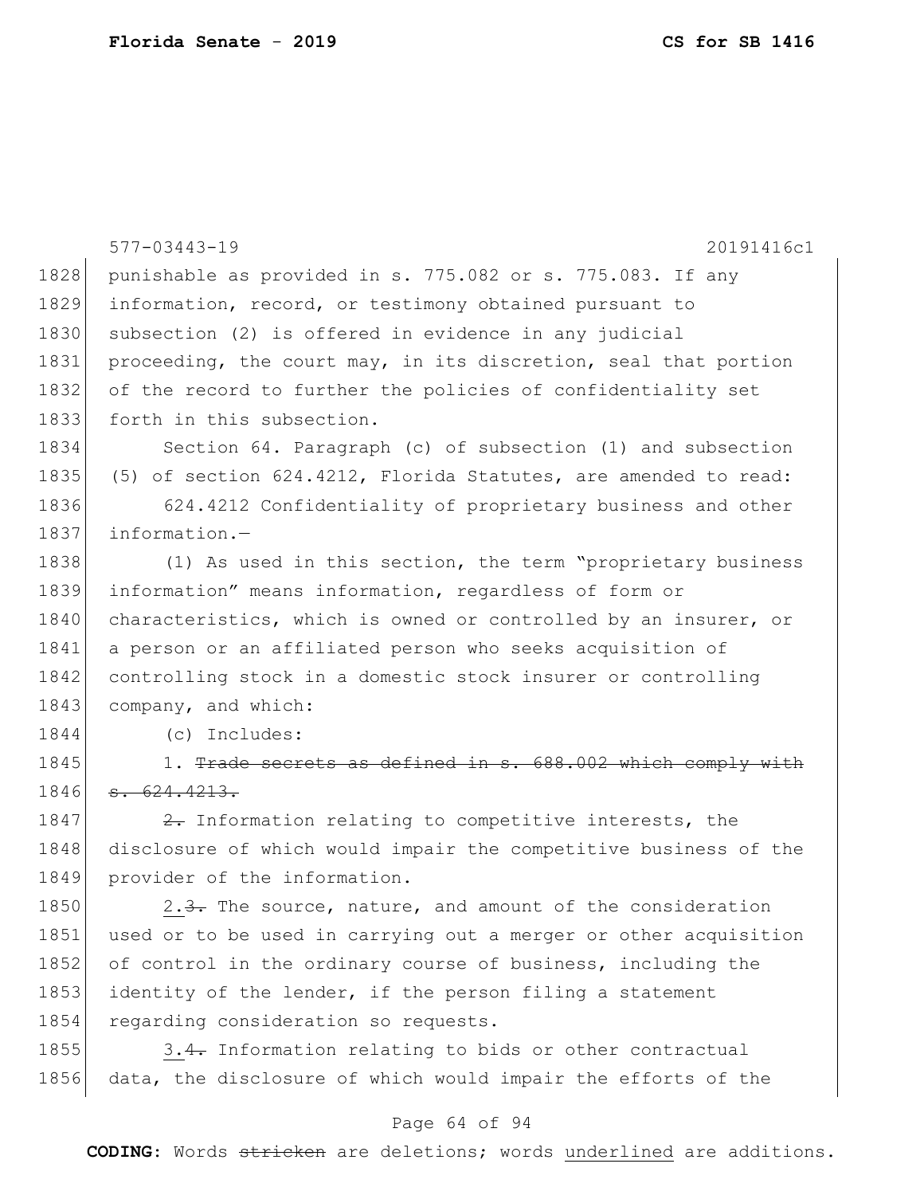577-03443-19 20191416c1

1828 punishable as provided in s. 775.082 or s. 775.083. If any
1829 information, record, or testimony obtained pursuant to
1830 subsection (2) is offered in evidence in any judicial
1831 proceeding, the court may, in its discretion, seal that portion
1832 of the record to further the policies of confidentiality set
1833 forth in this subsection.

1834 Section 64. Paragraph (c) of subsection (1) and subsection
1835 (5) of section 624.4212, Florida Statutes, are amended to read:

1836 624.4212 Confidentiality of proprietary business and other
1837 information.—

1838 (1) As used in this section, the term "proprietary business
1839 information" means information, regardless of form or
1840 characteristics, which is owned or controlled by an insurer, or
1841 a person or an affiliated person who seeks acquisition of
1842 controlling stock in a domestic stock insurer or controlling
1843 company, and which:

1844 (c) Includes:

1845 1. ~~Trade secrets as defined in s. 688.002 which comply with~~
1846 ~~s. 624.4213.~~

1847 ~~2.~~ Information relating to competitive interests, the
1848 disclosure of which would impair the competitive business of the
1849 provider of the information.

1850 2.~~3.~~ The source, nature, and amount of the consideration
1851 used or to be used in carrying out a merger or other acquisition
1852 of control in the ordinary course of business, including the
1853 identity of the lender, if the person filing a statement
1854 regarding consideration so requests.

1855 3.~~4.~~ Information relating to bids or other contractual
1856 data, the disclosure of which would impair the efforts of the

**CODING:** Words ~~stricken~~ are deletions; words underlined are additions.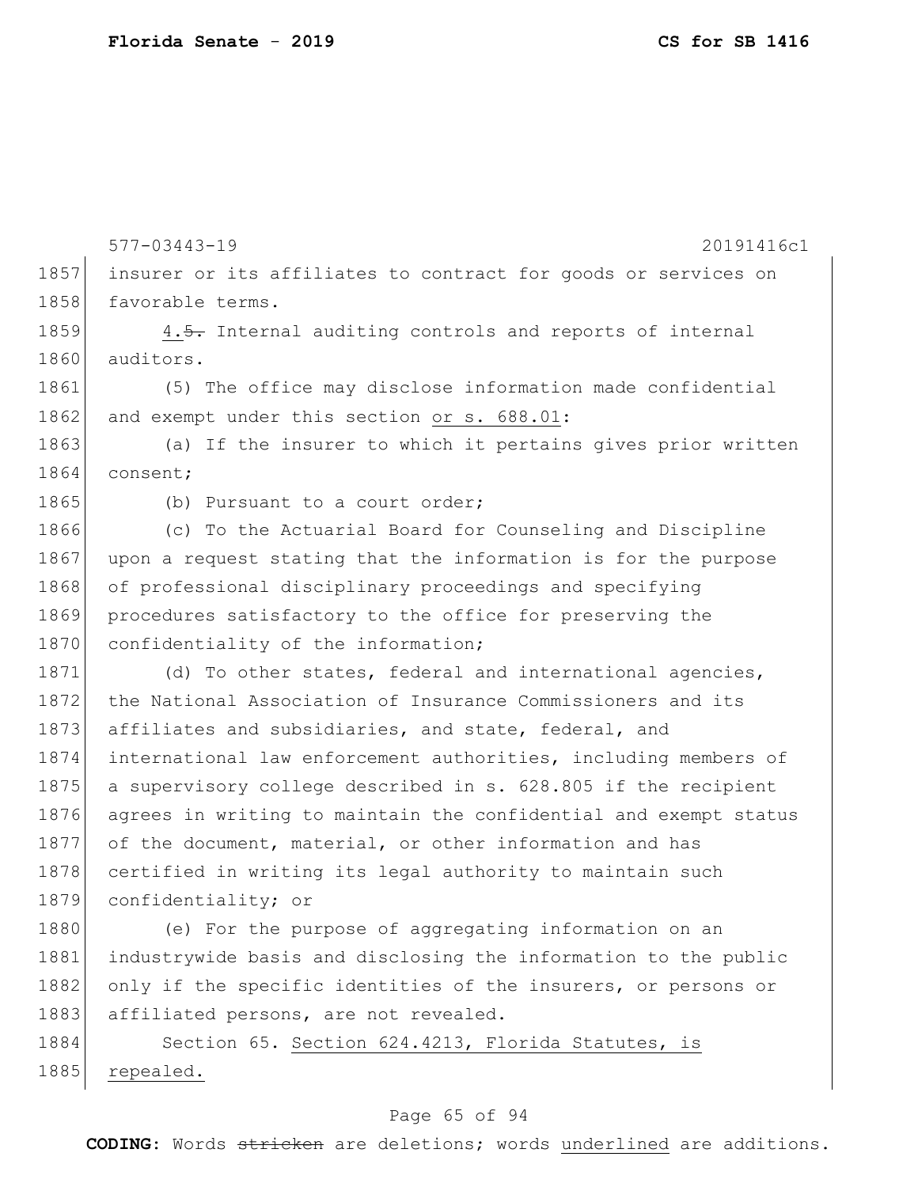insurer or its affiliates to contract for goods or services on favorable terms.

4.~~5.~~ Internal auditing controls and reports of internal auditors.

(5) The office may disclose information made confidential and exempt under this section <u>or s. 688.01</u>:

(a) If the insurer to which it pertains gives prior written consent;

(b) Pursuant to a court order;

(c) To the Actuarial Board for Counseling and Discipline upon a request stating that the information is for the purpose of professional disciplinary proceedings and specifying procedures satisfactory to the office for preserving the confidentiality of the information;

(d) To other states, federal and international agencies, the National Association of Insurance Commissioners and its affiliates and subsidiaries, and state, federal, and international law enforcement authorities, including members of a supervisory college described in s. 628.805 if the recipient agrees in writing to maintain the confidential and exempt status of the document, material, or other information and has certified in writing its legal authority to maintain such confidentiality; or

(e) For the purpose of aggregating information on an industrywide basis and disclosing the information to the public only if the specific identities of the insurers, or persons or affiliated persons, are not revealed.

Section 65. <u>Section 624.4213, Florida Statutes, is repealed.</u>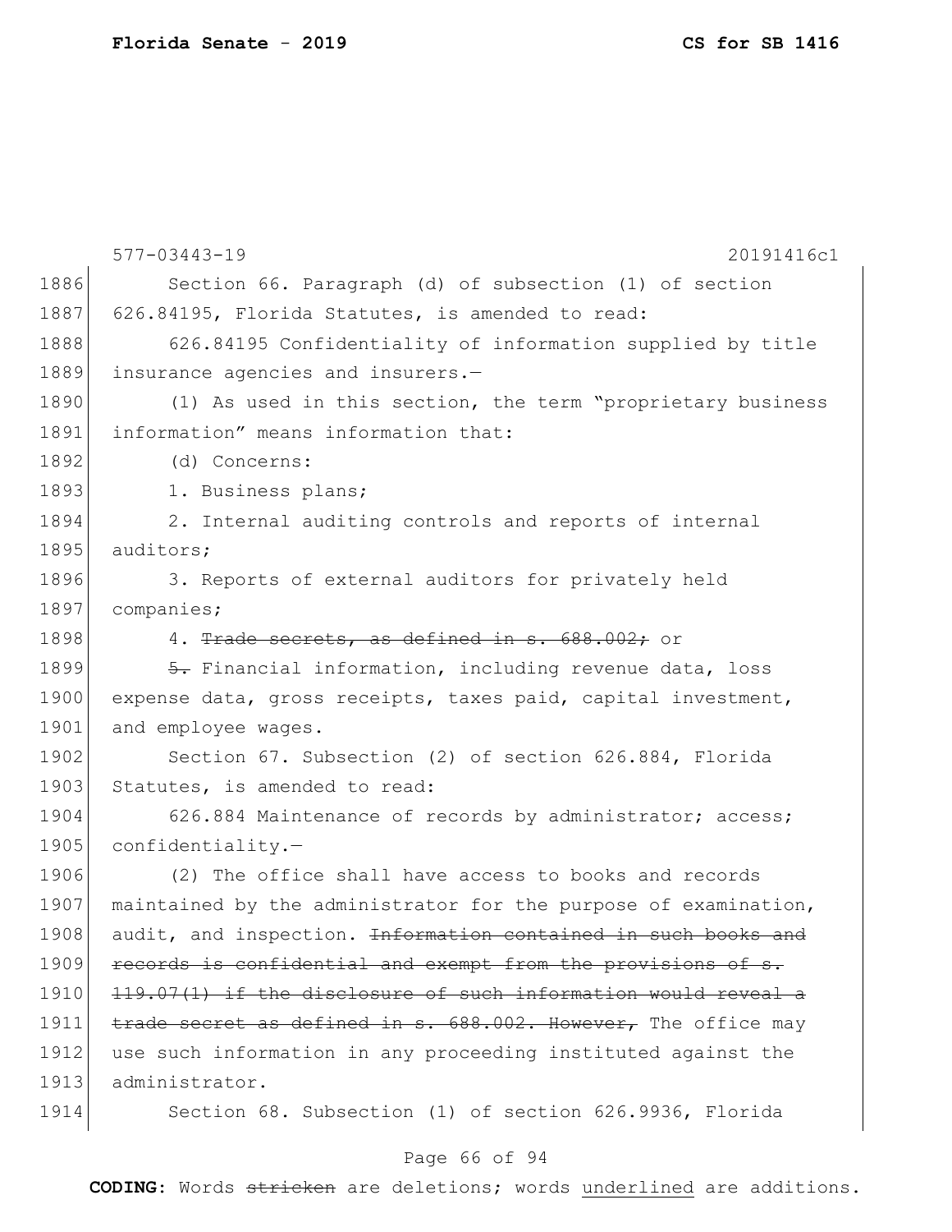Section 66. Paragraph (d) of subsection (1) of section 626.84195, Florida Statutes, is amended to read:

626.84195 Confidentiality of information supplied by title insurance agencies and insurers.—

(1) As used in this section, the term "proprietary business information" means information that:

(d) Concerns:

1. Business plans;

2. Internal auditing controls and reports of internal auditors;

3. Reports of external auditors for privately held companies;

4. ~~Trade secrets, as defined in s. 688.002;~~ or

~~5.~~ Financial information, including revenue data, loss expense data, gross receipts, taxes paid, capital investment, and employee wages.

Section 67. Subsection (2) of section 626.884, Florida Statutes, is amended to read:

626.884 Maintenance of records by administrator; access; confidentiality.—

(2) The office shall have access to books and records maintained by the administrator for the purpose of examination, audit, and inspection. ~~Information contained in such books and records is confidential and exempt from the provisions of s. 119.07(1) if the disclosure of such information would reveal a trade secret as defined in s. 688.002. However,~~ The office may use such information in any proceeding instituted against the administrator.

Section 68. Subsection (1) of section 626.9936, Florida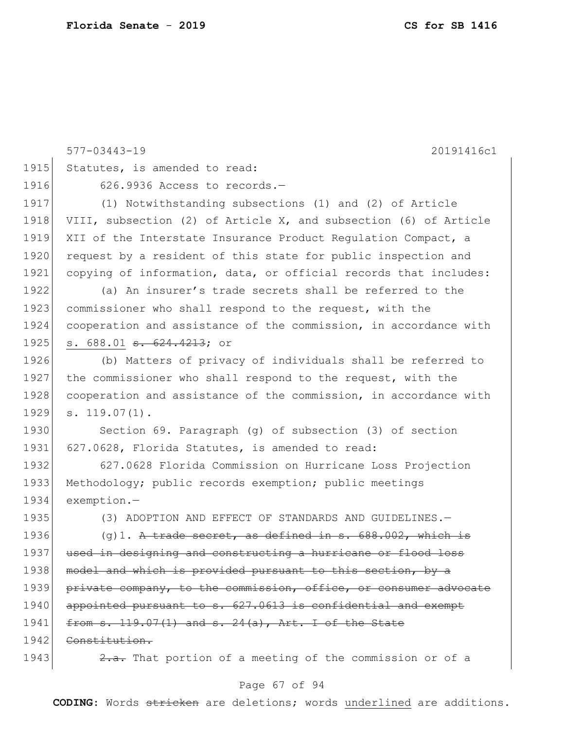Statutes, is amended to read:

626.9936 Access to records.—

(1) Notwithstanding subsections (1) and (2) of Article VIII, subsection (2) of Article X, and subsection (6) of Article XII of the Interstate Insurance Product Regulation Compact, a request by a resident of this state for public inspection and copying of information, data, or official records that includes:

(a) An insurer's trade secrets shall be referred to the commissioner who shall respond to the request, with the cooperation and assistance of the commission, in accordance with <u>s. 688.01</u> ~~s. 624.4213~~; or

(b) Matters of privacy of individuals shall be referred to the commissioner who shall respond to the request, with the cooperation and assistance of the commission, in accordance with s. 119.07(1).

Section 69. Paragraph (g) of subsection (3) of section 627.0628, Florida Statutes, is amended to read:

627.0628 Florida Commission on Hurricane Loss Projection Methodology; public records exemption; public meetings exemption.—

(3) ADOPTION AND EFFECT OF STANDARDS AND GUIDELINES.—

(g)1. ~~A trade secret, as defined in s. 688.002, which is used in designing and constructing a hurricane or flood loss model and which is provided pursuant to this section, by a private company, to the commission, office, or consumer advocate appointed pursuant to s. 627.0613 is confidential and exempt from s. 119.07(1) and s. 24(a), Art. I of the State Constitution.~~

~~2.a.~~ That portion of a meeting of the commission or of a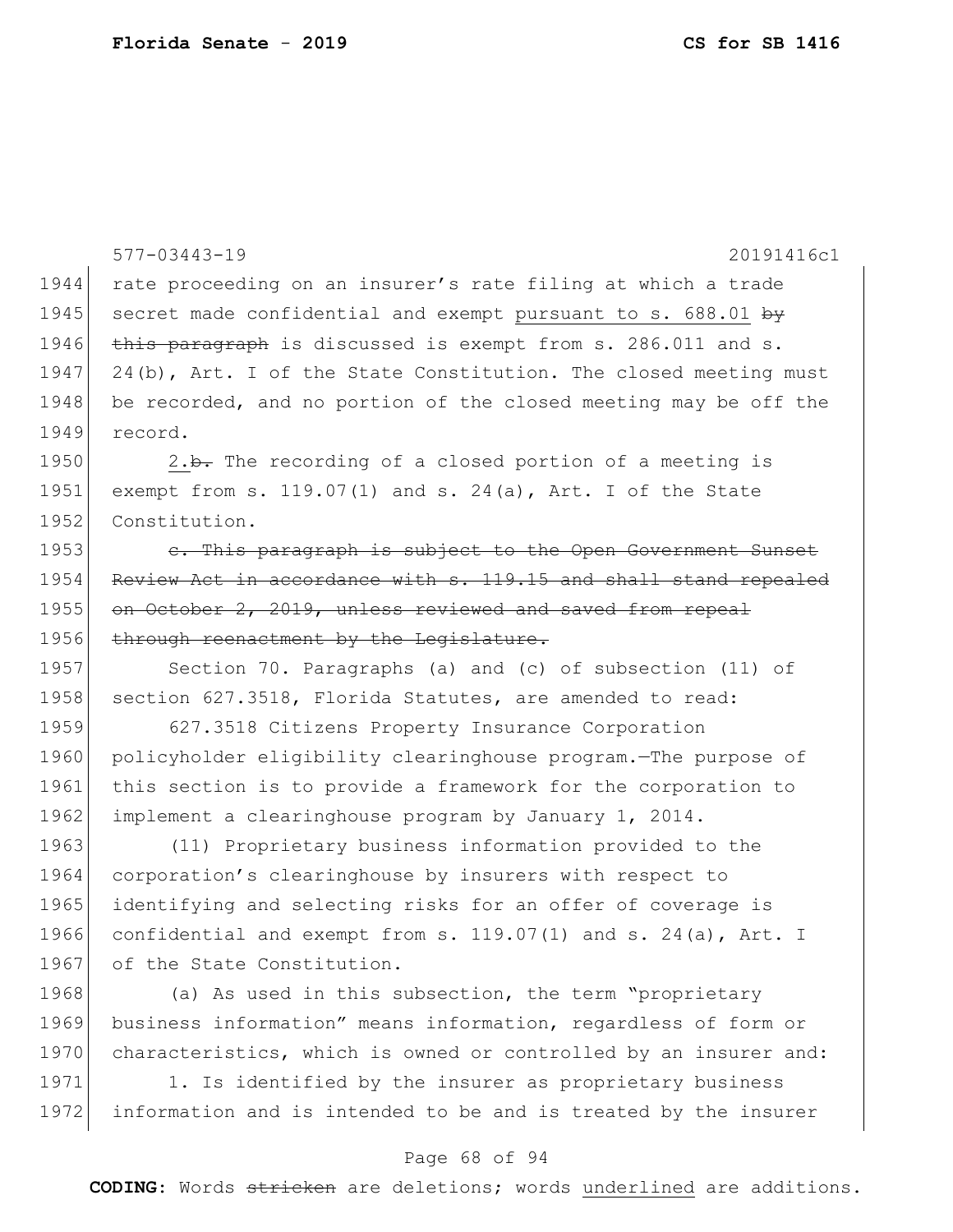rate proceeding on an insurer's rate filing at which a trade secret made confidential and exempt <u>pursuant to s. 688.01</u> ~~by this paragraph~~ is discussed is exempt from s. 286.011 and s. 24(b), Art. I of the State Constitution. The closed meeting must be recorded, and no portion of the closed meeting may be off the record.

<u>2.</u>~~b.~~ The recording of a closed portion of a meeting is exempt from s. 119.07(1) and s. 24(a), Art. I of the State Constitution.

~~c. This paragraph is subject to the Open Government Sunset Review Act in accordance with s. 119.15 and shall stand repealed on October 2, 2019, unless reviewed and saved from repeal through reenactment by the Legislature.~~

Section 70. Paragraphs (a) and (c) of subsection (11) of section 627.3518, Florida Statutes, are amended to read:

627.3518 Citizens Property Insurance Corporation policyholder eligibility clearinghouse program.—The purpose of this section is to provide a framework for the corporation to implement a clearinghouse program by January 1, 2014.

(11) Proprietary business information provided to the corporation's clearinghouse by insurers with respect to identifying and selecting risks for an offer of coverage is confidential and exempt from s. 119.07(1) and s. 24(a), Art. I of the State Constitution.

(a) As used in this subsection, the term "proprietary business information" means information, regardless of form or characteristics, which is owned or controlled by an insurer and:

1. Is identified by the insurer as proprietary business information and is intended to be and is treated by the insurer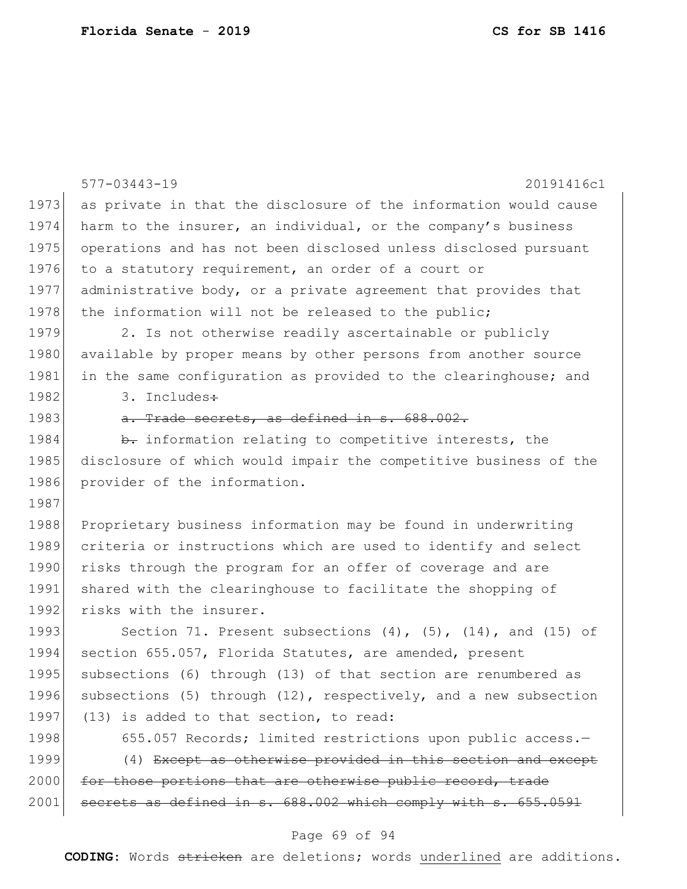as private in that the disclosure of the information would cause harm to the insurer, an individual, or the company's business operations and has not been disclosed unless disclosed pursuant to a statutory requirement, an order of a court or administrative body, or a private agreement that provides that the information will not be released to the public;

2. Is not otherwise readily ascertainable or publicly available by proper means by other persons from another source in the same configuration as provided to the clearinghouse; and

3. Includes~~:~~

~~a. Trade secrets, as defined in s. 688.002.~~

~~b.~~ information relating to competitive interests, the disclosure of which would impair the competitive business of the provider of the information.

Proprietary business information may be found in underwriting criteria or instructions which are used to identify and select risks through the program for an offer of coverage and are shared with the clearinghouse to facilitate the shopping of risks with the insurer.

Section 71. Present subsections (4), (5), (14), and (15) of section 655.057, Florida Statutes, are amended, present subsections (6) through (13) of that section are renumbered as subsections (5) through (12), respectively, and a new subsection (13) is added to that section, to read:

655.057 Records; limited restrictions upon public access.—

(4) ~~Except as otherwise provided in this section and except for those portions that are otherwise public record, trade secrets as defined in s. 688.002 which comply with s. 655.0591~~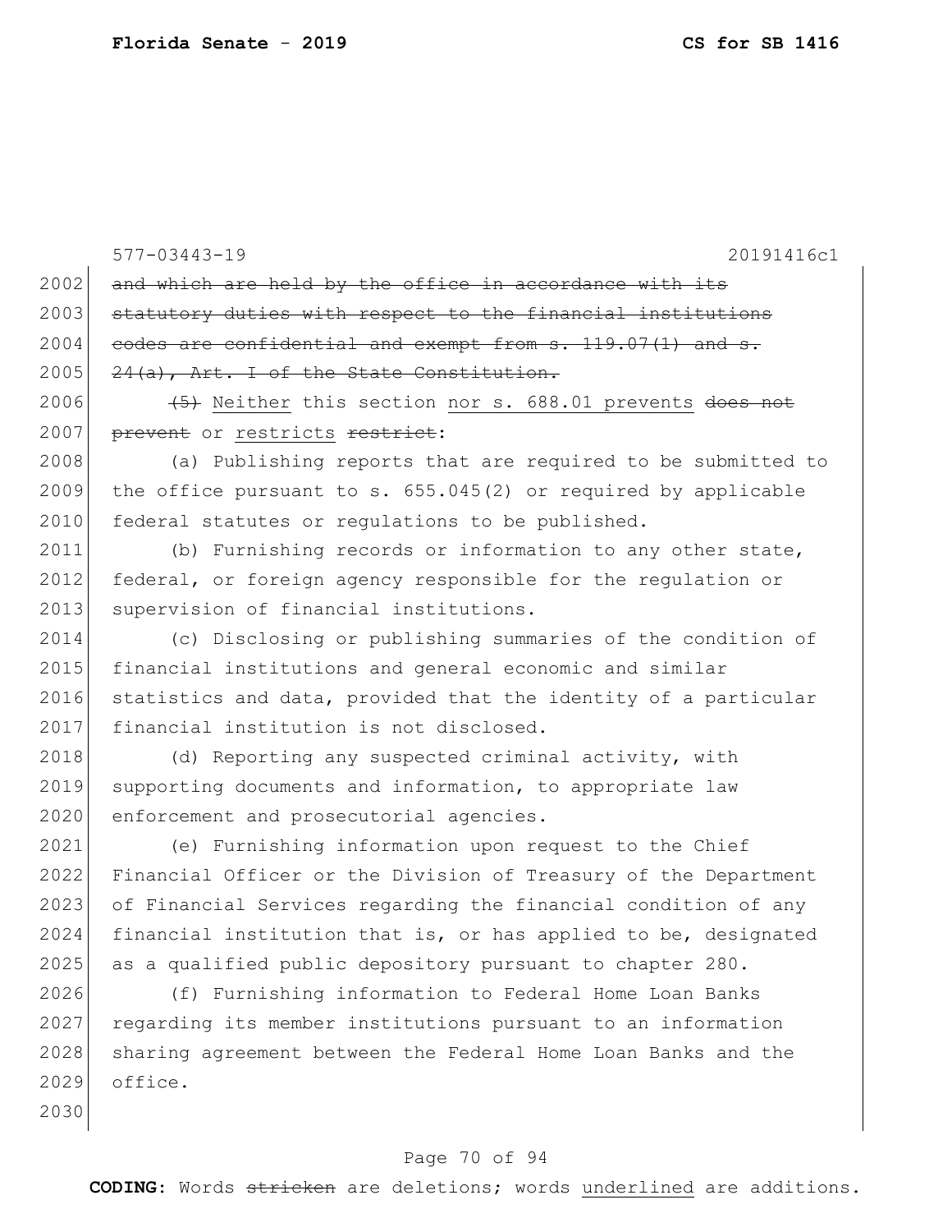577-03443-19 20191416c1

2002 ~~and which are held by the office in accordance with its~~
2003 ~~statutory duties with respect to the financial institutions~~
2004 ~~codes are confidential and exempt from s. 119.07(1) and s.~~
2005 ~~24(a), Art. I of the State Constitution.~~

2006 ~~(5)~~ <u>Neither</u> this section <u>nor s. 688.01 prevents</u> ~~does not~~
2007 ~~prevent~~ or <u>restricts</u> ~~restrict~~:

2008 (a) Publishing reports that are required to be submitted to
2009 the office pursuant to s. 655.045(2) or required by applicable
2010 federal statutes or regulations to be published.

2011 (b) Furnishing records or information to any other state,
2012 federal, or foreign agency responsible for the regulation or
2013 supervision of financial institutions.

2014 (c) Disclosing or publishing summaries of the condition of
2015 financial institutions and general economic and similar
2016 statistics and data, provided that the identity of a particular
2017 financial institution is not disclosed.

2018 (d) Reporting any suspected criminal activity, with
2019 supporting documents and information, to appropriate law
2020 enforcement and prosecutorial agencies.

2021 (e) Furnishing information upon request to the Chief
2022 Financial Officer or the Division of Treasury of the Department
2023 of Financial Services regarding the financial condition of any
2024 financial institution that is, or has applied to be, designated
2025 as a qualified public depository pursuant to chapter 280.

2026 (f) Furnishing information to Federal Home Loan Banks
2027 regarding its member institutions pursuant to an information
2028 sharing agreement between the Federal Home Loan Banks and the
2029 office.

2030

**CODING:** Words ~~stricken~~ are deletions; words <u>underlined</u> are additions.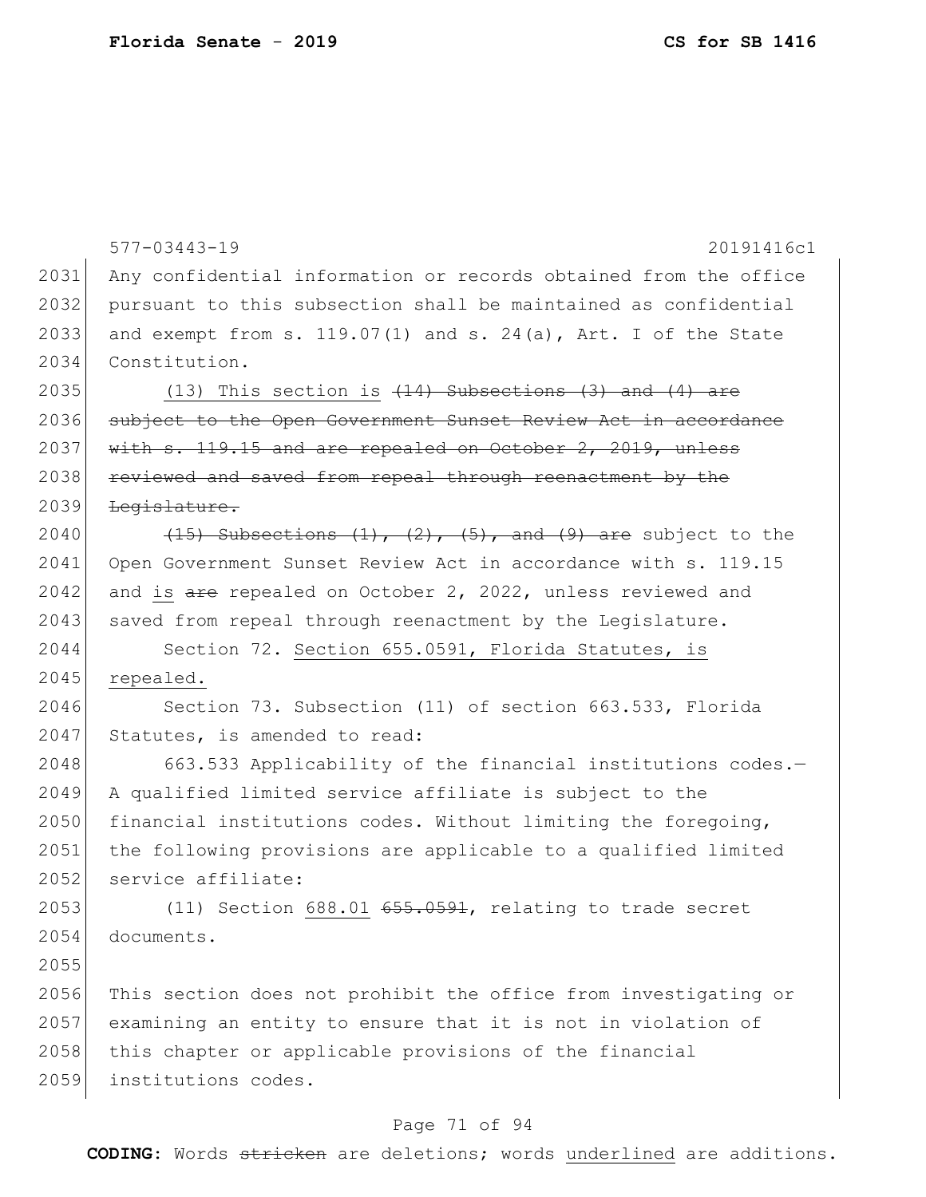Any confidential information or records obtained from the office pursuant to this subsection shall be maintained as confidential and exempt from s. 119.07(1) and s. 24(a), Art. I of the State Constitution.

(13) This section is ~~(14) Subsections (3) and (4) are subject to the Open Government Sunset Review Act in accordance with s. 119.15 and are repealed on October 2, 2019, unless reviewed and saved from repeal through reenactment by the Legislature.~~

~~(15) Subsections (1), (2), (5), and (9) are~~ subject to the Open Government Sunset Review Act in accordance with s. 119.15 and <u>is</u> ~~are~~ repealed on October 2, 2022, unless reviewed and saved from repeal through reenactment by the Legislature.

Section 72. <u>Section 655.0591, Florida Statutes, is repealed.</u>

Section 73. Subsection (11) of section 663.533, Florida Statutes, is amended to read:

663.533 Applicability of the financial institutions codes.—A qualified limited service affiliate is subject to the financial institutions codes. Without limiting the foregoing, the following provisions are applicable to a qualified limited service affiliate:

(11) Section <u>688.01</u> ~~655.0591~~, relating to trade secret documents.

This section does not prohibit the office from investigating or examining an entity to ensure that it is not in violation of this chapter or applicable provisions of the financial institutions codes.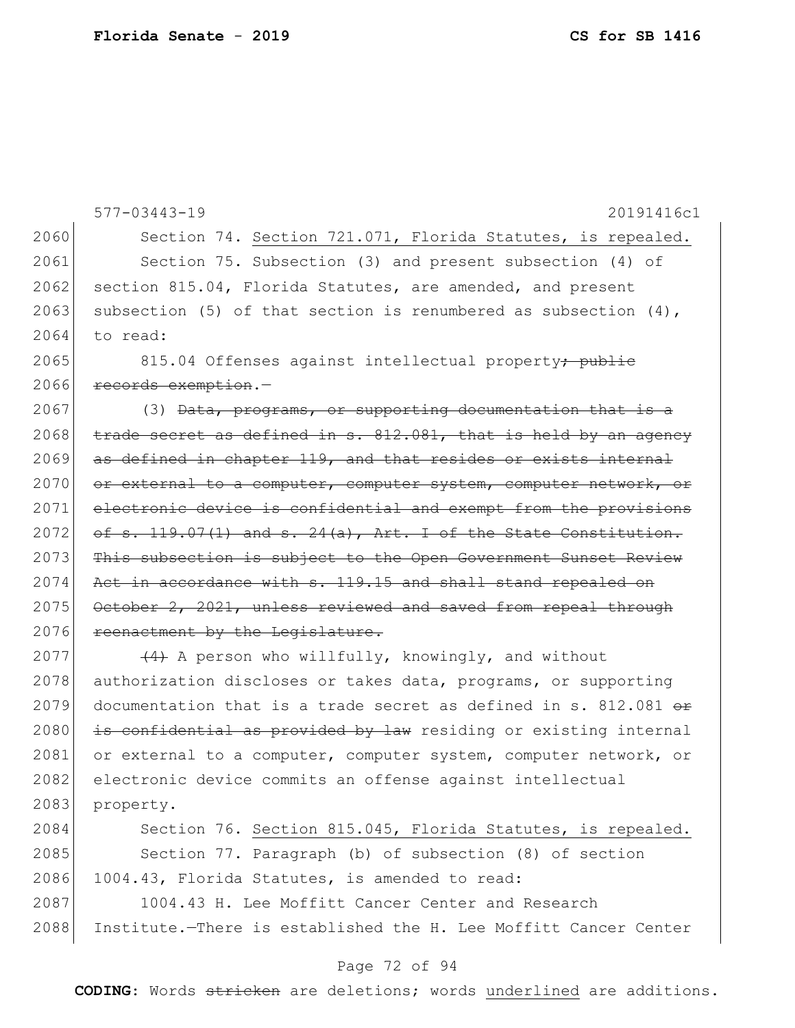Section 74. <u>Section 721.071, Florida Statutes, is repealed.</u>

Section 75. Subsection (3) and present subsection (4) of section 815.04, Florida Statutes, are amended, and present subsection (5) of that section is renumbered as subsection (4), to read:

815.04 Offenses against intellectual property~~; public records exemption~~.—

(3) ~~Data, programs, or supporting documentation that is a trade secret as defined in s. 812.081, that is held by an agency as defined in chapter 119, and that resides or exists internal or external to a computer, computer system, computer network, or electronic device is confidential and exempt from the provisions of s. 119.07(1) and s. 24(a), Art. I of the State Constitution. This subsection is subject to the Open Government Sunset Review Act in accordance with s. 119.15 and shall stand repealed on October 2, 2021, unless reviewed and saved from repeal through reenactment by the Legislature.~~

~~(4)~~ A person who willfully, knowingly, and without authorization discloses or takes data, programs, or supporting documentation that is a trade secret as defined in s. 812.081 ~~or is confidential as provided by law~~ residing or existing internal or external to a computer, computer system, computer network, or electronic device commits an offense against intellectual property.

Section 76. <u>Section 815.045, Florida Statutes, is repealed.</u>

Section 77. Paragraph (b) of subsection (8) of section 1004.43, Florida Statutes, is amended to read:

1004.43 H. Lee Moffitt Cancer Center and Research Institute.—There is established the H. Lee Moffitt Cancer Center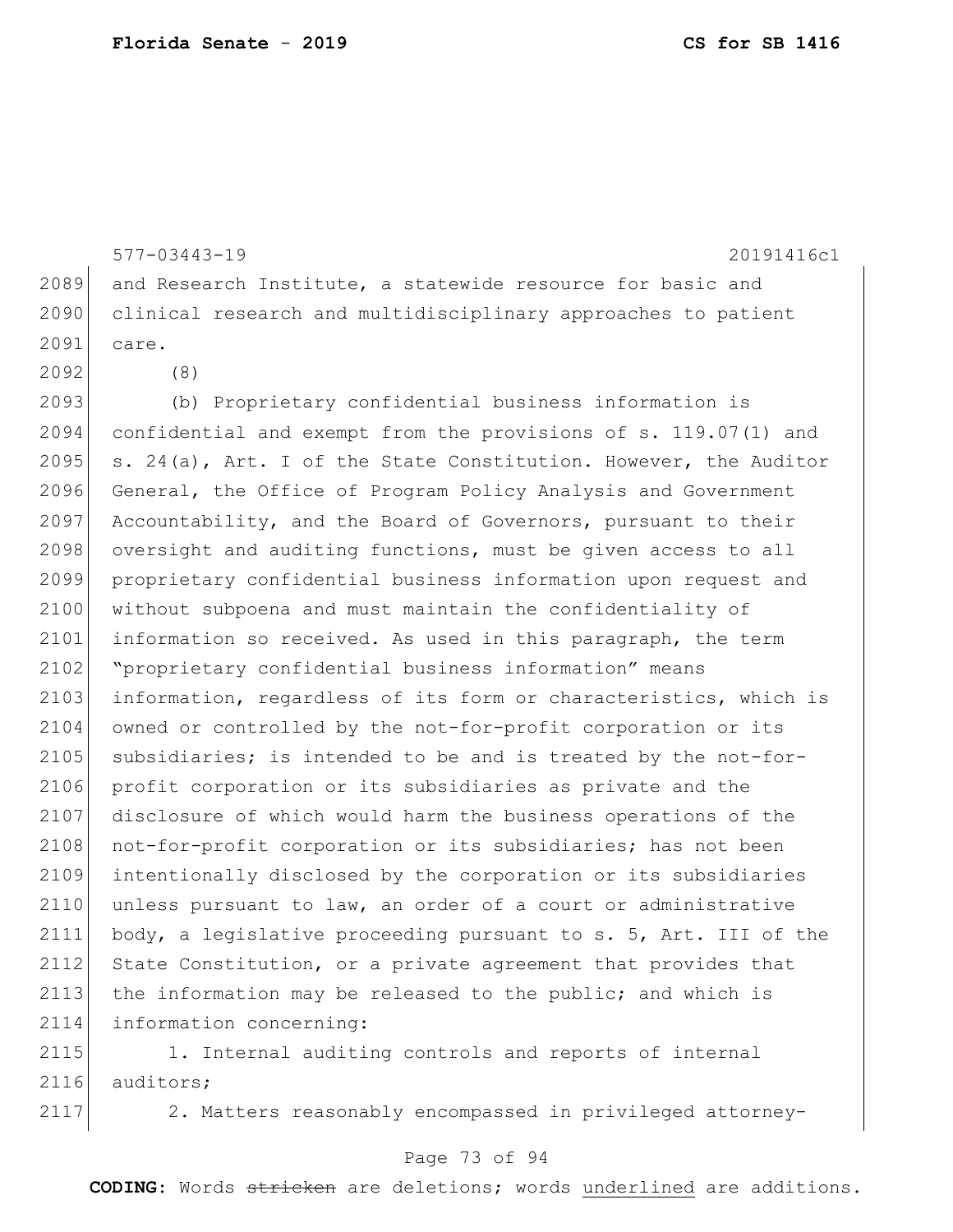and Research Institute, a statewide resource for basic and clinical research and multidisciplinary approaches to patient care.

(8)

(b) Proprietary confidential business information is confidential and exempt from the provisions of s. 119.07(1) and s. 24(a), Art. I of the State Constitution. However, the Auditor General, the Office of Program Policy Analysis and Government Accountability, and the Board of Governors, pursuant to their oversight and auditing functions, must be given access to all proprietary confidential business information upon request and without subpoena and must maintain the confidentiality of information so received. As used in this paragraph, the term "proprietary confidential business information" means information, regardless of its form or characteristics, which is owned or controlled by the not-for-profit corporation or its subsidiaries; is intended to be and is treated by the not-for-profit corporation or its subsidiaries as private and the disclosure of which would harm the business operations of the not-for-profit corporation or its subsidiaries; has not been intentionally disclosed by the corporation or its subsidiaries unless pursuant to law, an order of a court or administrative body, a legislative proceeding pursuant to s. 5, Art. III of the State Constitution, or a private agreement that provides that the information may be released to the public; and which is information concerning:

1. Internal auditing controls and reports of internal auditors;

2. Matters reasonably encompassed in privileged attorney-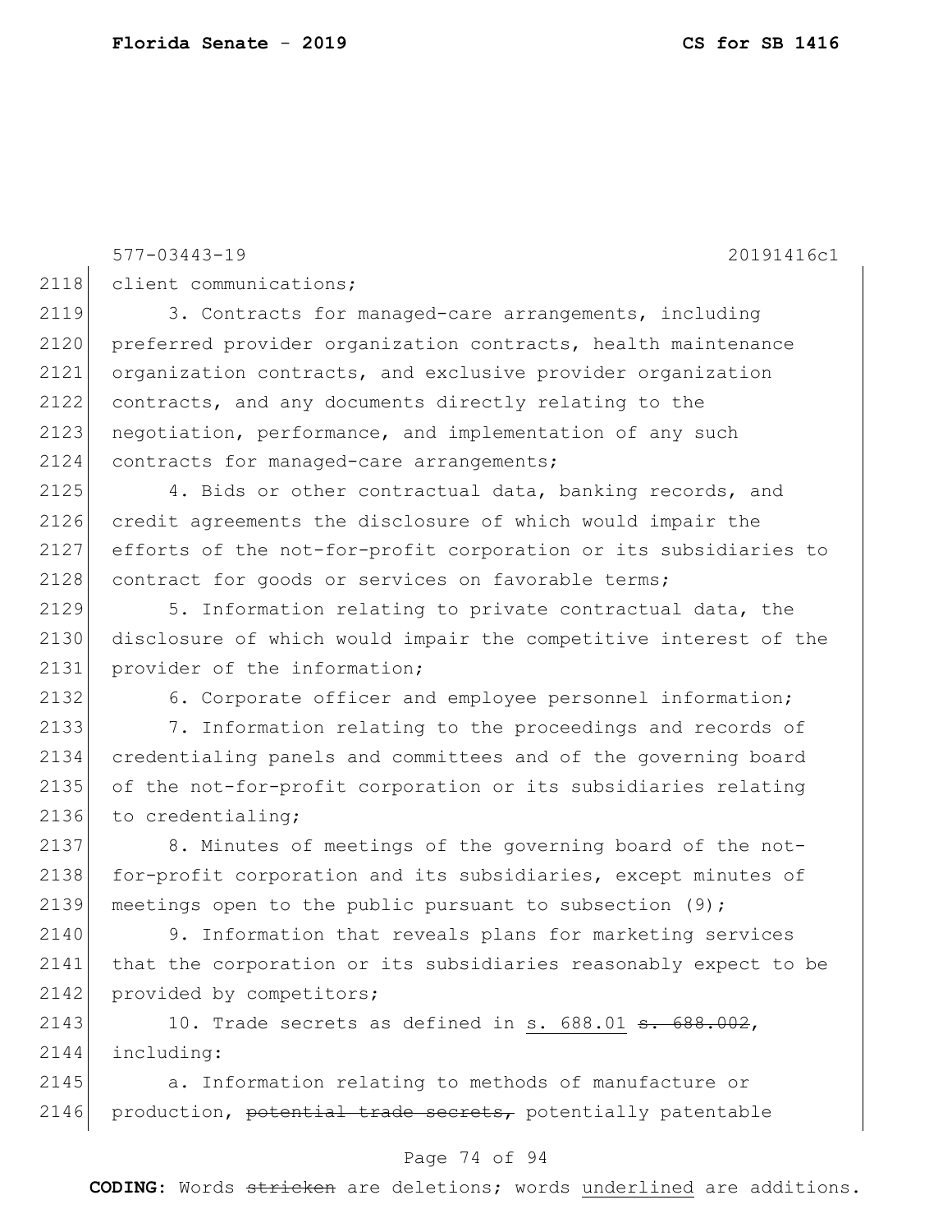577-03443-19 20191416c1

client communications;

3. Contracts for managed-care arrangements, including preferred provider organization contracts, health maintenance organization contracts, and exclusive provider organization contracts, and any documents directly relating to the negotiation, performance, and implementation of any such contracts for managed-care arrangements;

4. Bids or other contractual data, banking records, and credit agreements the disclosure of which would impair the efforts of the not-for-profit corporation or its subsidiaries to contract for goods or services on favorable terms;

5. Information relating to private contractual data, the disclosure of which would impair the competitive interest of the provider of the information;

6. Corporate officer and employee personnel information;

7. Information relating to the proceedings and records of credentialing panels and committees and of the governing board of the not-for-profit corporation or its subsidiaries relating to credentialing;

8. Minutes of meetings of the governing board of the not-for-profit corporation and its subsidiaries, except minutes of meetings open to the public pursuant to subsection (9);

9. Information that reveals plans for marketing services that the corporation or its subsidiaries reasonably expect to be provided by competitors;

10. Trade secrets as defined in <u>s. 688.01</u> ~~s. 688.002~~, including:

a. Information relating to methods of manufacture or production, ~~potential trade secrets,~~ potentially patentable

**CODING:** Words ~~stricken~~ are deletions; words <u>underlined</u> are additions.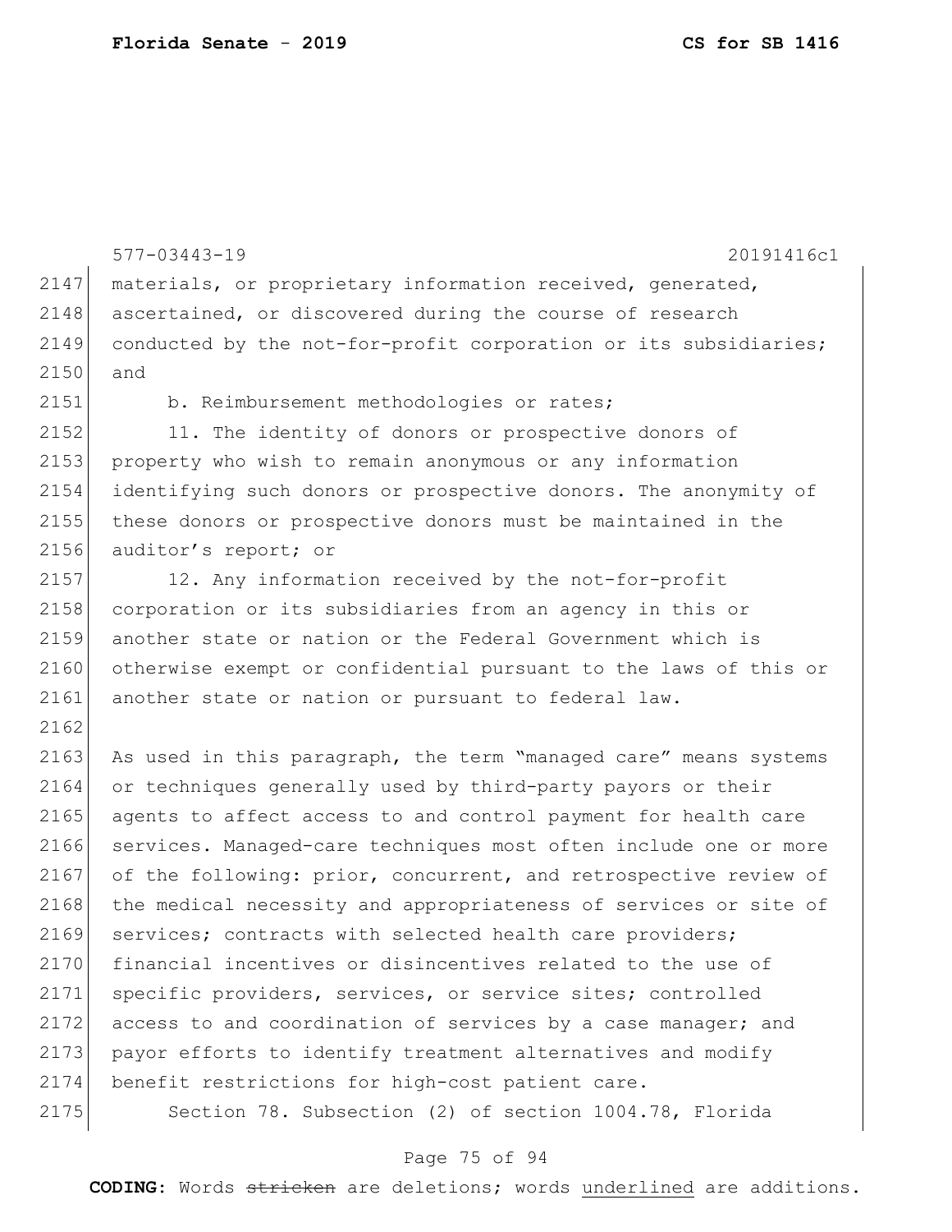materials, or proprietary information received, generated, ascertained, or discovered during the course of research conducted by the not-for-profit corporation or its subsidiaries; and

b. Reimbursement methodologies or rates;

11. The identity of donors or prospective donors of property who wish to remain anonymous or any information identifying such donors or prospective donors. The anonymity of these donors or prospective donors must be maintained in the auditor's report; or

12. Any information received by the not-for-profit corporation or its subsidiaries from an agency in this or another state or nation or the Federal Government which is otherwise exempt or confidential pursuant to the laws of this or another state or nation or pursuant to federal law.

As used in this paragraph, the term "managed care" means systems or techniques generally used by third-party payors or their agents to affect access to and control payment for health care services. Managed-care techniques most often include one or more of the following: prior, concurrent, and retrospective review of the medical necessity and appropriateness of services or site of services; contracts with selected health care providers; financial incentives or disincentives related to the use of specific providers, services, or service sites; controlled access to and coordination of services by a case manager; and payor efforts to identify treatment alternatives and modify benefit restrictions for high-cost patient care.

Section 78. Subsection (2) of section 1004.78, Florida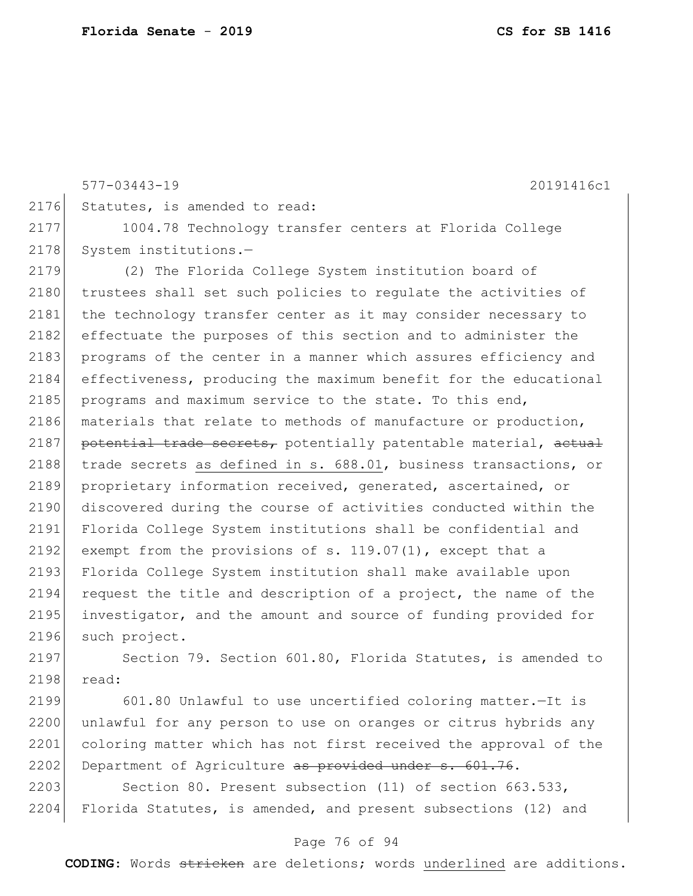Statutes, is amended to read:

1004.78 Technology transfer centers at Florida College System institutions.—

(2) The Florida College System institution board of trustees shall set such policies to regulate the activities of the technology transfer center as it may consider necessary to effectuate the purposes of this section and to administer the programs of the center in a manner which assures efficiency and effectiveness, producing the maximum benefit for the educational programs and maximum service to the state. To this end, materials that relate to methods of manufacture or production, ~~potential trade secrets,~~ potentially patentable material, ~~actual~~ trade secrets <u>as defined in s. 688.01</u>, business transactions, or proprietary information received, generated, ascertained, or discovered during the course of activities conducted within the Florida College System institutions shall be confidential and exempt from the provisions of s. 119.07(1), except that a Florida College System institution shall make available upon request the title and description of a project, the name of the investigator, and the amount and source of funding provided for such project.

Section 79. Section 601.80, Florida Statutes, is amended to read:

601.80 Unlawful to use uncertified coloring matter.—It is unlawful for any person to use on oranges or citrus hybrids any coloring matter which has not first received the approval of the Department of Agriculture ~~as provided under s. 601.76~~.

Section 80. Present subsection (11) of section 663.533, Florida Statutes, is amended, and present subsections (12) and

**CODING:** Words ~~stricken~~ are deletions; words <u>underlined</u> are additions.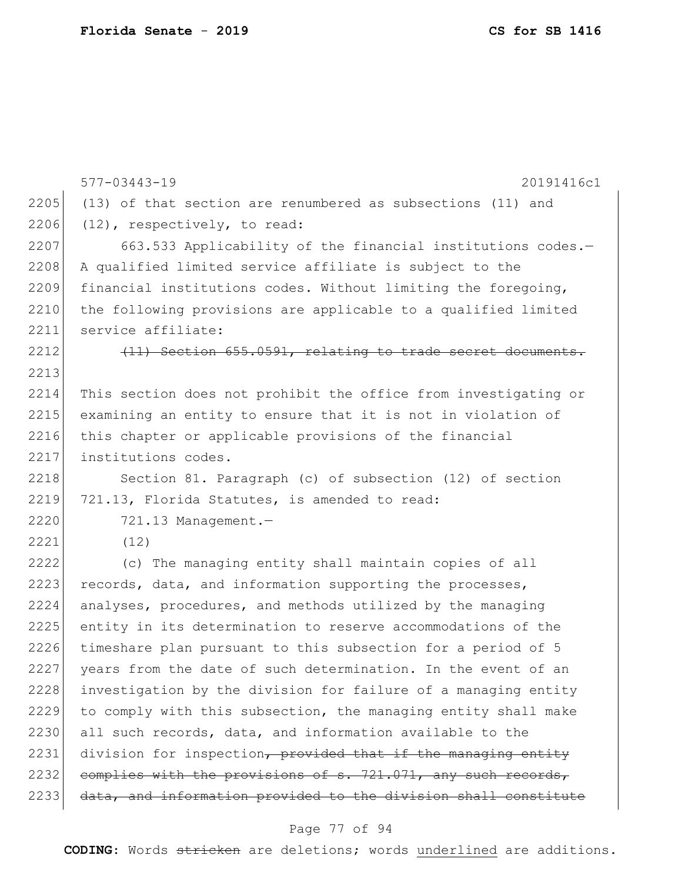(13) of that section are renumbered as subsections (11) and (12), respectively, to read:

663.533 Applicability of the financial institutions codes.—A qualified limited service affiliate is subject to the financial institutions codes. Without limiting the foregoing, the following provisions are applicable to a qualified limited service affiliate:

~~(11) Section 655.0591, relating to trade secret documents.~~

This section does not prohibit the office from investigating or examining an entity to ensure that it is not in violation of this chapter or applicable provisions of the financial institutions codes.

Section 81. Paragraph (c) of subsection (12) of section 721.13, Florida Statutes, is amended to read:

721.13 Management.—

(12)

(c) The managing entity shall maintain copies of all records, data, and information supporting the processes, analyses, procedures, and methods utilized by the managing entity in its determination to reserve accommodations of the timeshare plan pursuant to this subsection for a period of 5 years from the date of such determination. In the event of an investigation by the division for failure of a managing entity to comply with this subsection, the managing entity shall make all such records, data, and information available to the division for inspection~~, provided that if the managing entity complies with the provisions of s. 721.071, any such records, data, and information provided to the division shall constitute~~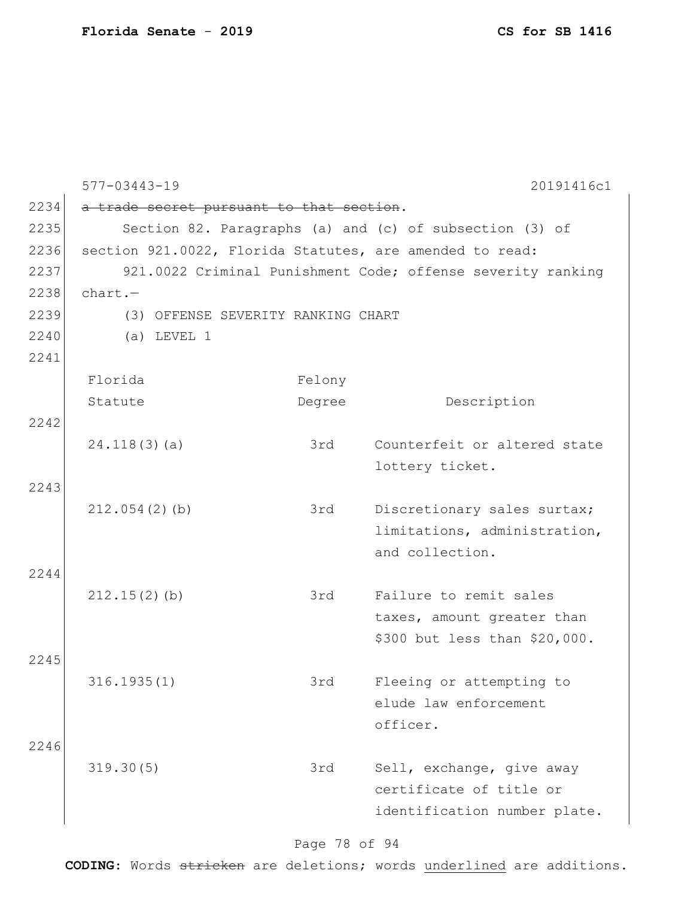~~a trade secret pursuant to that section~~.

Section 82. Paragraphs (a) and (c) of subsection (3) of section 921.0022, Florida Statutes, are amended to read:

921.0022 Criminal Punishment Code; offense severity ranking chart.—

(3) OFFENSE SEVERITY RANKING CHART

(a) LEVEL 1

| Florida Statute | Felony Degree | Description |
|---|---|---|
| 24.118(3)(a) | 3rd | Counterfeit or altered state lottery ticket. |
| 212.054(2)(b) | 3rd | Discretionary sales surtax; limitations, administration, and collection. |
| 212.15(2)(b) | 3rd | Failure to remit sales taxes, amount greater than $300 but less than $20,000. |
| 316.1935(1) | 3rd | Fleeing or attempting to elude law enforcement officer. |
| 319.30(5) | 3rd | Sell, exchange, give away certificate of title or identification number plate. |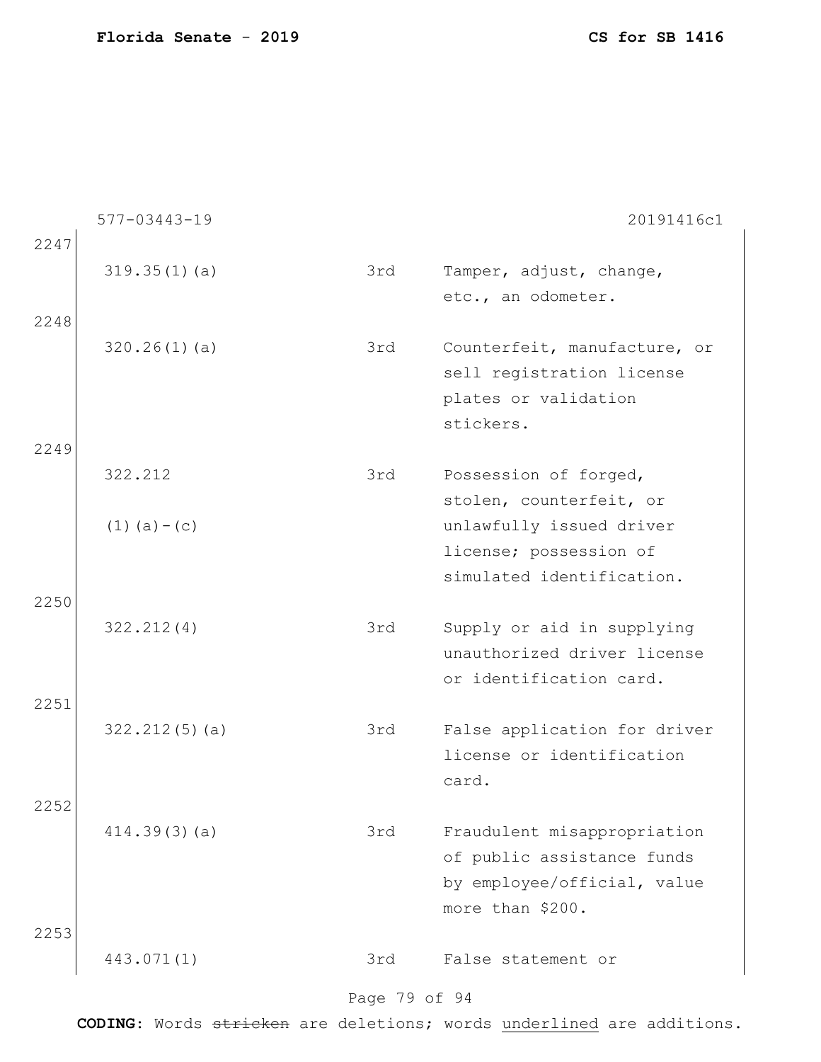577-03443-19 20191416c1

2247

| | | |
|---|---|---|
| 319.35(1)(a) | 3rd | Tamper, adjust, change, etc., an odometer. |

2248

| | | |
|---|---|---|
| 320.26(1)(a) | 3rd | Counterfeit, manufacture, or sell registration license plates or validation stickers. |

2249

| | | |
|---|---|---|
| 322.212 (1)(a)-(c) | 3rd | Possession of forged, stolen, counterfeit, or unlawfully issued driver license; possession of simulated identification. |

2250

| | | |
|---|---|---|
| 322.212(4) | 3rd | Supply or aid in supplying unauthorized driver license or identification card. |

2251

| | | |
|---|---|---|
| 322.212(5)(a) | 3rd | False application for driver license or identification card. |

2252

| | | |
|---|---|---|
| 414.39(3)(a) | 3rd | Fraudulent misappropriation of public assistance funds by employee/official, value more than $200. |

2253

| | | |
|---|---|---|
| 443.071(1) | 3rd | False statement or |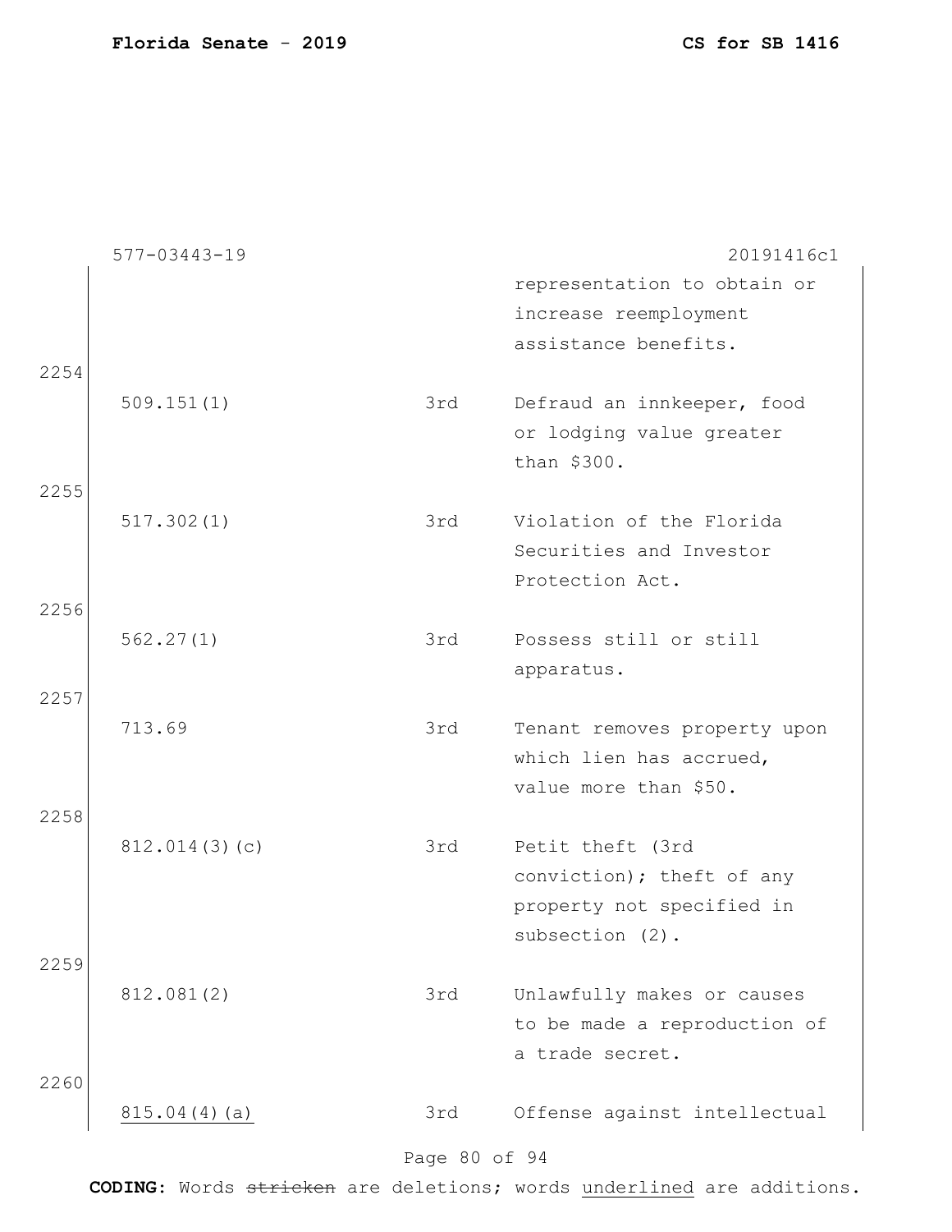577-03443-19 20191416c1

| | | | |
|---|---|---|---|
| | | | representation to obtain or increase reemployment assistance benefits. |
| 2254 | 509.151(1) | 3rd | Defraud an innkeeper, food or lodging value greater than $300. |
| 2255 | 517.302(1) | 3rd | Violation of the Florida Securities and Investor Protection Act. |
| 2256 | 562.27(1) | 3rd | Possess still or still apparatus. |
| 2257 | 713.69 | 3rd | Tenant removes property upon which lien has accrued, value more than $50. |
| 2258 | 812.014(3)(c) | 3rd | Petit theft (3rd conviction); theft of any property not specified in subsection (2). |
| 2259 | 812.081(2) | 3rd | Unlawfully makes or causes to be made a reproduction of a trade secret. |
| 2260 | <u>815.04(4)(a)</u> | 3rd | Offense against intellectual |

**CODING:** Words ~~stricken~~ are deletions; words <u>underlined</u> are additions.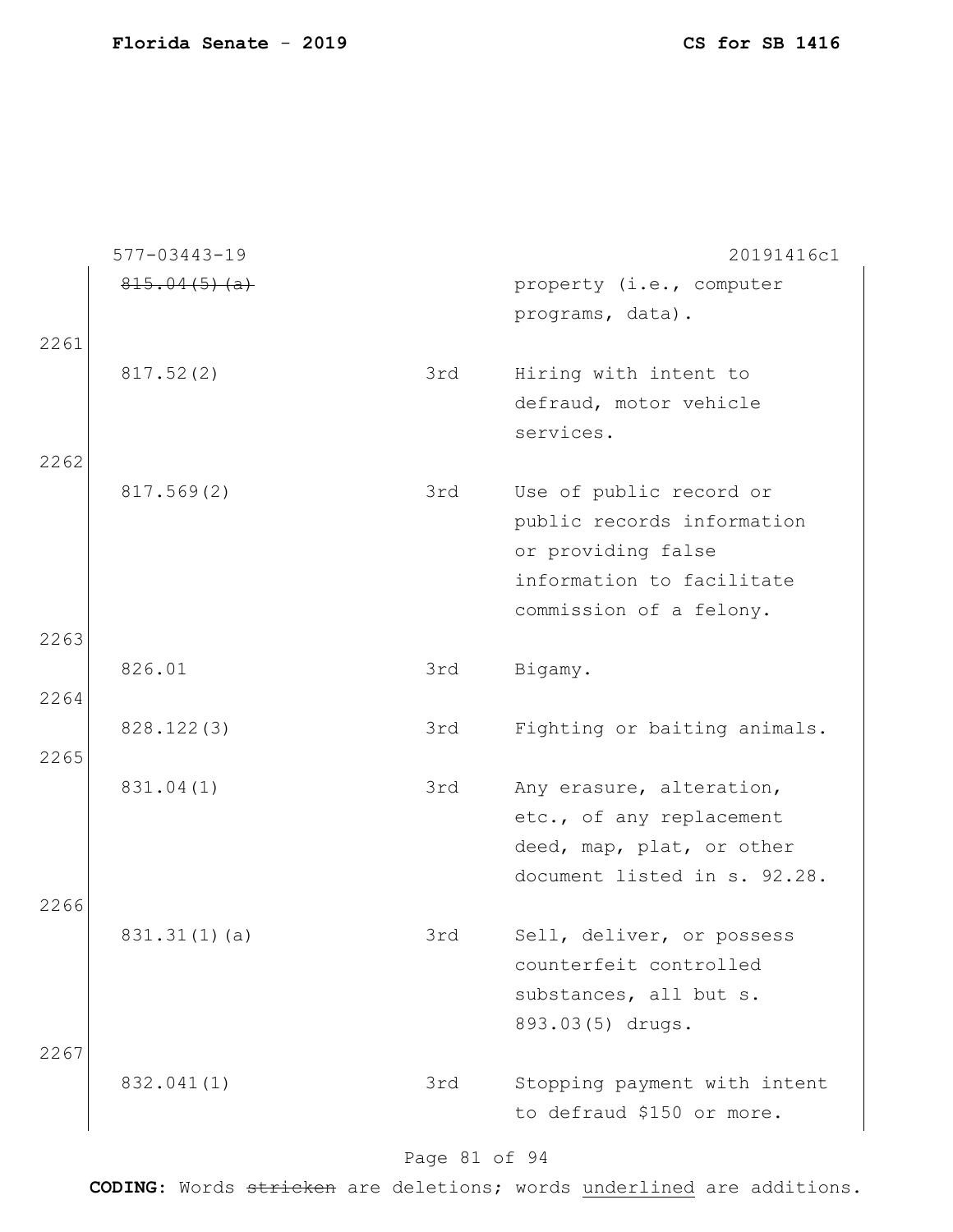577-03443-19 20191416c1

| | | | |
|---|---|---|---|
| | ~~815.04(5)(a)~~ | | property (i.e., computer programs, data). |
| 2261 | | | |
| | 817.52(2) | 3rd | Hiring with intent to defraud, motor vehicle services. |
| 2262 | | | |
| | 817.569(2) | 3rd | Use of public record or public records information or providing false information to facilitate commission of a felony. |
| 2263 | | | |
| | 826.01 | 3rd | Bigamy. |
| 2264 | | | |
| | 828.122(3) | 3rd | Fighting or baiting animals. |
| 2265 | | | |
| | 831.04(1) | 3rd | Any erasure, alteration, etc., of any replacement deed, map, plat, or other document listed in s. 92.28. |
| 2266 | | | |
| | 831.31(1)(a) | 3rd | Sell, deliver, or possess counterfeit controlled substances, all but s. 893.03(5) drugs. |
| 2267 | | | |
| | 832.041(1) | 3rd | Stopping payment with intent to defraud $150 or more. |

**CODING:** Words ~~stricken~~ are deletions; words <u>underlined</u> are additions.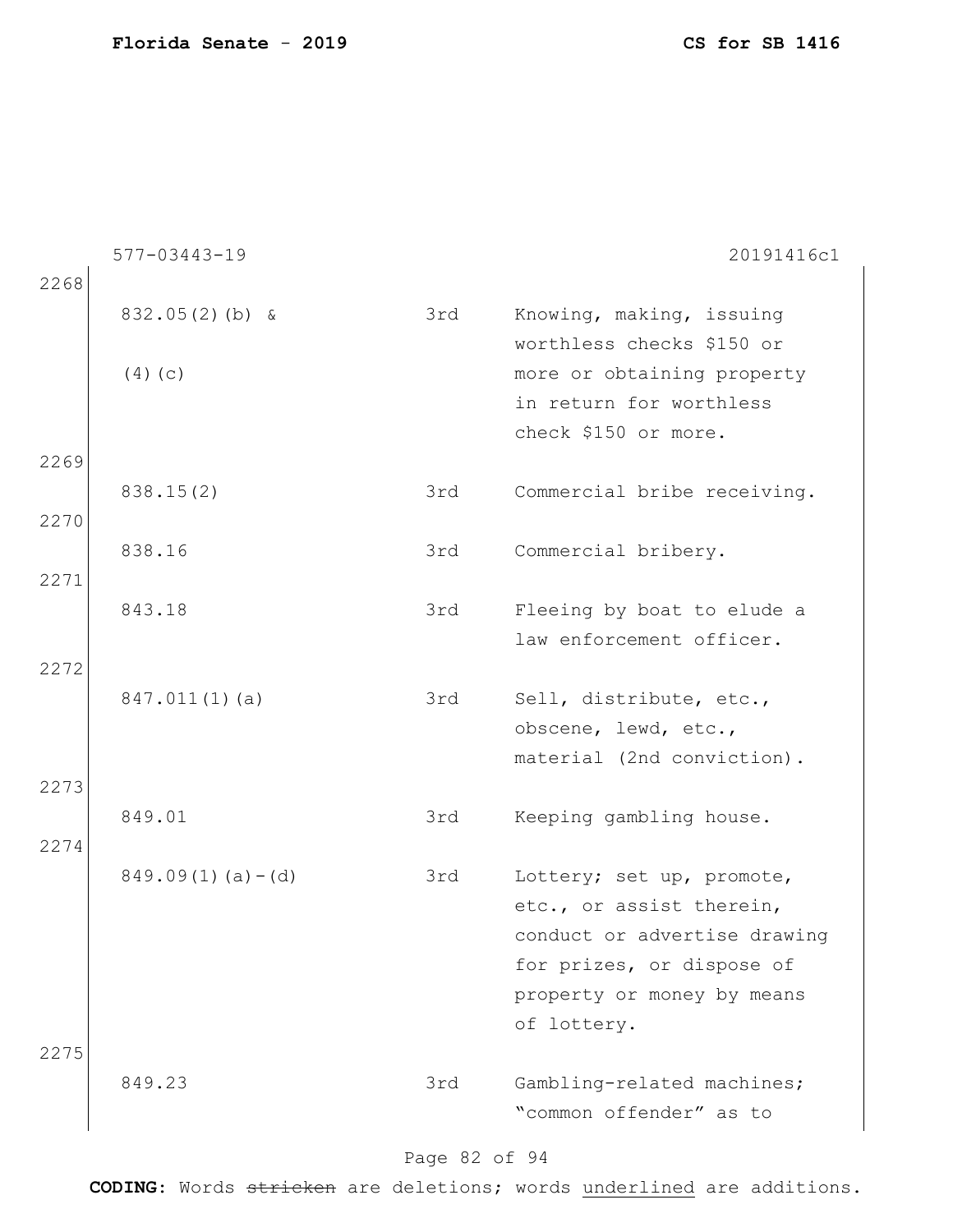577-03443-19 20191416c1

| | | | |
|---|---|---|---|
| 2268 | | | |
| | 832.05(2)(b) & (4)(c) | 3rd | Knowing, making, issuing worthless checks $150 or more or obtaining property in return for worthless check $150 or more. |
| 2269 | | | |
| | 838.15(2) | 3rd | Commercial bribe receiving. |
| 2270 | | | |
| | 838.16 | 3rd | Commercial bribery. |
| 2271 | | | |
| | 843.18 | 3rd | Fleeing by boat to elude a law enforcement officer. |
| 2272 | | | |
| | 847.011(1)(a) | 3rd | Sell, distribute, etc., obscene, lewd, etc., material (2nd conviction). |
| 2273 | | | |
| | 849.01 | 3rd | Keeping gambling house. |
| 2274 | | | |
| | 849.09(1)(a)-(d) | 3rd | Lottery; set up, promote, etc., or assist therein, conduct or advertise drawing for prizes, or dispose of property or money by means of lottery. |
| 2275 | | | |
| | 849.23 | 3rd | Gambling-related machines; "common offender" as to |

**CODING:** Words ~~stricken~~ are deletions; words <u>underlined</u> are additions.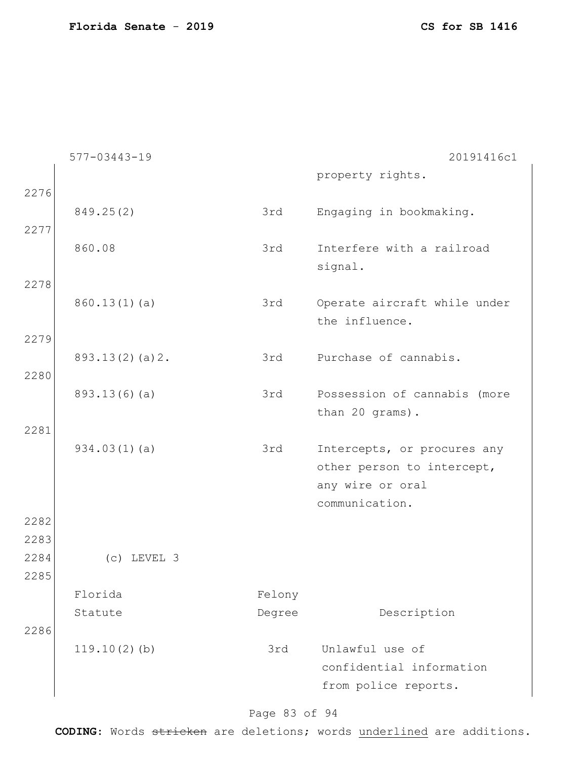| | | |
|---|---|---|
| | | property rights. |
| 849.25(2) | 3rd | Engaging in bookmaking. |
| 860.08 | 3rd | Interfere with a railroad signal. |
| 860.13(1)(a) | 3rd | Operate aircraft while under the influence. |
| 893.13(2)(a)2. | 3rd | Purchase of cannabis. |
| 893.13(6)(a) | 3rd | Possession of cannabis (more than 20 grams). |
| 934.03(1)(a) | 3rd | Intercepts, or procures any other person to intercept, any wire or oral communication. |

(c) LEVEL 3

| Florida Statute | Felony Degree | Description |
|---|---|---|
| 119.10(2)(b) | 3rd | Unlawful use of confidential information from police reports. |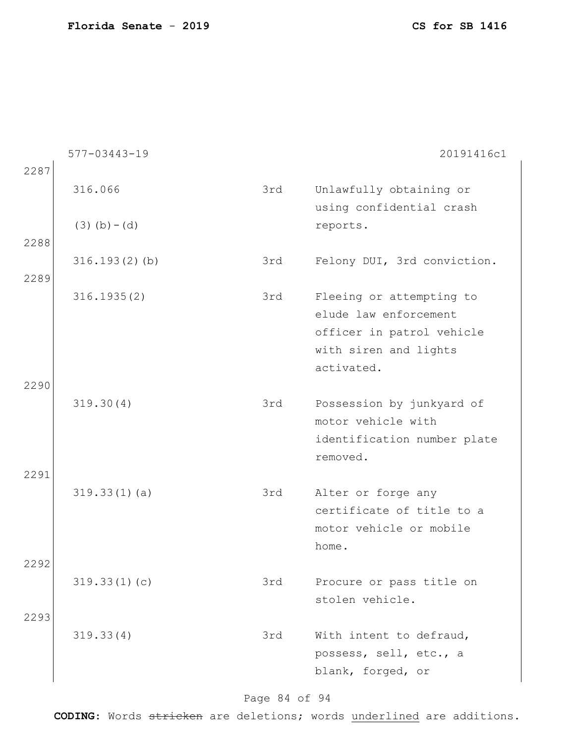577-03443-19 20191416c1

2287

| | | |
|---|---|---|
| 316.066 (3)(b)-(d) | 3rd | Unlawfully obtaining or using confidential crash reports. |

2288

| | | |
|---|---|---|
| 316.193(2)(b) | 3rd | Felony DUI, 3rd conviction. |

2289

| | | |
|---|---|---|
| 316.1935(2) | 3rd | Fleeing or attempting to elude law enforcement officer in patrol vehicle with siren and lights activated. |

2290

| | | |
|---|---|---|
| 319.30(4) | 3rd | Possession by junkyard of motor vehicle with identification number plate removed. |

2291

| | | |
|---|---|---|
| 319.33(1)(a) | 3rd | Alter or forge any certificate of title to a motor vehicle or mobile home. |

2292

| | | |
|---|---|---|
| 319.33(1)(c) | 3rd | Procure or pass title on stolen vehicle. |

2293

| | | |
|---|---|---|
| 319.33(4) | 3rd | With intent to defraud, possess, sell, etc., a blank, forged, or |

**CODING:** Words ~~stricken~~ are deletions; words underlined are additions.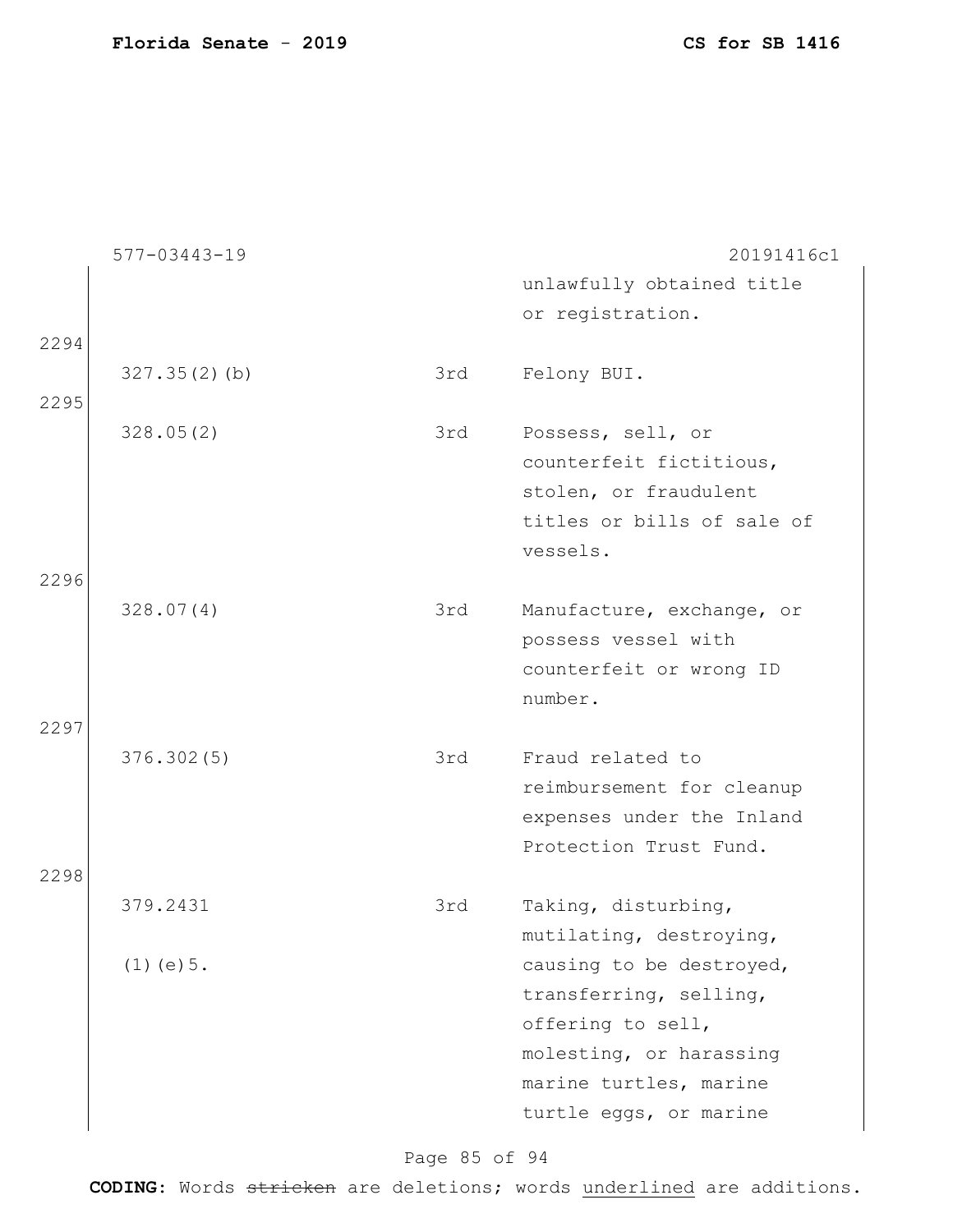577-03443-19 20191416c1

| | | | |
|---|---|---|---|
| | | | unlawfully obtained title or registration. |
| 2294 | 327.35(2)(b) | 3rd | Felony BUI. |
| 2295 | 328.05(2) | 3rd | Possess, sell, or counterfeit fictitious, stolen, or fraudulent titles or bills of sale of vessels. |
| 2296 | 328.07(4) | 3rd | Manufacture, exchange, or possess vessel with counterfeit or wrong ID number. |
| 2297 | 376.302(5) | 3rd | Fraud related to reimbursement for cleanup expenses under the Inland Protection Trust Fund. |
| 2298 | 379.2431 (1)(e)5. | 3rd | Taking, disturbing, mutilating, destroying, causing to be destroyed, transferring, selling, offering to sell, molesting, or harassing marine turtles, marine turtle eggs, or marine |

**CODING:** Words ~~stricken~~ are deletions; words <u>underlined</u> are additions.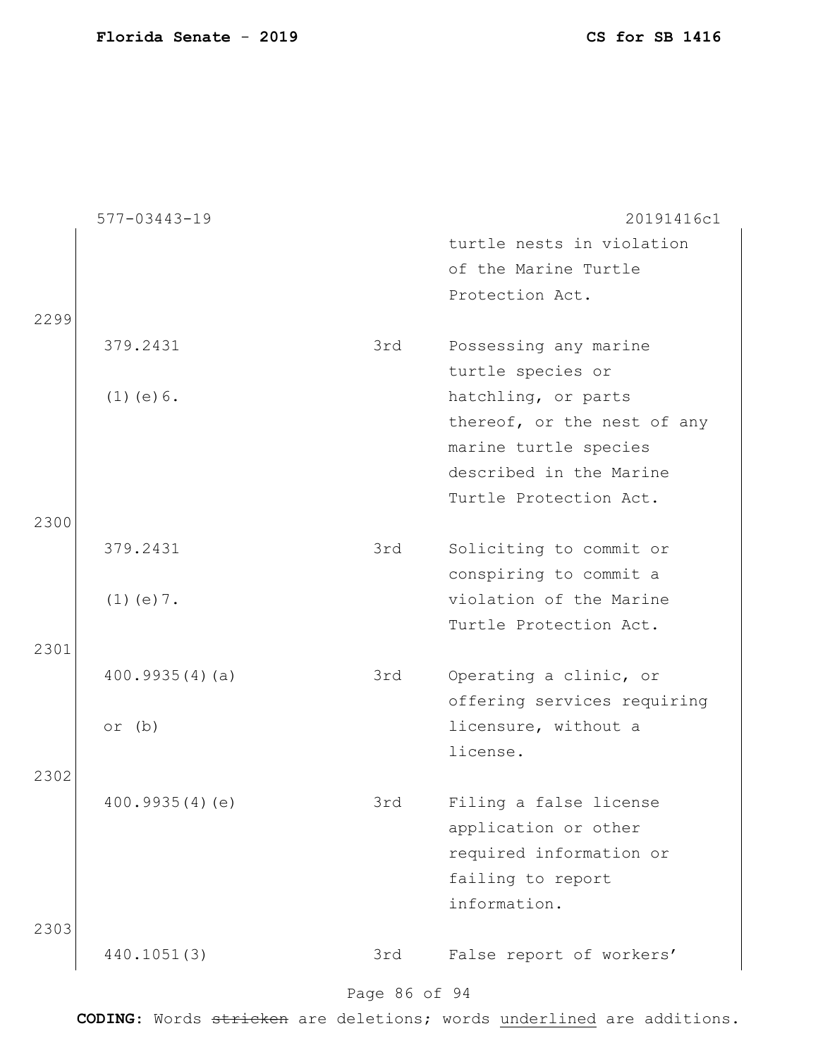577-03443-19 20191416c1

| | | | |
|---|---|---|---|
| | | | turtle nests in violation of the Marine Turtle Protection Act. |
| 2299 | 379.2431 (1)(e)6. | 3rd | Possessing any marine turtle species or hatchling, or parts thereof, or the nest of any marine turtle species described in the Marine Turtle Protection Act. |
| 2300 | 379.2431 (1)(e)7. | 3rd | Soliciting to commit or conspiring to commit a violation of the Marine Turtle Protection Act. |
| 2301 | 400.9935(4)(a) or (b) | 3rd | Operating a clinic, or offering services requiring licensure, without a license. |
| 2302 | 400.9935(4)(e) | 3rd | Filing a false license application or other required information or failing to report information. |
| 2303 | 440.1051(3) | 3rd | False report of workers' |

**CODING:** Words ~~stricken~~ are deletions; words underlined are additions.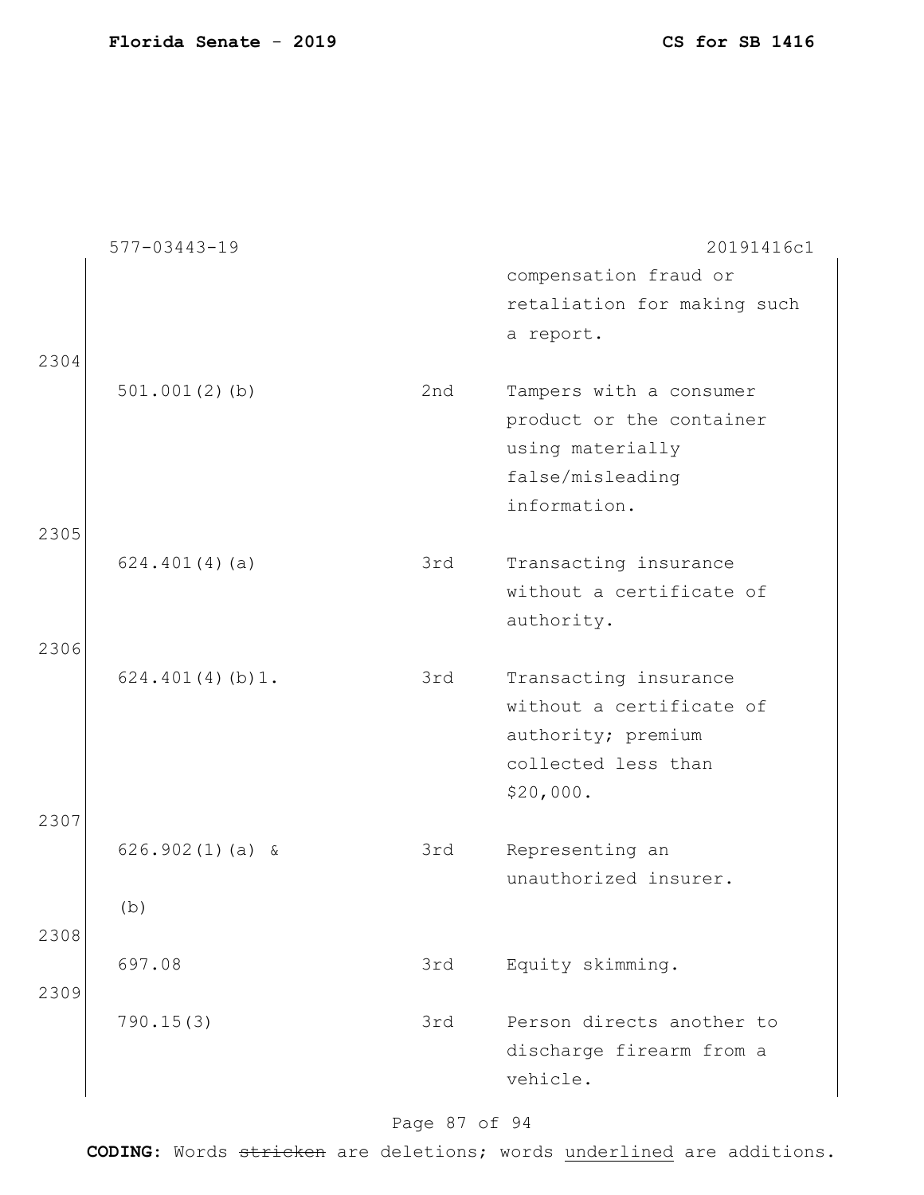577-03443-19 20191416c1

| | | | |
|---|---|---|---|
| | | | compensation fraud or retaliation for making such a report. |
| 2304 | 501.001(2)(b) | 2nd | Tampers with a consumer product or the container using materially false/misleading information. |
| 2305 | 624.401(4)(a) | 3rd | Transacting insurance without a certificate of authority. |
| 2306 | 624.401(4)(b)1. | 3rd | Transacting insurance without a certificate of authority; premium collected less than $20,000. |
| 2307 | 626.902(1)(a) & (b) | 3rd | Representing an unauthorized insurer. |
| 2308 | 697.08 | 3rd | Equity skimming. |
| 2309 | 790.15(3) | 3rd | Person directs another to discharge firearm from a vehicle. |

**CODING:** Words ~~stricken~~ are deletions; words <u>underlined</u> are additions.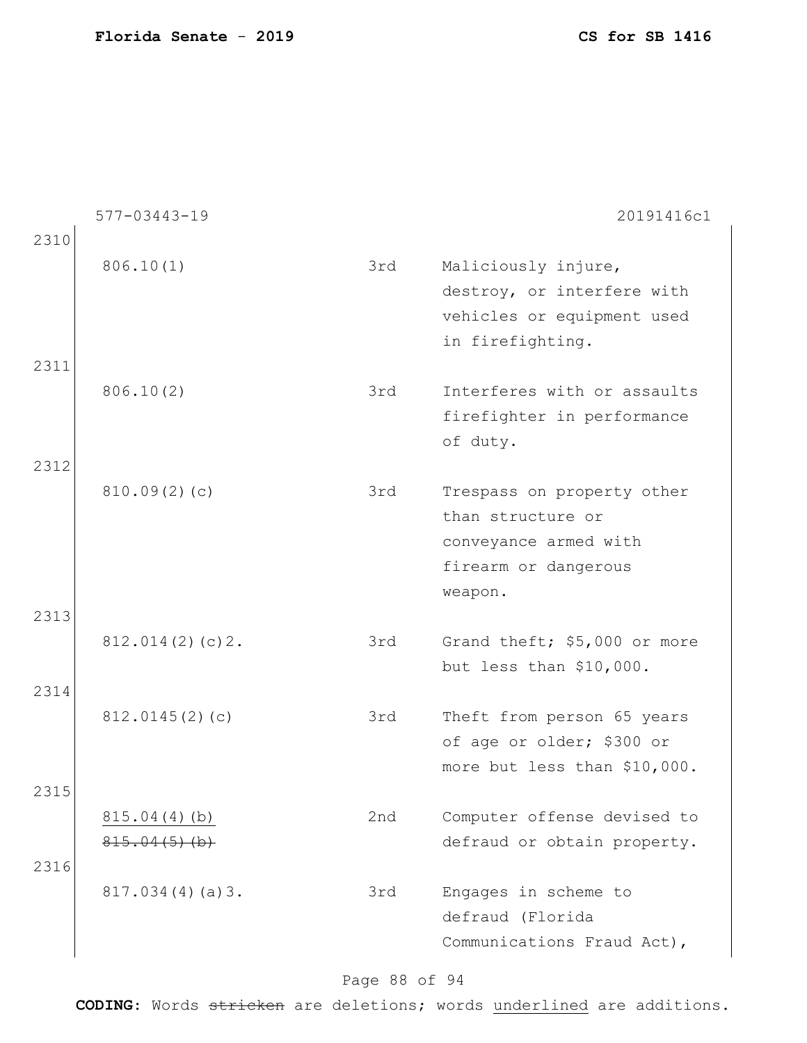577-03443-19 20191416c1

2310

| | | |
|---|---|---|
| 806.10(1) | 3rd | Maliciously injure, destroy, or interfere with vehicles or equipment used in firefighting. |

2311

| | | |
|---|---|---|
| 806.10(2) | 3rd | Interferes with or assaults firefighter in performance of duty. |

2312

| | | |
|---|---|---|
| 810.09(2)(c) | 3rd | Trespass on property other than structure or conveyance armed with firearm or dangerous weapon. |

2313

| | | |
|---|---|---|
| 812.014(2)(c)2. | 3rd | Grand theft; $5,000 or more but less than $10,000. |

2314

| | | |
|---|---|---|
| 812.0145(2)(c) | 3rd | Theft from person 65 years of age or older; $300 or more but less than $10,000. |

2315

| | | |
|---|---|---|
| <u>815.04(4)(b)</u> ~~815.04(5)(b)~~ | 2nd | Computer offense devised to defraud or obtain property. |

2316

| | | |
|---|---|---|
| 817.034(4)(a)3. | 3rd | Engages in scheme to defraud (Florida Communications Fraud Act), |

**CODING:** Words ~~stricken~~ are deletions; words <u>underlined</u> are additions.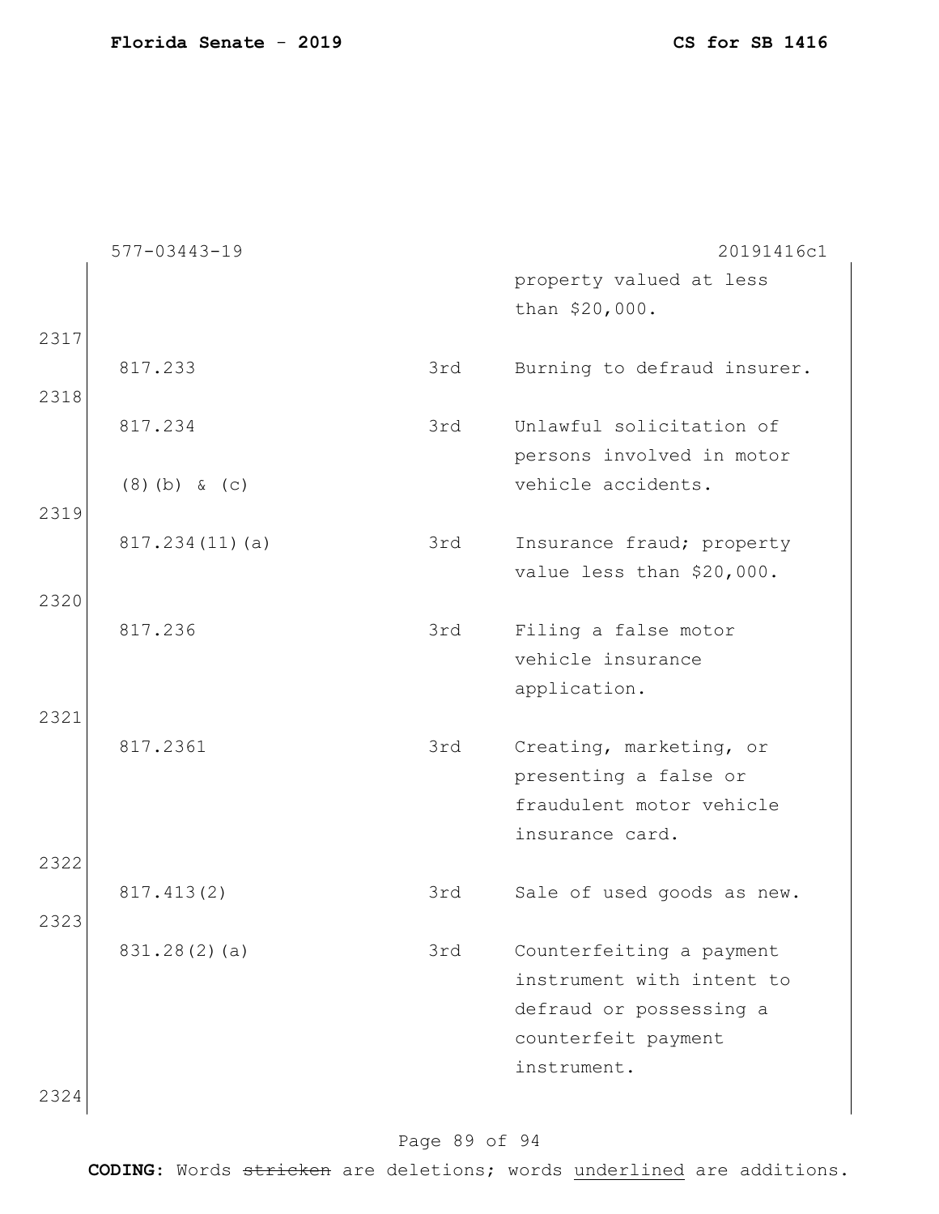577-03443-19 20191416c1

| | | | |
|---|---|---|---|
| | | | property valued at less than $20,000. |
| 2317 | 817.233 | 3rd | Burning to defraud insurer. |
| 2318 | 817.234 (8)(b) & (c) | 3rd | Unlawful solicitation of persons involved in motor vehicle accidents. |
| 2319 | 817.234(11)(a) | 3rd | Insurance fraud; property value less than $20,000. |
| 2320 | 817.236 | 3rd | Filing a false motor vehicle insurance application. |
| 2321 | 817.2361 | 3rd | Creating, marketing, or presenting a false or fraudulent motor vehicle insurance card. |
| 2322 | 817.413(2) | 3rd | Sale of used goods as new. |
| 2323 | 831.28(2)(a) | 3rd | Counterfeiting a payment instrument with intent to defraud or possessing a counterfeit payment instrument. |
| 2324 | | | |

**CODING:** Words ~~stricken~~ are deletions; words <u>underlined</u> are additions.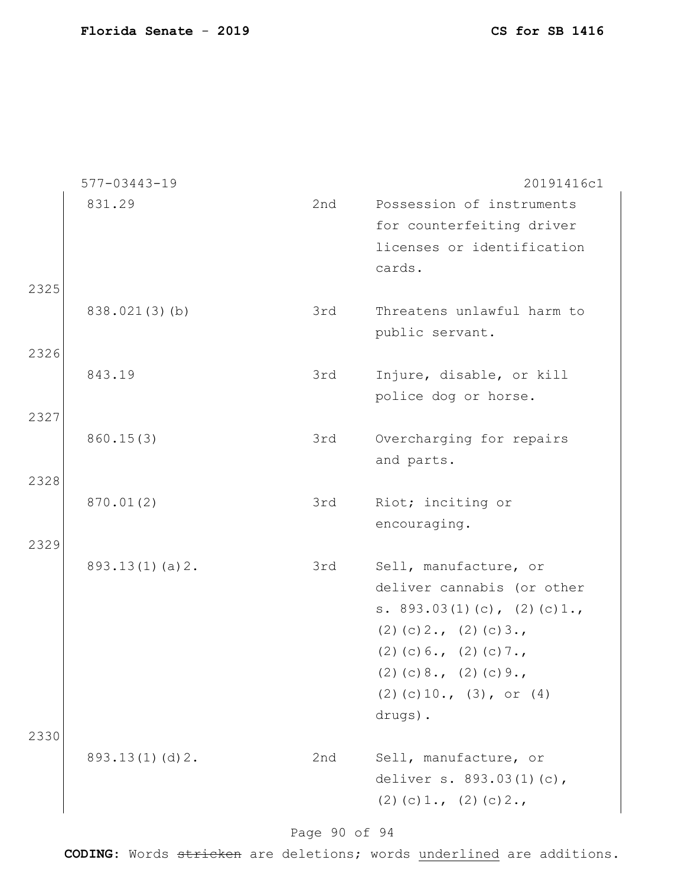577-03443-19 20191416c1

| | | |
|---|---|---|
| 831.29 | 2nd | Possession of instruments for counterfeiting driver licenses or identification cards. |
| 838.021(3)(b) | 3rd | Threatens unlawful harm to public servant. |
| 843.19 | 3rd | Injure, disable, or kill police dog or horse. |
| 860.15(3) | 3rd | Overcharging for repairs and parts. |
| 870.01(2) | 3rd | Riot; inciting or encouraging. |
| 893.13(1)(a)2. | 3rd | Sell, manufacture, or deliver cannabis (or other s. 893.03(1)(c), (2)(c)1., (2)(c)2., (2)(c)3., (2)(c)6., (2)(c)7., (2)(c)8., (2)(c)9., (2)(c)10., (3), or (4) drugs). |
| 893.13(1)(d)2. | 2nd | Sell, manufacture, or deliver s. 893.03(1)(c), (2)(c)1., (2)(c)2., |

**CODING:** Words ~~stricken~~ are deletions; words <u>underlined</u> are additions.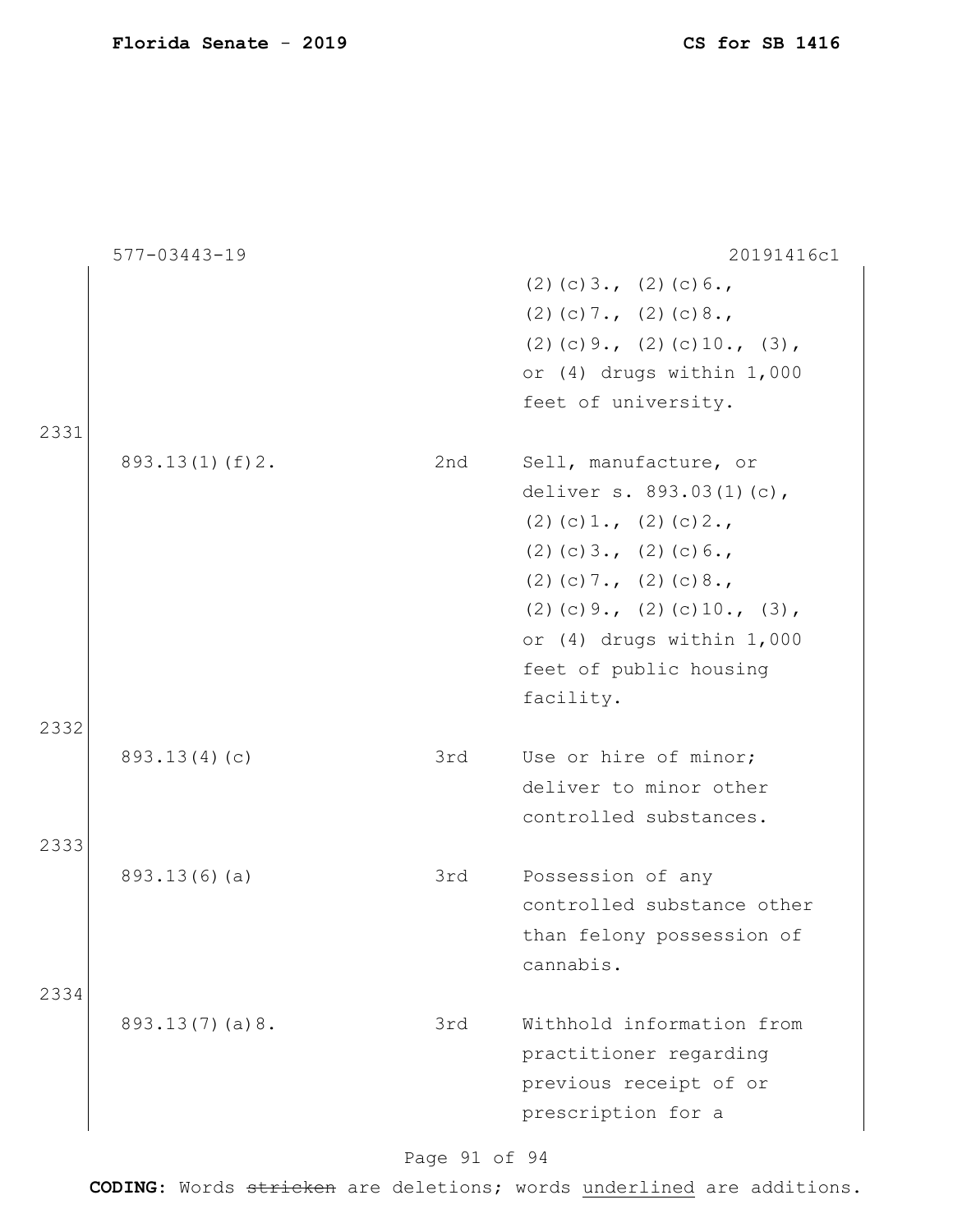| | | |
|---|---|---|
| | | (2)(c)3., (2)(c)6., (2)(c)7., (2)(c)8., (2)(c)9., (2)(c)10., (3), or (4) drugs within 1,000 feet of university. |

2331

| | | |
|---|---|---|
| 893.13(1)(f)2. | 2nd | Sell, manufacture, or deliver s. 893.03(1)(c), (2)(c)1., (2)(c)2., (2)(c)3., (2)(c)6., (2)(c)7., (2)(c)8., (2)(c)9., (2)(c)10., (3), or (4) drugs within 1,000 feet of public housing facility. |

2332

| | | |
|---|---|---|
| 893.13(4)(c) | 3rd | Use or hire of minor; deliver to minor other controlled substances. |

2333

| | | |
|---|---|---|
| 893.13(6)(a) | 3rd | Possession of any controlled substance other than felony possession of cannabis. |

2334

| | | |
|---|---|---|
| 893.13(7)(a)8. | 3rd | Withhold information from practitioner regarding previous receipt of or prescription for a |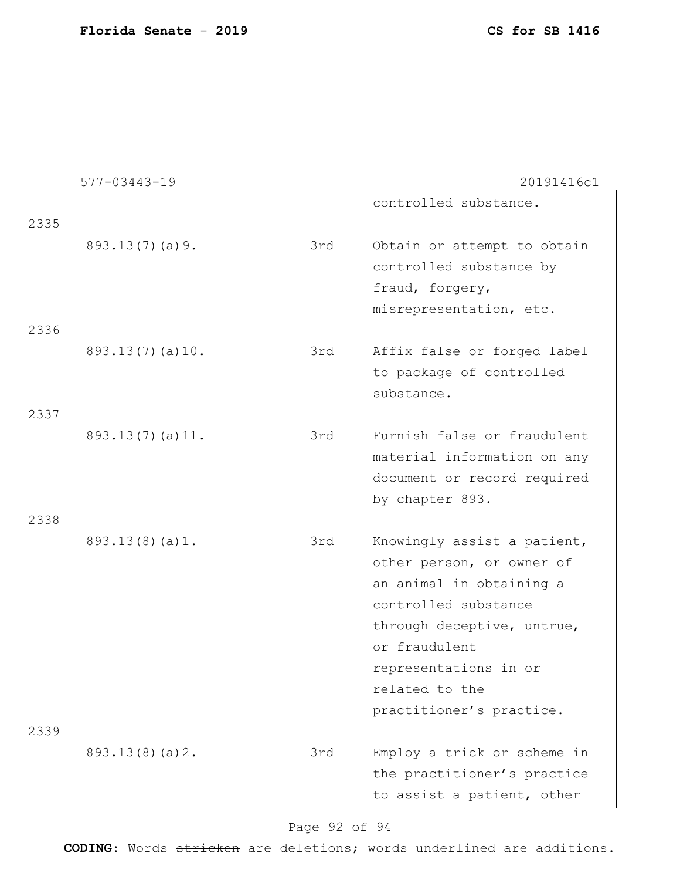577-03443-19 20191416c1

| | | | |
|---|---|---|---|
| | | | controlled substance. |
| 2335 | 893.13(7)(a)9. | 3rd | Obtain or attempt to obtain controlled substance by fraud, forgery, misrepresentation, etc. |
| 2336 | 893.13(7)(a)10. | 3rd | Affix false or forged label to package of controlled substance. |
| 2337 | 893.13(7)(a)11. | 3rd | Furnish false or fraudulent material information on any document or record required by chapter 893. |
| 2338 | 893.13(8)(a)1. | 3rd | Knowingly assist a patient, other person, or owner of an animal in obtaining a controlled substance through deceptive, untrue, or fraudulent representations in or related to the practitioner's practice. |
| 2339 | 893.13(8)(a)2. | 3rd | Employ a trick or scheme in the practitioner's practice to assist a patient, other |

**CODING:** Words ~~stricken~~ are deletions; words <u>underlined</u> are additions.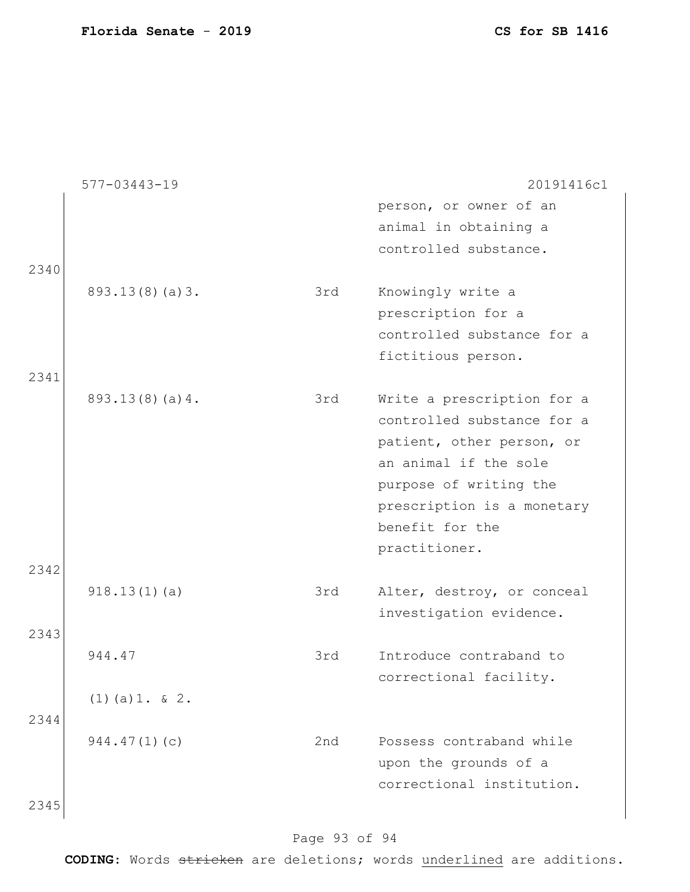577-03443-19 20191416c1

| | | |
|---|---|---|
| | | person, or owner of an animal in obtaining a controlled substance. |

2340

| | | |
|---|---|---|
| 893.13(8)(a)3. | 3rd | Knowingly write a prescription for a controlled substance for a fictitious person. |

2341

| | | |
|---|---|---|
| 893.13(8)(a)4. | 3rd | Write a prescription for a controlled substance for a patient, other person, or an animal if the sole purpose of writing the prescription is a monetary benefit for the practitioner. |

2342

| | | |
|---|---|---|
| 918.13(1)(a) | 3rd | Alter, destroy, or conceal investigation evidence. |

2343

| | | |
|---|---|---|
| 944.47 (1)(a)1. & 2. | 3rd | Introduce contraband to correctional facility. |

2344

| | | |
|---|---|---|
| 944.47(1)(c) | 2nd | Possess contraband while upon the grounds of a correctional institution. |

2345

**CODING:** Words ~~stricken~~ are deletions; words <u>underlined</u> are additions.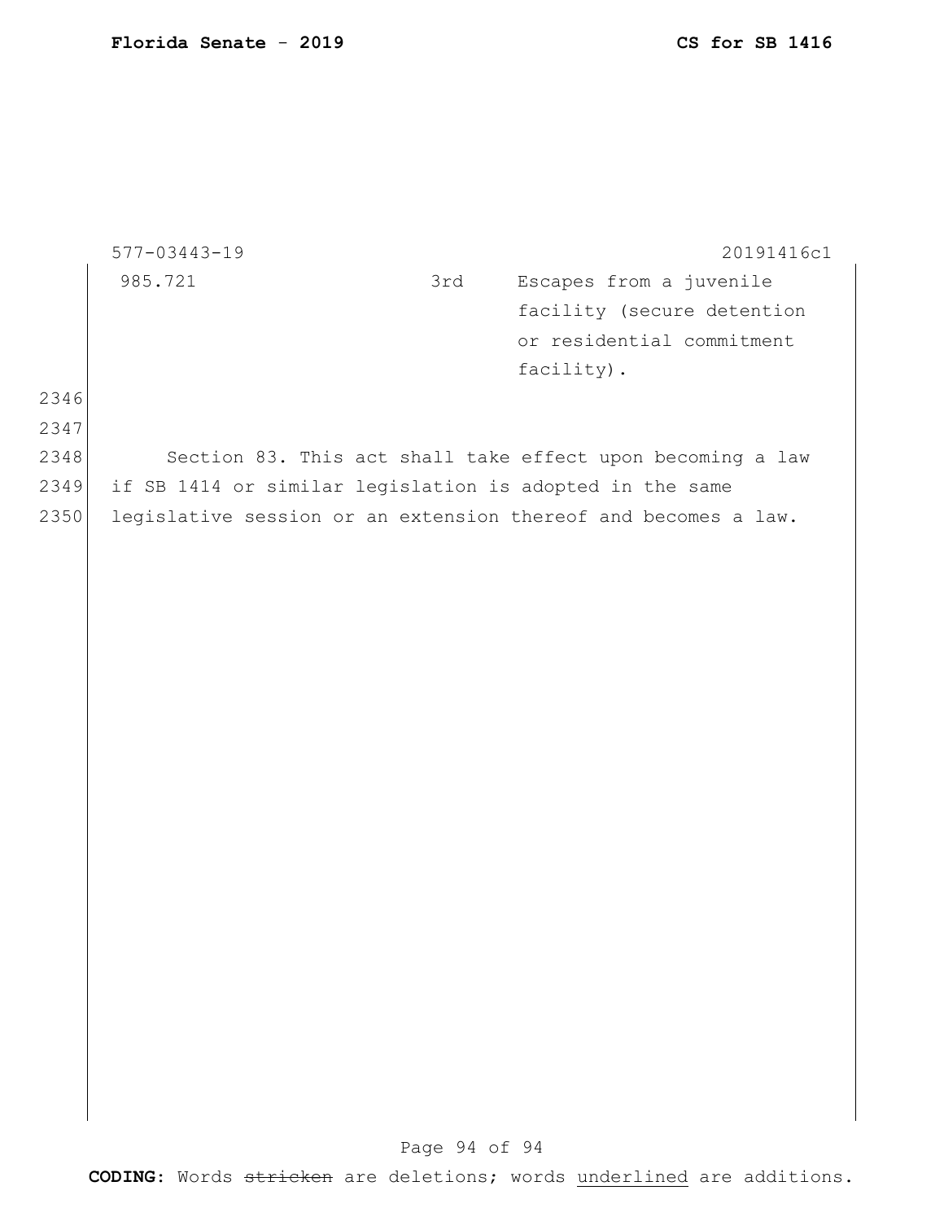| | | |
|---|---|---|
| 985.721 | 3rd | Escapes from a juvenile facility (secure detention or residential commitment facility). |

Section 83. This act shall take effect upon becoming a law if SB 1414 or similar legislation is adopted in the same legislative session or an extension thereof and becomes a law.